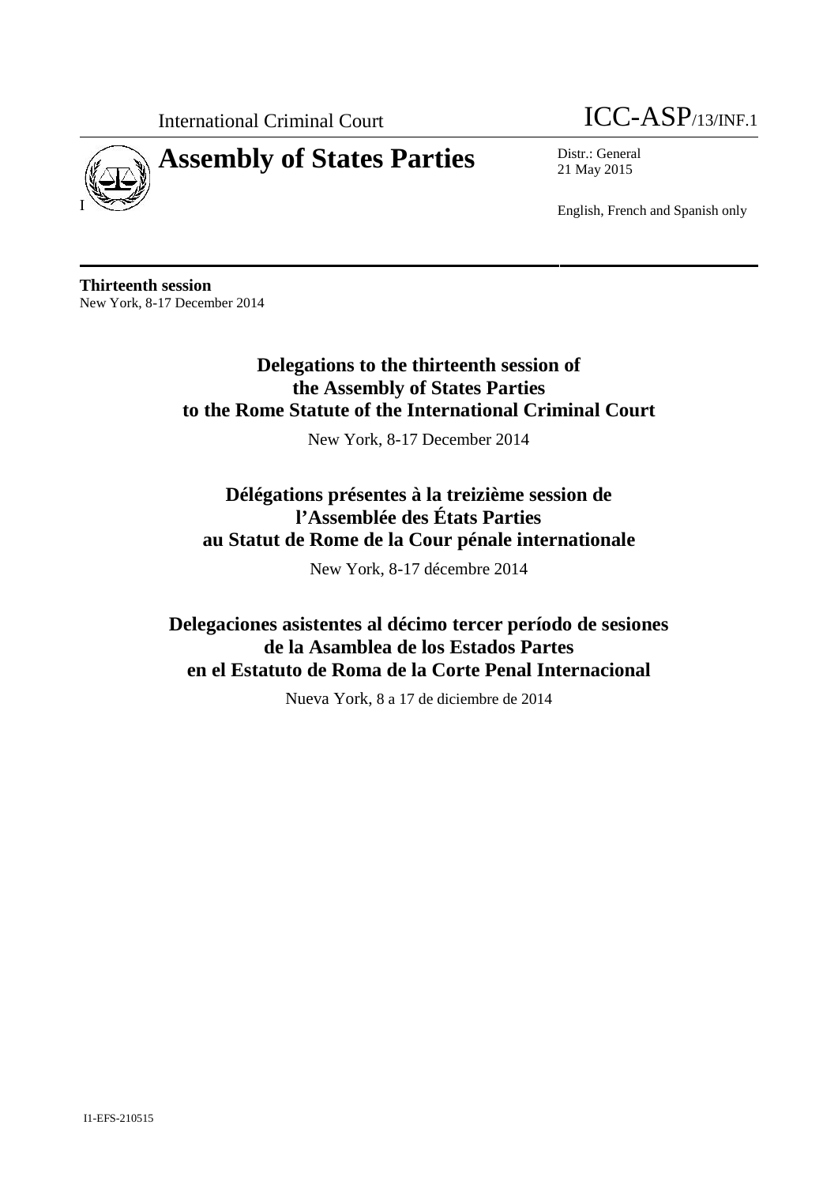International Criminal Court

ICC-ASP/13/INF.1

# Assembly of States Parties

Distr.: General
21 May 2015

English, French and Spanish only

**Thirteenth session**
New York, 8-17 December 2014

## Delegations to the thirteenth session of the Assembly of States Parties to the Rome Statute of the International Criminal Court

New York, 8-17 December 2014

## Délégations présentes à la treizième session de l'Assemblée des États Parties au Statut de Rome de la Cour pénale internationale

New York, 8-17 décembre 2014

## Delegaciones asistentes al décimo tercer período de sesiones de la Asamblea de los Estados Partes en el Estatuto de Roma de la Corte Penal Internacional

Nueva York, 8 a 17 de diciembre de 2014

I1-EFS-210515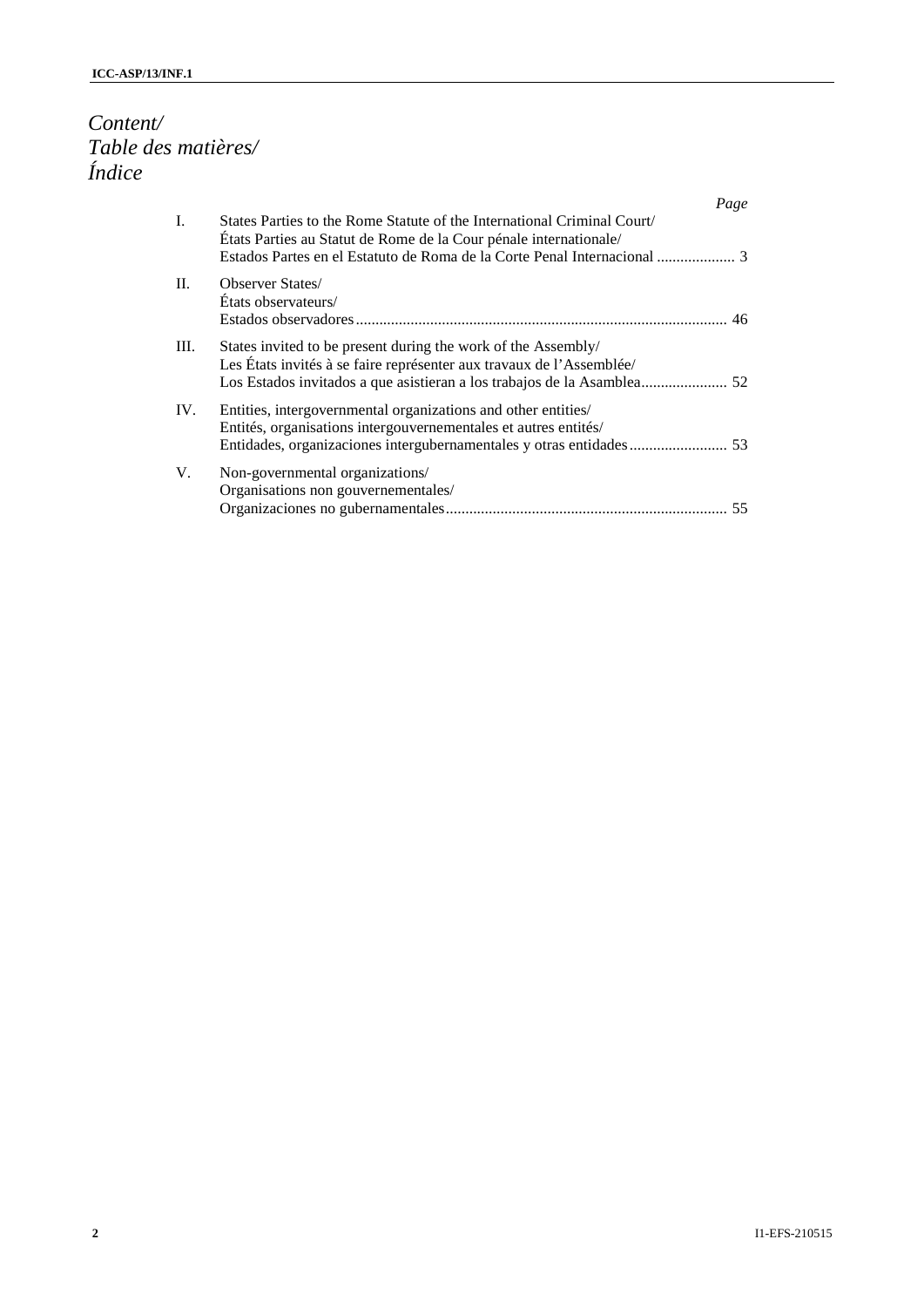*Content/*
*Table des matières/*
*Índice*

| | | *Page* |
|---|---|---|
| I. | States Parties to the Rome Statute of the International Criminal Court/ États Parties au Statut de Rome de la Cour pénale internationale/ Estados Partes en el Estatuto de Roma de la Corte Penal Internacional | 3 |
| II. | Observer States/ États observateurs/ Estados observadores | 46 |
| III. | States invited to be present during the work of the Assembly/ Les États invités à se faire représenter aux travaux de l'Assemblée/ Los Estados invitados a que asistieran a los trabajos de la Asamblea | 52 |
| IV. | Entities, intergovernmental organizations and other entities/ Entités, organisations intergouvernementales et autres entités/ Entidades, organizaciones intergubernamentales y otras entidades | 53 |
| V. | Non-governmental organizations/ Organisations non gouvernementales/ Organizaciones no gubernamentales | 55 |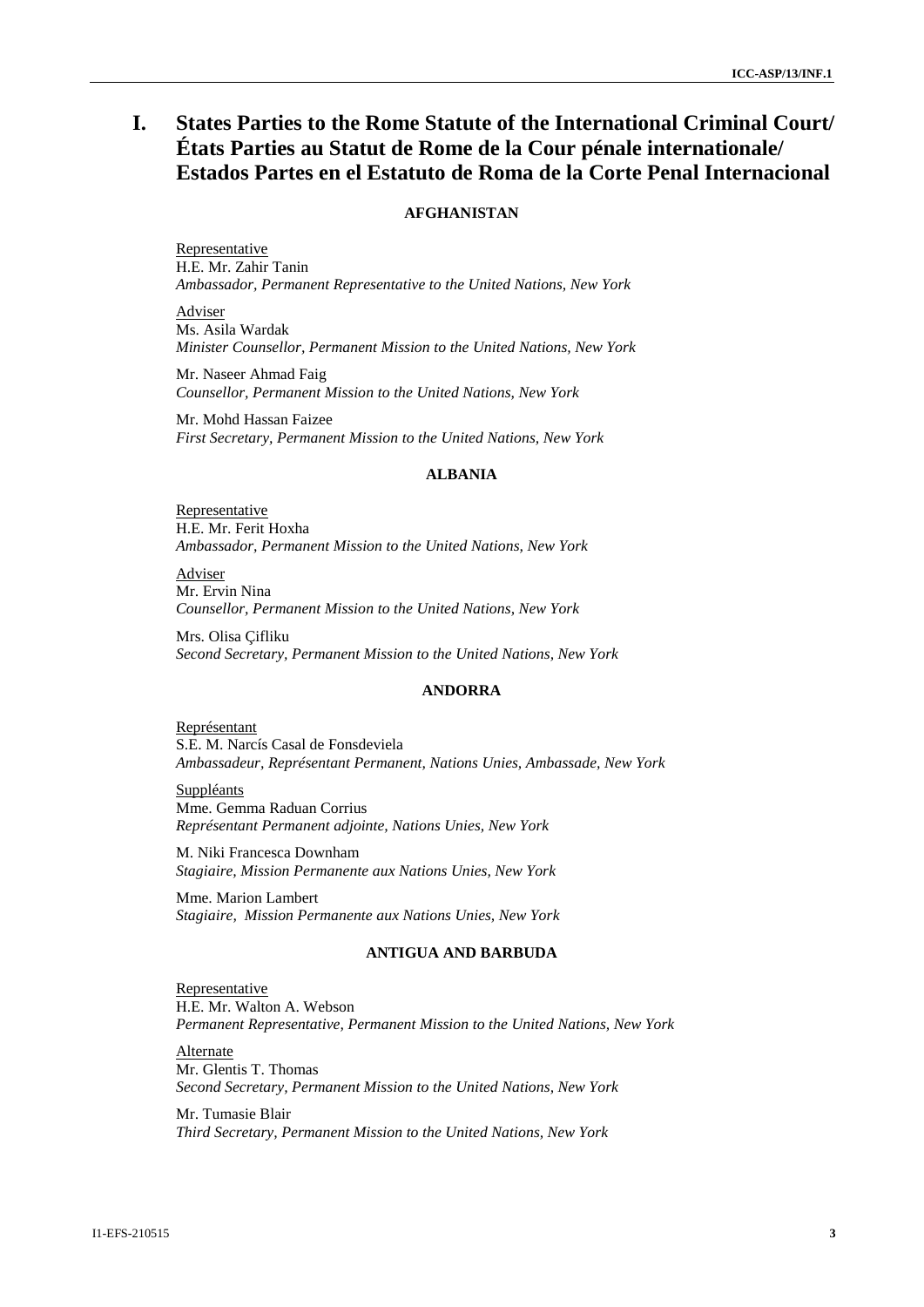# I. States Parties to the Rome Statute of the International Criminal Court/ États Parties au Statut de Rome de la Cour pénale internationale/ Estados Partes en el Estatuto de Roma de la Corte Penal Internacional

### AFGHANISTAN

Representative
H.E. Mr. Zahir Tanin
*Ambassador, Permanent Representative to the United Nations, New York*

Adviser
Ms. Asila Wardak
*Minister Counsellor, Permanent Mission to the United Nations, New York*

Mr. Naseer Ahmad Faig
*Counsellor, Permanent Mission to the United Nations, New York*

Mr. Mohd Hassan Faizee
*First Secretary, Permanent Mission to the United Nations, New York*

### ALBANIA

Representative
H.E. Mr. Ferit Hoxha
*Ambassador, Permanent Mission to the United Nations, New York*

Adviser
Mr. Ervin Nina
*Counsellor, Permanent Mission to the United Nations, New York*

Mrs. Olisa Çifliku
*Second Secretary, Permanent Mission to the United Nations, New York*

### ANDORRA

Représentant
S.E. M. Narcís Casal de Fonsdeviela
*Ambassadeur, Représentant Permanent, Nations Unies, Ambassade, New York*

Suppléants
Mme. Gemma Raduan Corrius
*Représentant Permanent adjointe, Nations Unies, New York*

M. Niki Francesca Downham
*Stagiaire, Mission Permanente aux Nations Unies, New York*

Mme. Marion Lambert
*Stagiaire, Mission Permanente aux Nations Unies, New York*

### ANTIGUA AND BARBUDA

Representative
H.E. Mr. Walton A. Webson
*Permanent Representative, Permanent Mission to the United Nations, New York*

Alternate
Mr. Glentis T. Thomas
*Second Secretary, Permanent Mission to the United Nations, New York*

Mr. Tumasie Blair
*Third Secretary, Permanent Mission to the United Nations, New York*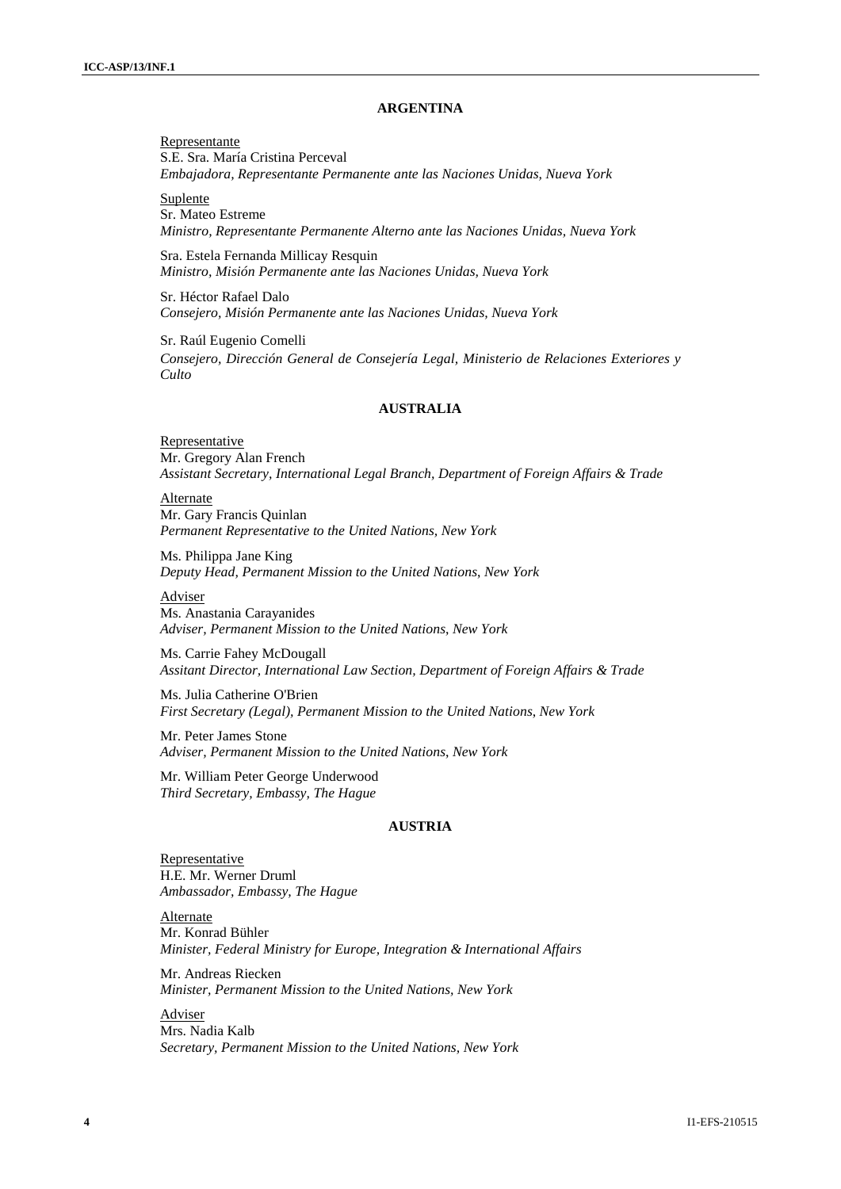## ARGENTINA

Representante
S.E. Sra. María Cristina Perceval
*Embajadora, Representante Permanente ante las Naciones Unidas, Nueva York*

Suplente
Sr. Mateo Estreme
*Ministro, Representante Permanente Alterno ante las Naciones Unidas, Nueva York*

Sra. Estela Fernanda Millicay Resquin
*Ministro, Misión Permanente ante las Naciones Unidas, Nueva York*

Sr. Héctor Rafael Dalo
*Consejero, Misión Permanente ante las Naciones Unidas, Nueva York*

Sr. Raúl Eugenio Comelli
*Consejero, Dirección General de Consejería Legal, Ministerio de Relaciones Exteriores y Culto*

## AUSTRALIA

Representative
Mr. Gregory Alan French
*Assistant Secretary, International Legal Branch, Department of Foreign Affairs & Trade*

Alternate
Mr. Gary Francis Quinlan
*Permanent Representative to the United Nations, New York*

Ms. Philippa Jane King
*Deputy Head, Permanent Mission to the United Nations, New York*

Adviser
Ms. Anastania Carayanides
*Adviser, Permanent Mission to the United Nations, New York*

Ms. Carrie Fahey McDougall
*Assitant Director, International Law Section, Department of Foreign Affairs & Trade*

Ms. Julia Catherine O'Brien
*First Secretary (Legal), Permanent Mission to the United Nations, New York*

Mr. Peter James Stone
*Adviser, Permanent Mission to the United Nations, New York*

Mr. William Peter George Underwood
*Third Secretary, Embassy, The Hague*

## AUSTRIA

Representative
H.E. Mr. Werner Druml
*Ambassador, Embassy, The Hague*

Alternate
Mr. Konrad Bühler
*Minister, Federal Ministry for Europe, Integration & International Affairs*

Mr. Andreas Riecken
*Minister, Permanent Mission to the United Nations, New York*

Adviser
Mrs. Nadia Kalb
*Secretary, Permanent Mission to the United Nations, New York*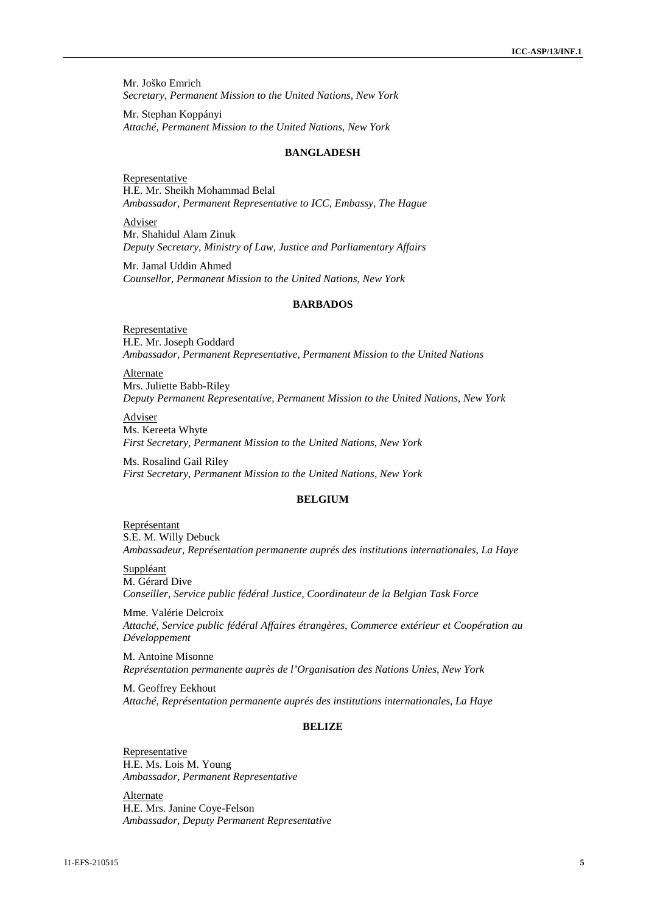Mr. Joško Emrich
*Secretary, Permanent Mission to the United Nations, New York*

Mr. Stephan Koppányi
*Attaché, Permanent Mission to the United Nations, New York*

**BANGLADESH**

Representative
H.E. Mr. Sheikh Mohammad Belal
*Ambassador, Permanent Representative to ICC, Embassy, The Hague*

Adviser
Mr. Shahidul Alam Zinuk
*Deputy Secretary, Ministry of Law, Justice and Parliamentary Affairs*

Mr. Jamal Uddin Ahmed
*Counsellor, Permanent Mission to the United Nations, New York*

**BARBADOS**

Representative
H.E. Mr. Joseph Goddard
*Ambassador, Permanent Representative, Permanent Mission to the United Nations*

Alternate
Mrs. Juliette Babb-Riley
*Deputy Permanent Representative, Permanent Mission to the United Nations, New York*

Adviser
Ms. Kereeta Whyte
*First Secretary, Permanent Mission to the United Nations, New York*

Ms. Rosalind Gail Riley
*First Secretary, Permanent Mission to the United Nations, New York*

**BELGIUM**

Représentant
S.E. M. Willy Debuck
*Ambassadeur, Représentation permanente auprés des institutions internationales, La Haye*

Suppléant
M. Gérard Dive
*Conseiller, Service public fédéral Justice, Coordinateur de la Belgian Task Force*

Mme. Valérie Delcroix
*Attaché, Service public fédéral Affaires étrangères, Commerce extérieur et Coopération au Développement*

M. Antoine Misonne
*Représentation permanente auprès de l'Organisation des Nations Unies, New York*

M. Geoffrey Eekhout
*Attaché, Représentation permanente auprés des institutions internationales, La Haye*

**BELIZE**

Representative
H.E. Ms. Lois M. Young
*Ambassador, Permanent Representative*

Alternate
H.E. Mrs. Janine Coye-Felson
*Ambassador, Deputy Permanent Representative*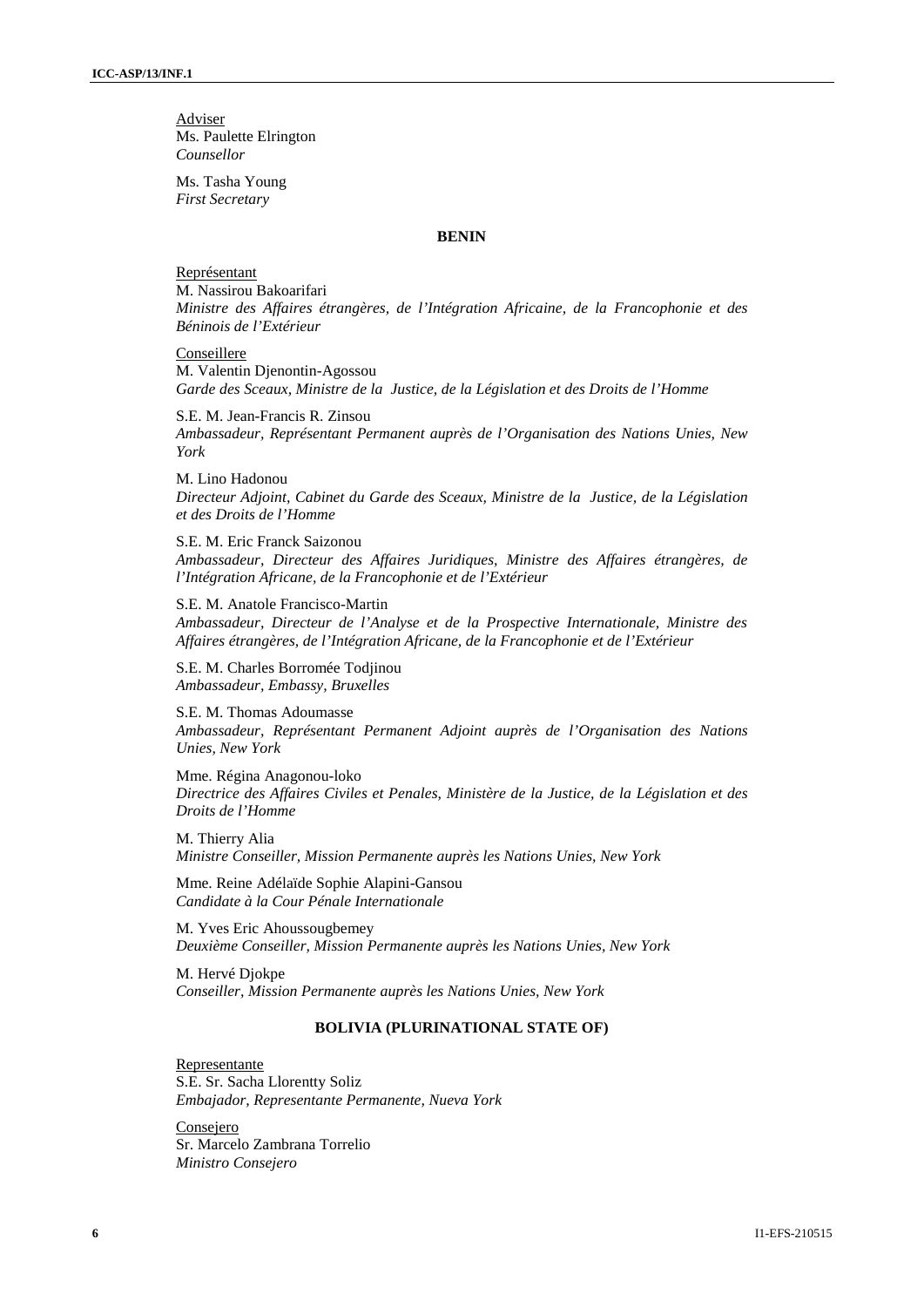Adviser
Ms. Paulette Elrington
*Counsellor*

Ms. Tasha Young
*First Secretary*

**BENIN**

Représentant
M. Nassirou Bakoarifari
*Ministre des Affaires étrangères, de l'Intégration Africaine, de la Francophonie et des Béninois de l'Extérieur*

Conseillere
M. Valentin Djenontin-Agossou
*Garde des Sceaux, Ministre de la Justice, de la Législation et des Droits de l'Homme*

S.E. M. Jean-Francis R. Zinsou
*Ambassadeur, Représentant Permanent auprès de l'Organisation des Nations Unies, New York*

M. Lino Hadonou
*Directeur Adjoint, Cabinet du Garde des Sceaux, Ministre de la Justice, de la Législation et des Droits de l'Homme*

S.E. M. Eric Franck Saizonou
*Ambassadeur, Directeur des Affaires Juridiques, Ministre des Affaires étrangères, de l'Intégration Africane, de la Francophonie et de l'Extérieur*

S.E. M. Anatole Francisco-Martin
*Ambassadeur, Directeur de l'Analyse et de la Prospective Internationale, Ministre des Affaires étrangères, de l'Intégration Africane, de la Francophonie et de l'Extérieur*

S.E. M. Charles Borromée Todjinou
*Ambassadeur, Embassy, Bruxelles*

S.E. M. Thomas Adoumasse
*Ambassadeur, Représentant Permanent Adjoint auprès de l'Organisation des Nations Unies, New York*

Mme. Régina Anagonou-loko
*Directrice des Affaires Civiles et Penales, Ministère de la Justice, de la Législation et des Droits de l'Homme*

M. Thierry Alia
*Ministre Conseiller, Mission Permanente auprès les Nations Unies, New York*

Mme. Reine Adélaïde Sophie Alapini-Gansou
*Candidate à la Cour Pénale Internationale*

M. Yves Eric Ahoussougbemey
*Deuxième Conseiller, Mission Permanente auprès les Nations Unies, New York*

M. Hervé Djokpe
*Conseiller, Mission Permanente auprès les Nations Unies, New York*

**BOLIVIA (PLURINATIONAL STATE OF)**

Representante
S.E. Sr. Sacha Llorentty Soliz
*Embajador, Representante Permanente, Nueva York*

Consejero
Sr. Marcelo Zambrana Torrelio
*Ministro Consejero*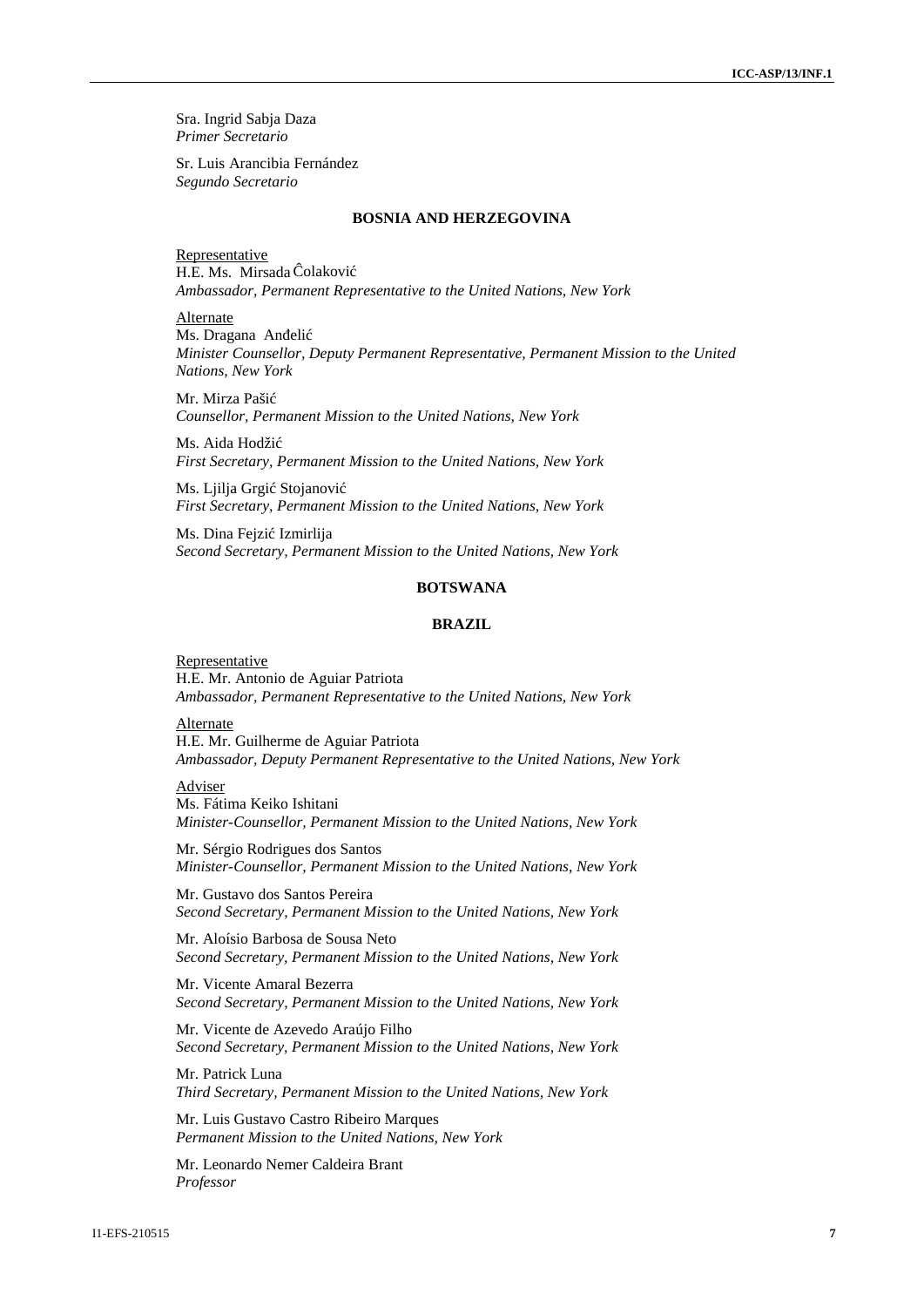Sra. Ingrid Sabja Daza
*Primer Secretario*

Sr. Luis Arancibia Fernández
*Segundo Secretario*

**BOSNIA AND HERZEGOVINA**

Representative
H.E. Ms. Mirsada Ĉolaković
*Ambassador, Permanent Representative to the United Nations, New York*

Alternate
Ms. Dragana Anđelić
*Minister Counsellor, Deputy Permanent Representative, Permanent Mission to the United Nations, New York*

Mr. Mirza Pašić
*Counsellor, Permanent Mission to the United Nations, New York*

Ms. Aida Hodžić
*First Secretary, Permanent Mission to the United Nations, New York*

Ms. Ljilja Grgić Stojanović
*First Secretary, Permanent Mission to the United Nations, New York*

Ms. Dina Fejzić Izmirlija
*Second Secretary, Permanent Mission to the United Nations, New York*

**BOTSWANA**

**BRAZIL**

Representative
H.E. Mr. Antonio de Aguiar Patriota
*Ambassador, Permanent Representative to the United Nations, New York*

Alternate
H.E. Mr. Guilherme de Aguiar Patriota
*Ambassador, Deputy Permanent Representative to the United Nations, New York*

Adviser
Ms. Fátima Keiko Ishitani
*Minister-Counsellor, Permanent Mission to the United Nations, New York*

Mr. Sérgio Rodrigues dos Santos
*Minister-Counsellor, Permanent Mission to the United Nations, New York*

Mr. Gustavo dos Santos Pereira
*Second Secretary, Permanent Mission to the United Nations, New York*

Mr. Aloísio Barbosa de Sousa Neto
*Second Secretary, Permanent Mission to the United Nations, New York*

Mr. Vicente Amaral Bezerra
*Second Secretary, Permanent Mission to the United Nations, New York*

Mr. Vicente de Azevedo Araújo Filho
*Second Secretary, Permanent Mission to the United Nations, New York*

Mr. Patrick Luna
*Third Secretary, Permanent Mission to the United Nations, New York*

Mr. Luis Gustavo Castro Ribeiro Marques
*Permanent Mission to the United Nations, New York*

Mr. Leonardo Nemer Caldeira Brant
*Professor*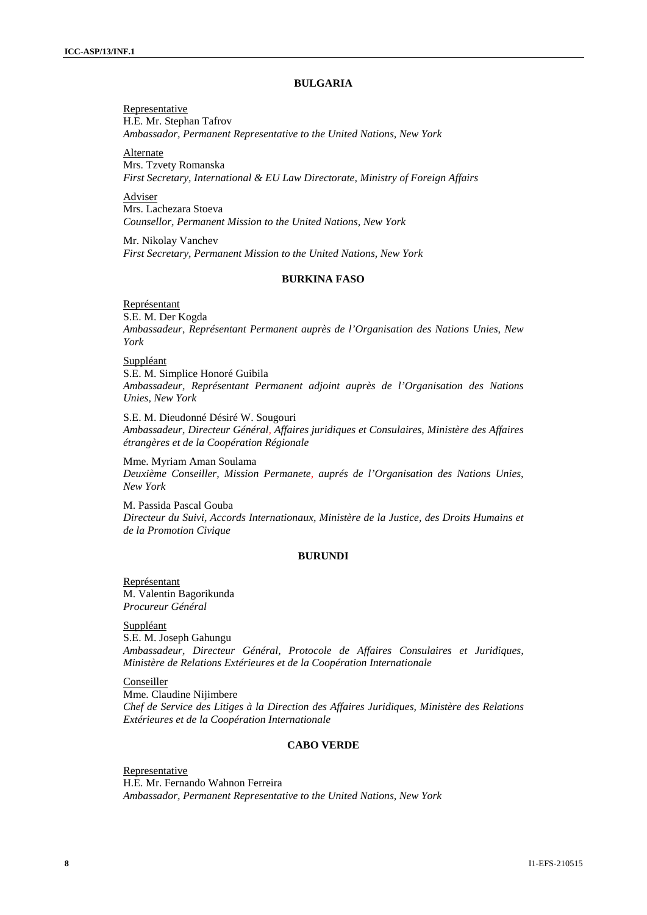## BULGARIA

Representative
H.E. Mr. Stephan Tafrov
*Ambassador, Permanent Representative to the United Nations, New York*

Alternate
Mrs. Tzvety Romanska
*First Secretary, International & EU Law Directorate, Ministry of Foreign Affairs*

Adviser
Mrs. Lachezara Stoeva
*Counsellor, Permanent Mission to the United Nations, New York*

Mr. Nikolay Vanchev
*First Secretary, Permanent Mission to the United Nations, New York*

## BURKINA FASO

Représentant
S.E. M. Der Kogda
*Ambassadeur, Représentant Permanent auprès de l'Organisation des Nations Unies, New York*

Suppléant
S.E. M. Simplice Honoré Guibila
*Ambassadeur, Représentant Permanent adjoint auprès de l'Organisation des Nations Unies, New York*

S.E. M. Dieudonné Désiré W. Sougouri
*Ambassadeur, Directeur Général, Affaires juridiques et Consulaires, Ministère des Affaires étrangères et de la Coopération Régionale*

Mme. Myriam Aman Soulama
*Deuxième Conseiller, Mission Permanete, auprés de l'Organisation des Nations Unies, New York*

M. Passida Pascal Gouba
*Directeur du Suivi, Accords Internationaux, Ministère de la Justice, des Droits Humains et de la Promotion Civique*

## BURUNDI

Représentant
M. Valentin Bagorikunda
*Procureur Général*

Suppléant
S.E. M. Joseph Gahungu
*Ambassadeur, Directeur Général, Protocole de Affaires Consulaires et Juridiques, Ministère de Relations Extérieures et de la Coopération Internationale*

Conseiller
Mme. Claudine Nijimbere
*Chef de Service des Litiges à la Direction des Affaires Juridiques, Ministère des Relations Extérieures et de la Coopération Internationale*

## CABO VERDE

Representative
H.E. Mr. Fernando Wahnon Ferreira
*Ambassador, Permanent Representative to the United Nations, New York*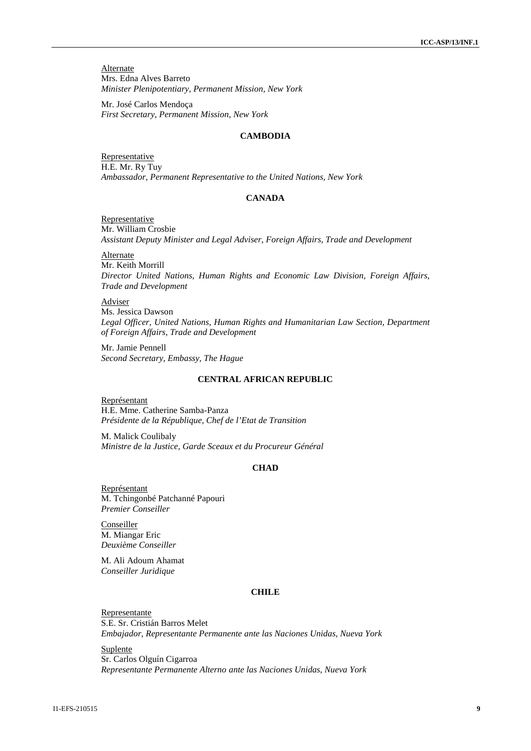Alternate
Mrs. Edna Alves Barreto
*Minister Plenipotentiary, Permanent Mission, New York*

Mr. José Carlos Mendoça
*First Secretary, Permanent Mission, New York*

### CAMBODIA

Representative
H.E. Mr. Ry Tuy
*Ambassador, Permanent Representative to the United Nations, New York*

### CANADA

Representative
Mr. William Crosbie
*Assistant Deputy Minister and Legal Adviser, Foreign Affairs, Trade and Development*

Alternate
Mr. Keith Morrill
*Director United Nations, Human Rights and Economic Law Division, Foreign Affairs, Trade and Development*

Adviser
Ms. Jessica Dawson
*Legal Officer, United Nations, Human Rights and Humanitarian Law Section, Department of Foreign Affairs, Trade and Development*

Mr. Jamie Pennell
*Second Secretary, Embassy, The Hague*

### CENTRAL AFRICAN REPUBLIC

Représentant
H.E. Mme. Catherine Samba-Panza
*Présidente de la République, Chef de l'Etat de Transition*

M. Malick Coulibaly
*Ministre de la Justice, Garde Sceaux et du Procureur Général*

### CHAD

Représentant
M. Tchingonbé Patchanné Papouri
*Premier Conseiller*

Conseiller
M. Miangar Eric
*Deuxième Conseiller*

M. Ali Adoum Ahamat
*Conseiller Juridique*

### CHILE

Representante
S.E. Sr. Cristián Barros Melet
*Embajador, Representante Permanente ante las Naciones Unidas, Nueva York*

Suplente
Sr. Carlos Olguín Cigarroa
*Representante Permanente Alterno ante las Naciones Unidas, Nueva York*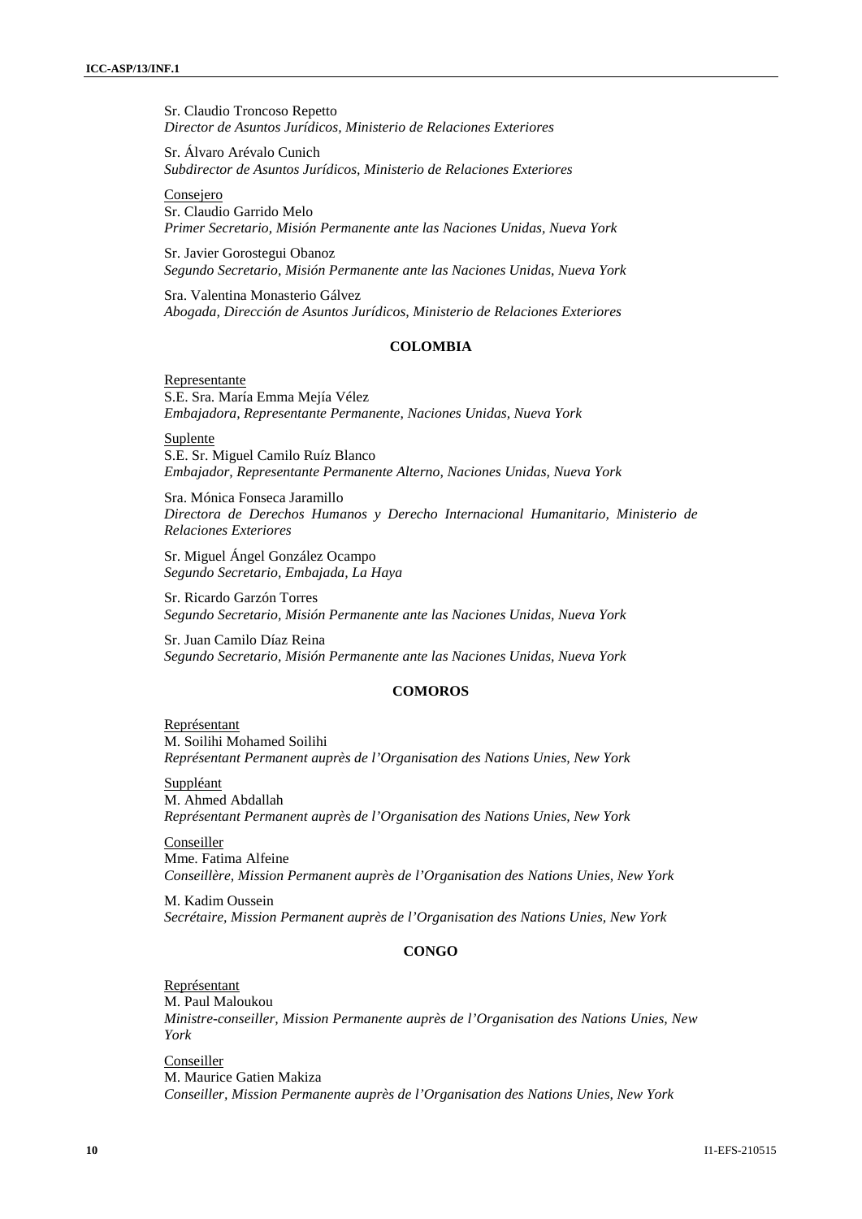Sr. Claudio Troncoso Repetto
*Director de Asuntos Jurídicos, Ministerio de Relaciones Exteriores*

Sr. Álvaro Arévalo Cunich
*Subdirector de Asuntos Jurídicos, Ministerio de Relaciones Exteriores*

<u>Consejero</u>
Sr. Claudio Garrido Melo
*Primer Secretario, Misión Permanente ante las Naciones Unidas, Nueva York*

Sr. Javier Gorostegui Obanoz
*Segundo Secretario, Misión Permanente ante las Naciones Unidas, Nueva York*

Sra. Valentina Monasterio Gálvez
*Abogada, Dirección de Asuntos Jurídicos, Ministerio de Relaciones Exteriores*

### COLOMBIA

<u>Representante</u>
S.E. Sra. María Emma Mejía Vélez
*Embajadora, Representante Permanente, Naciones Unidas, Nueva York*

<u>Suplente</u>
S.E. Sr. Miguel Camilo Ruíz Blanco
*Embajador, Representante Permanente Alterno, Naciones Unidas, Nueva York*

Sra. Mónica Fonseca Jaramillo
*Directora de Derechos Humanos y Derecho Internacional Humanitario, Ministerio de Relaciones Exteriores*

Sr. Miguel Ángel González Ocampo
*Segundo Secretario, Embajada, La Haya*

Sr. Ricardo Garzón Torres
*Segundo Secretario, Misión Permanente ante las Naciones Unidas, Nueva York*

Sr. Juan Camilo Díaz Reina
*Segundo Secretario, Misión Permanente ante las Naciones Unidas, Nueva York*

### COMOROS

<u>Représentant</u>
M. Soilihi Mohamed Soilihi
*Représentant Permanent auprès de l'Organisation des Nations Unies, New York*

<u>Suppléant</u>
M. Ahmed Abdallah
*Représentant Permanent auprès de l'Organisation des Nations Unies, New York*

<u>Conseiller</u>
Mme. Fatima Alfeine
*Conseillère, Mission Permanent auprès de l'Organisation des Nations Unies, New York*

M. Kadim Oussein
*Secrétaire, Mission Permanent auprès de l'Organisation des Nations Unies, New York*

### CONGO

<u>Représentant</u>
M. Paul Maloukou
*Ministre-conseiller, Mission Permanente auprès de l'Organisation des Nations Unies, New York*

<u>Conseiller</u>
M. Maurice Gatien Makiza
*Conseiller, Mission Permanente auprès de l'Organisation des Nations Unies, New York*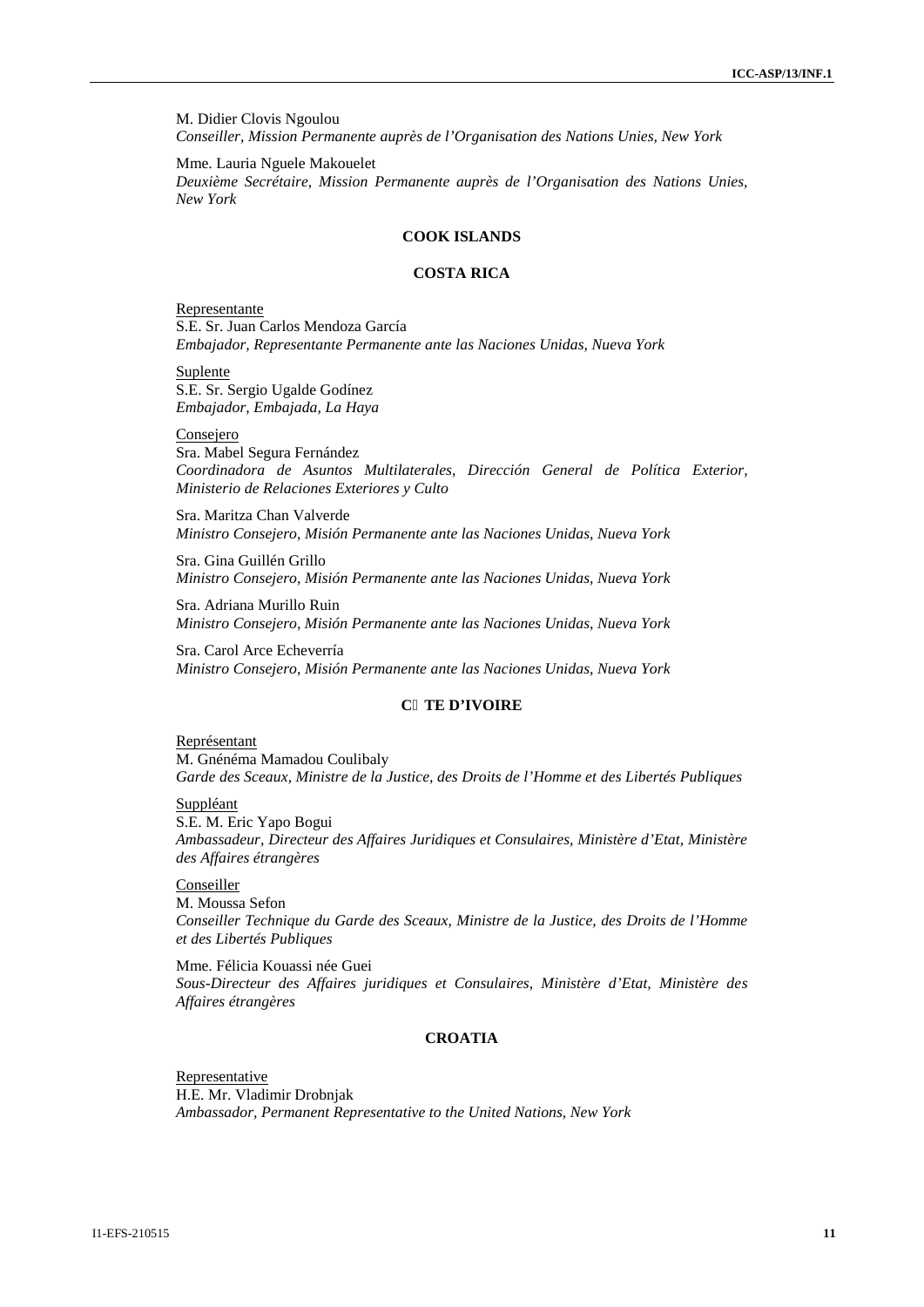M. Didier Clovis Ngoulou
*Conseiller, Mission Permanente auprès de l'Organisation des Nations Unies, New York*

Mme. Lauria Nguele Makouelet
*Deuxième Secrétaire, Mission Permanente auprès de l'Organisation des Nations Unies, New York*

## COOK ISLANDS

## COSTA RICA

<u>Representante</u>
S.E. Sr. Juan Carlos Mendoza García
*Embajador, Representante Permanente ante las Naciones Unidas, Nueva York*

<u>Suplente</u>
S.E. Sr. Sergio Ugalde Godínez
*Embajador, Embajada, La Haya*

<u>Consejero</u>
Sra. Mabel Segura Fernández
*Coordinadora de Asuntos Multilaterales, Dirección General de Política Exterior, Ministerio de Relaciones Exteriores y Culto*

Sra. Maritza Chan Valverde
*Ministro Consejero, Misión Permanente ante las Naciones Unidas, Nueva York*

Sra. Gina Guillén Grillo
*Ministro Consejero, Misión Permanente ante las Naciones Unidas, Nueva York*

Sra. Adriana Murillo Ruin
*Ministro Consejero, Misión Permanente ante las Naciones Unidas, Nueva York*

Sra. Carol Arce Echeverría
*Ministro Consejero, Misión Permanente ante las Naciones Unidas, Nueva York*

## CÔTE D'IVOIRE

<u>Représentant</u>
M. Gnénéma Mamadou Coulibaly
*Garde des Sceaux, Ministre de la Justice, des Droits de l'Homme et des Libertés Publiques*

<u>Suppléant</u>
S.E. M. Eric Yapo Bogui
*Ambassadeur, Directeur des Affaires Juridiques et Consulaires, Ministère d'Etat, Ministère des Affaires étrangères*

<u>Conseiller</u>
M. Moussa Sefon
*Conseiller Technique du Garde des Sceaux, Ministre de la Justice, des Droits de l'Homme et des Libertés Publiques*

Mme. Félicia Kouassi née Guei
*Sous-Directeur des Affaires juridiques et Consulaires, Ministère d'Etat, Ministère des Affaires étrangères*

## CROATIA

<u>Representative</u>
H.E. Mr. Vladimir Drobnjak
*Ambassador, Permanent Representative to the United Nations, New York*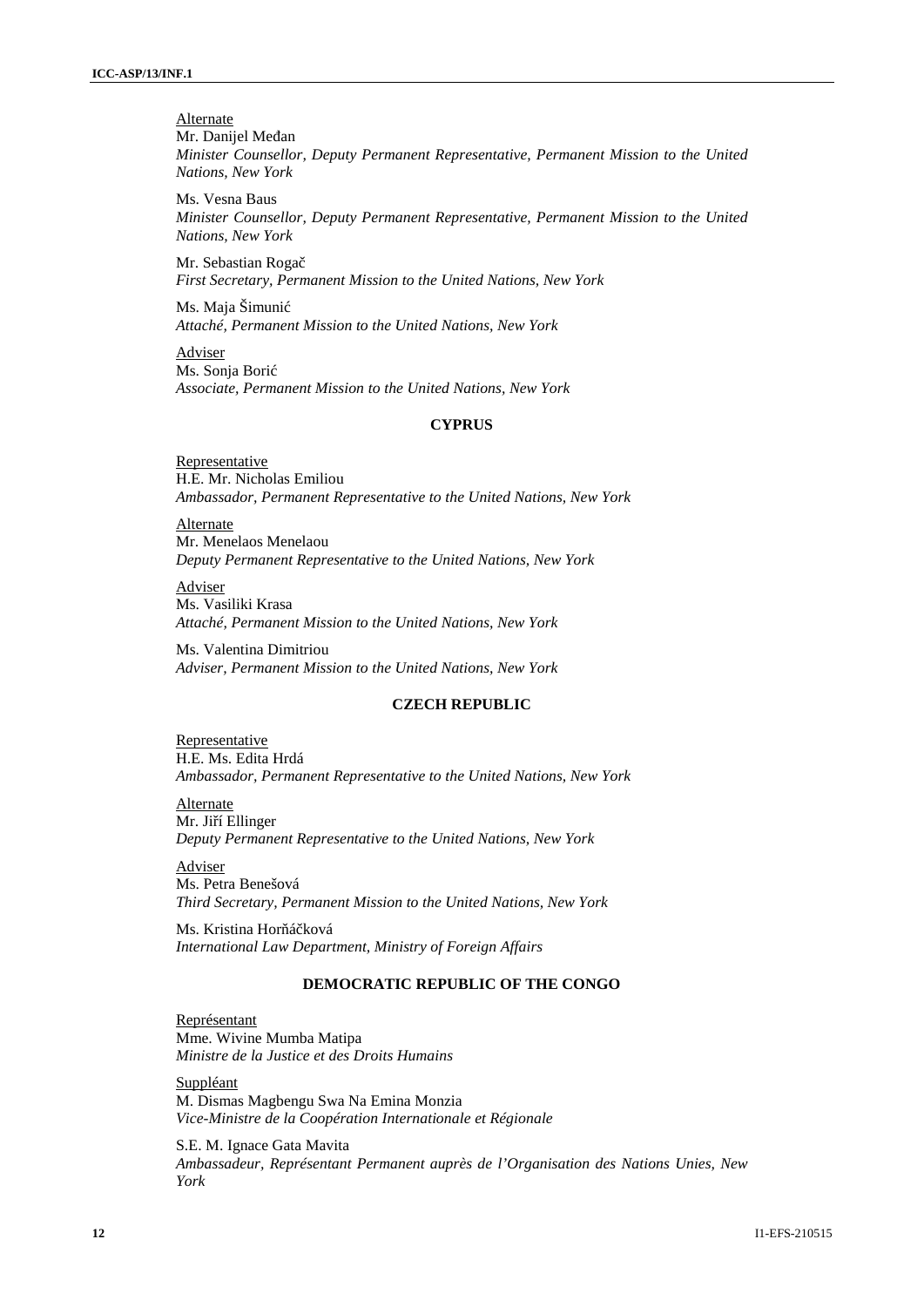Alternate

Mr. Danijel Međan
*Minister Counsellor, Deputy Permanent Representative, Permanent Mission to the United Nations, New York*

Ms. Vesna Baus
*Minister Counsellor, Deputy Permanent Representative, Permanent Mission to the United Nations, New York*

Mr. Sebastian Rogač
*First Secretary, Permanent Mission to the United Nations, New York*

Ms. Maja Šimunić
*Attaché, Permanent Mission to the United Nations, New York*

Adviser

Ms. Sonja Borić
*Associate, Permanent Mission to the United Nations, New York*

**CYPRUS**

Representative

H.E. Mr. Nicholas Emiliou
*Ambassador, Permanent Representative to the United Nations, New York*

Alternate

Mr. Menelaos Menelaou
*Deputy Permanent Representative to the United Nations, New York*

Adviser

Ms. Vasiliki Krasa
*Attaché, Permanent Mission to the United Nations, New York*

Ms. Valentina Dimitriou
*Adviser, Permanent Mission to the United Nations, New York*

**CZECH REPUBLIC**

Representative

H.E. Ms. Edita Hrdá
*Ambassador, Permanent Representative to the United Nations, New York*

Alternate

Mr. Jiří Ellinger
*Deputy Permanent Representative to the United Nations, New York*

Adviser

Ms. Petra Benešová
*Third Secretary, Permanent Mission to the United Nations, New York*

Ms. Kristina Horňáčková
*International Law Department, Ministry of Foreign Affairs*

**DEMOCRATIC REPUBLIC OF THE CONGO**

Représentant

Mme. Wivine Mumba Matipa
*Ministre de la Justice et des Droits Humains*

Suppléant

M. Dismas Magbengu Swa Na Emina Monzia
*Vice-Ministre de la Coopération Internationale et Régionale*

S.E. M. Ignace Gata Mavita
*Ambassadeur, Représentant Permanent auprès de l'Organisation des Nations Unies, New York*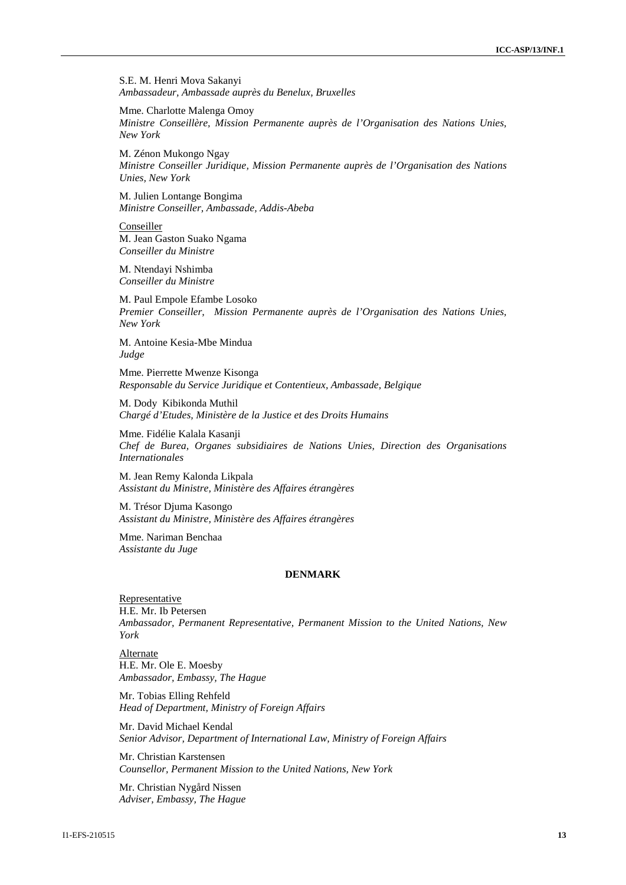S.E. M. Henri Mova Sakanyi
*Ambassadeur, Ambassade auprès du Benelux, Bruxelles*

Mme. Charlotte Malenga Omoy
*Ministre Conseillère, Mission Permanente auprès de l'Organisation des Nations Unies, New York*

M. Zénon Mukongo Ngay
*Ministre Conseiller Juridique, Mission Permanente auprès de l'Organisation des Nations Unies, New York*

M. Julien Lontange Bongima
*Ministre Conseiller, Ambassade, Addis-Abeba*

Conseiller
M. Jean Gaston Suako Ngama
*Conseiller du Ministre*

M. Ntendayi Nshimba
*Conseiller du Ministre*

M. Paul Empole Efambe Losoko
*Premier Conseiller, Mission Permanente auprès de l'Organisation des Nations Unies, New York*

M. Antoine Kesia-Mbe Mindua
*Judge*

Mme. Pierrette Mwenze Kisonga
*Responsable du Service Juridique et Contentieux, Ambassade, Belgique*

M. Dody Kibikonda Muthil
*Chargé d'Etudes, Ministère de la Justice et des Droits Humains*

Mme. Fidélie Kalala Kasanji
*Chef de Burea, Organes subsidiaires de Nations Unies, Direction des Organisations Internationales*

M. Jean Remy Kalonda Likpala
*Assistant du Ministre, Ministère des Affaires étrangères*

M. Trésor Djuma Kasongo
*Assistant du Ministre, Ministère des Affaires étrangères*

Mme. Nariman Benchaa
*Assistante du Juge*

## DENMARK

Representative
H.E. Mr. Ib Petersen
*Ambassador, Permanent Representative, Permanent Mission to the United Nations, New York*

Alternate
H.E. Mr. Ole E. Moesby
*Ambassador, Embassy, The Hague*

Mr. Tobias Elling Rehfeld
*Head of Department, Ministry of Foreign Affairs*

Mr. David Michael Kendal
*Senior Advisor, Department of International Law, Ministry of Foreign Affairs*

Mr. Christian Karstensen
*Counsellor, Permanent Mission to the United Nations, New York*

Mr. Christian Nygård Nissen
*Adviser, Embassy, The Hague*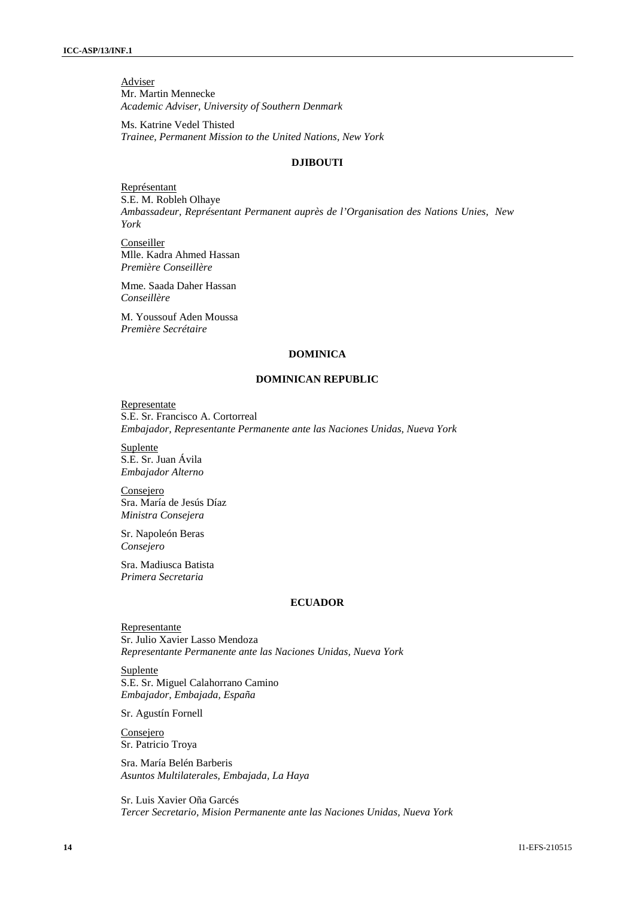Adviser
Mr. Martin Mennecke
*Academic Adviser, University of Southern Denmark*

Ms. Katrine Vedel Thisted
*Trainee, Permanent Mission to the United Nations, New York*

## DJIBOUTI

Représentant
S.E. M. Robleh Olhaye
*Ambassadeur, Représentant Permanent auprès de l'Organisation des Nations Unies, New York*

Conseiller
Mlle. Kadra Ahmed Hassan
*Première Conseillère*

Mme. Saada Daher Hassan
*Conseillère*

M. Youssouf Aden Moussa
*Première Secrétaire*

## DOMINICA

## DOMINICAN REPUBLIC

Representate
S.E. Sr. Francisco A. Cortorreal
*Embajador, Representante Permanente ante las Naciones Unidas, Nueva York*

Suplente
S.E. Sr. Juan Ávila
*Embajador Alterno*

Consejero
Sra. María de Jesús Díaz
*Ministra Consejera*

Sr. Napoleón Beras
*Consejero*

Sra. Madiusca Batista
*Primera Secretaria*

## ECUADOR

Representante
Sr. Julio Xavier Lasso Mendoza
*Representante Permanente ante las Naciones Unidas, Nueva York*

Suplente
S.E. Sr. Miguel Calahorrano Camino
*Embajador, Embajada, España*

Sr. Agustín Fornell

Consejero
Sr. Patricio Troya

Sra. María Belén Barberis
*Asuntos Multilaterales, Embajada, La Haya*

Sr. Luis Xavier Oña Garcés
*Tercer Secretario, Mision Permanente ante las Naciones Unidas, Nueva York*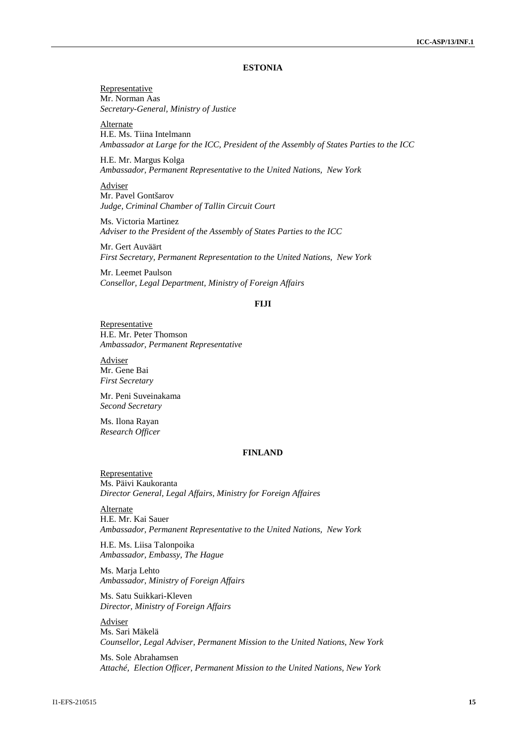## ESTONIA

<u>Representative</u>
Mr. Norman Aas
*Secretary-General, Ministry of Justice*

<u>Alternate</u>
H.E. Ms. Tiina Intelmann
*Ambassador at Large for the ICC, President of the Assembly of States Parties to the ICC*

H.E. Mr. Margus Kolga
*Ambassador, Permanent Representative to the United Nations, New York*

<u>Adviser</u>
Mr. Pavel Gontšarov
*Judge, Criminal Chamber of Tallin Circuit Court*

Ms. Victoria Martinez
*Adviser to the President of the Assembly of States Parties to the ICC*

Mr. Gert Auväärt
*First Secretary, Permanent Representation to the United Nations, New York*

Mr. Leemet Paulson
*Consellor, Legal Department, Ministry of Foreign Affairs*

## FIJI

<u>Representative</u>
H.E. Mr. Peter Thomson
*Ambassador, Permanent Representative*

<u>Adviser</u>
Mr. Gene Bai
*First Secretary*

Mr. Peni Suveinakama
*Second Secretary*

Ms. Ilona Rayan
*Research Officer*

## FINLAND

<u>Representative</u>
Ms. Päivi Kaukoranta
*Director General, Legal Affairs, Ministry for Foreign Affaires*

<u>Alternate</u>
H.E. Mr. Kai Sauer
*Ambassador, Permanent Representative to the United Nations, New York*

H.E. Ms. Liisa Talonpoika
*Ambassador, Embassy, The Hague*

Ms. Marja Lehto
*Ambassador, Ministry of Foreign Affairs*

Ms. Satu Suikkari-Kleven
*Director, Ministry of Foreign Affairs*

<u>Adviser</u>
Ms. Sari Mäkelä
*Counsellor, Legal Adviser, Permanent Mission to the United Nations, New York*

Ms. Sole Abrahamsen
*Attaché, Election Officer, Permanent Mission to the United Nations, New York*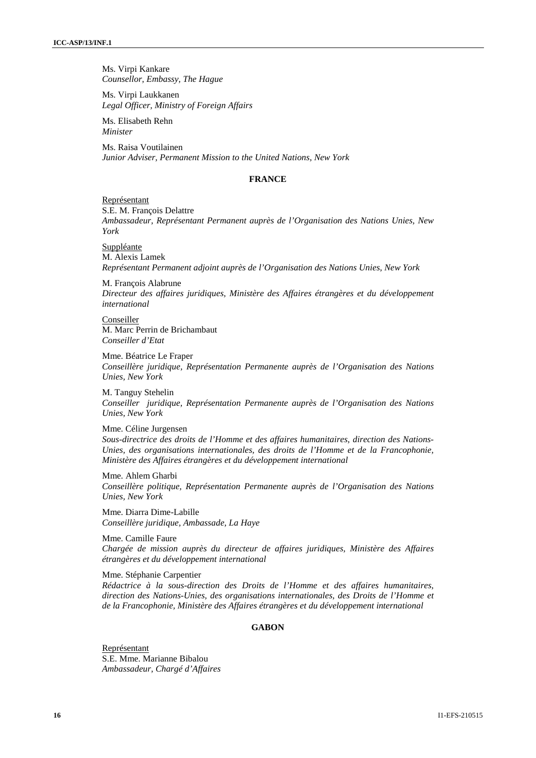Ms. Virpi Kankare
*Counsellor, Embassy, The Hague*

Ms. Virpi Laukkanen
*Legal Officer, Ministry of Foreign Affairs*

Ms. Elisabeth Rehn
*Minister*

Ms. Raisa Voutilainen
*Junior Adviser, Permanent Mission to the United Nations, New York*

## FRANCE

Représentant
S.E. M. François Delattre
*Ambassadeur, Représentant Permanent auprès de l'Organisation des Nations Unies, New York*

Suppléante
M. Alexis Lamek
*Représentant Permanent adjoint auprès de l'Organisation des Nations Unies, New York*

M. François Alabrune
*Directeur des affaires juridiques, Ministère des Affaires étrangères et du développement international*

Conseiller
M. Marc Perrin de Brichambaut
*Conseiller d'Etat*

Mme. Béatrice Le Fraper
*Conseillère juridique, Représentation Permanente auprès de l'Organisation des Nations Unies, New York*

M. Tanguy Stehelin
*Conseiller juridique, Représentation Permanente auprès de l'Organisation des Nations Unies, New York*

Mme. Céline Jurgensen
*Sous-directrice des droits de l'Homme et des affaires humanitaires, direction des Nations-Unies, des organisations internationales, des droits de l'Homme et de la Francophonie, Ministère des Affaires étrangères et du développement international*

Mme. Ahlem Gharbi
*Conseillère politique, Représentation Permanente auprès de l'Organisation des Nations Unies, New York*

Mme. Diarra Dime-Labille
*Conseillère juridique, Ambassade, La Haye*

Mme. Camille Faure
*Chargée de mission auprès du directeur de affaires juridiques, Ministère des Affaires étrangères et du développement international*

Mme. Stéphanie Carpentier
*Rédactrice à la sous-direction des Droits de l'Homme et des affaires humanitaires, direction des Nations-Unies, des organisations internationales, des Droits de l'Homme et de la Francophonie, Ministère des Affaires étrangères et du développement international*

## GABON

Représentant
S.E. Mme. Marianne Bibalou
*Ambassadeur, Chargé d'Affaires*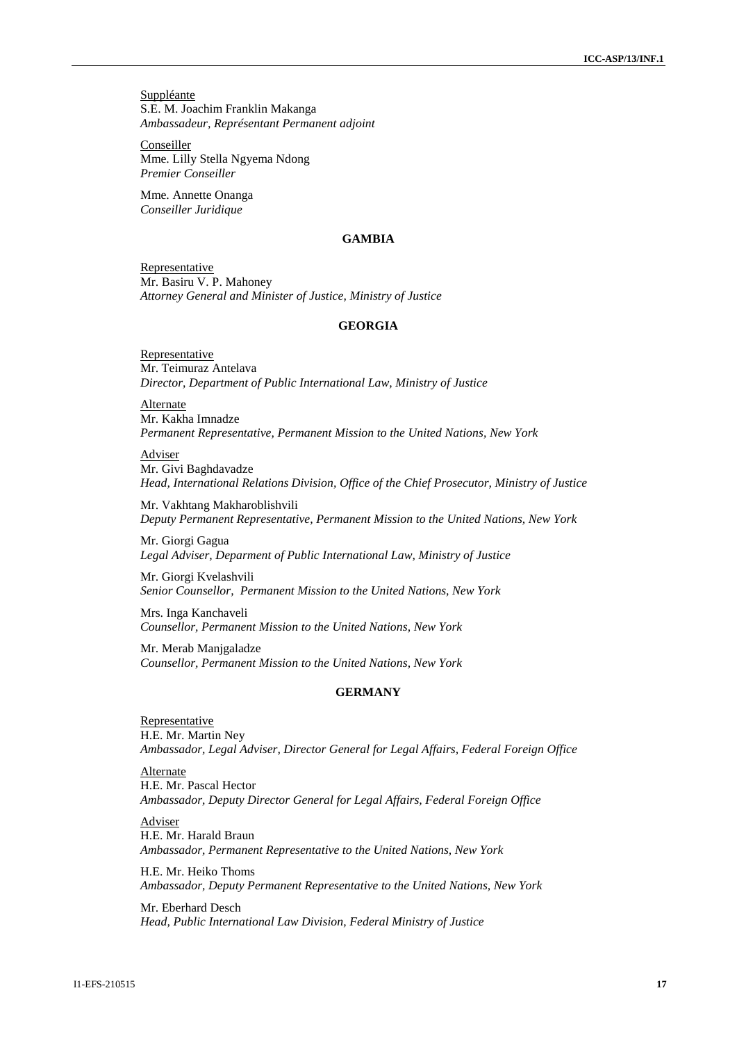Suppléante
S.E. M. Joachim Franklin Makanga
*Ambassadeur, Représentant Permanent adjoint*

Conseiller
Mme. Lilly Stella Ngyema Ndong
*Premier Conseiller*

Mme. Annette Onanga
*Conseiller Juridique*

**GAMBIA**

Representative
Mr. Basiru V. P. Mahoney
*Attorney General and Minister of Justice, Ministry of Justice*

**GEORGIA**

Representative
Mr. Teimuraz Antelava
*Director, Department of Public International Law, Ministry of Justice*

Alternate
Mr. Kakha Imnadze
*Permanent Representative, Permanent Mission to the United Nations, New York*

Adviser
Mr. Givi Baghdavadze
*Head, International Relations Division, Office of the Chief Prosecutor, Ministry of Justice*

Mr. Vakhtang Makharoblishvili
*Deputy Permanent Representative, Permanent Mission to the United Nations, New York*

Mr. Giorgi Gagua
*Legal Adviser, Deparment of Public International Law, Ministry of Justice*

Mr. Giorgi Kvelashvili
*Senior Counsellor, Permanent Mission to the United Nations, New York*

Mrs. Inga Kanchaveli
*Counsellor, Permanent Mission to the United Nations, New York*

Mr. Merab Manjgaladze
*Counsellor, Permanent Mission to the United Nations, New York*

**GERMANY**

Representative
H.E. Mr. Martin Ney
*Ambassador, Legal Adviser, Director General for Legal Affairs, Federal Foreign Office*

Alternate
H.E. Mr. Pascal Hector
*Ambassador, Deputy Director General for Legal Affairs, Federal Foreign Office*

Adviser
H.E. Mr. Harald Braun
*Ambassador, Permanent Representative to the United Nations, New York*

H.E. Mr. Heiko Thoms
*Ambassador, Deputy Permanent Representative to the United Nations, New York*

Mr. Eberhard Desch
*Head, Public International Law Division, Federal Ministry of Justice*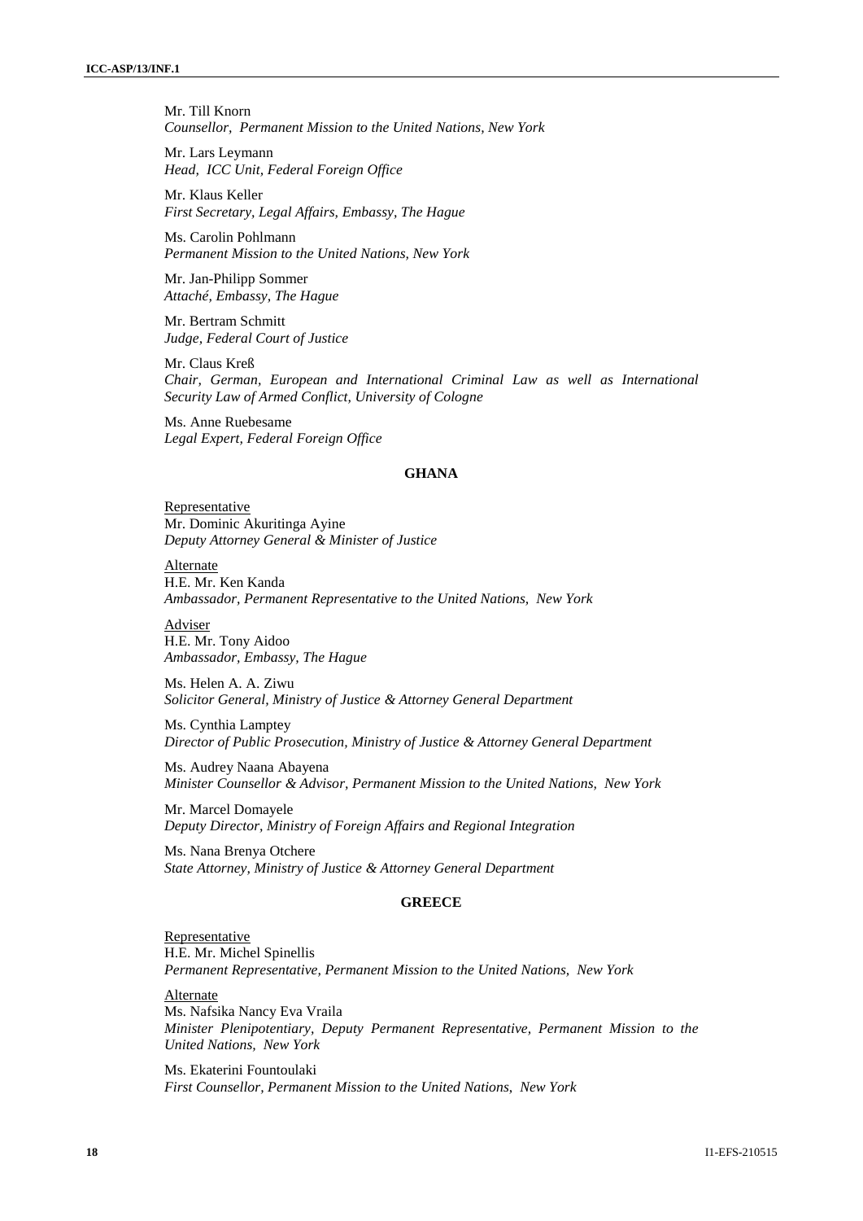Mr. Till Knorn
*Counsellor, Permanent Mission to the United Nations, New York*

Mr. Lars Leymann
*Head, ICC Unit, Federal Foreign Office*

Mr. Klaus Keller
*First Secretary, Legal Affairs, Embassy, The Hague*

Ms. Carolin Pohlmann
*Permanent Mission to the United Nations, New York*

Mr. Jan-Philipp Sommer
*Attaché, Embassy, The Hague*

Mr. Bertram Schmitt
*Judge, Federal Court of Justice*

Mr. Claus Kreß
*Chair, German, European and International Criminal Law as well as International Security Law of Armed Conflict, University of Cologne*

Ms. Anne Ruebesame
*Legal Expert, Federal Foreign Office*

**GHANA**

Representative
Mr. Dominic Akuritinga Ayine
*Deputy Attorney General & Minister of Justice*

Alternate
H.E. Mr. Ken Kanda
*Ambassador, Permanent Representative to the United Nations, New York*

Adviser
H.E. Mr. Tony Aidoo
*Ambassador, Embassy, The Hague*

Ms. Helen A. A. Ziwu
*Solicitor General, Ministry of Justice & Attorney General Department*

Ms. Cynthia Lamptey
*Director of Public Prosecution, Ministry of Justice & Attorney General Department*

Ms. Audrey Naana Abayena
*Minister Counsellor & Advisor, Permanent Mission to the United Nations, New York*

Mr. Marcel Domayele
*Deputy Director, Ministry of Foreign Affairs and Regional Integration*

Ms. Nana Brenya Otchere
*State Attorney, Ministry of Justice & Attorney General Department*

**GREECE**

Representative
H.E. Mr. Michel Spinellis
*Permanent Representative, Permanent Mission to the United Nations, New York*

Alternate
Ms. Nafsika Nancy Eva Vraila
*Minister Plenipotentiary, Deputy Permanent Representative, Permanent Mission to the United Nations, New York*

Ms. Ekaterini Fountoulaki
*First Counsellor, Permanent Mission to the United Nations, New York*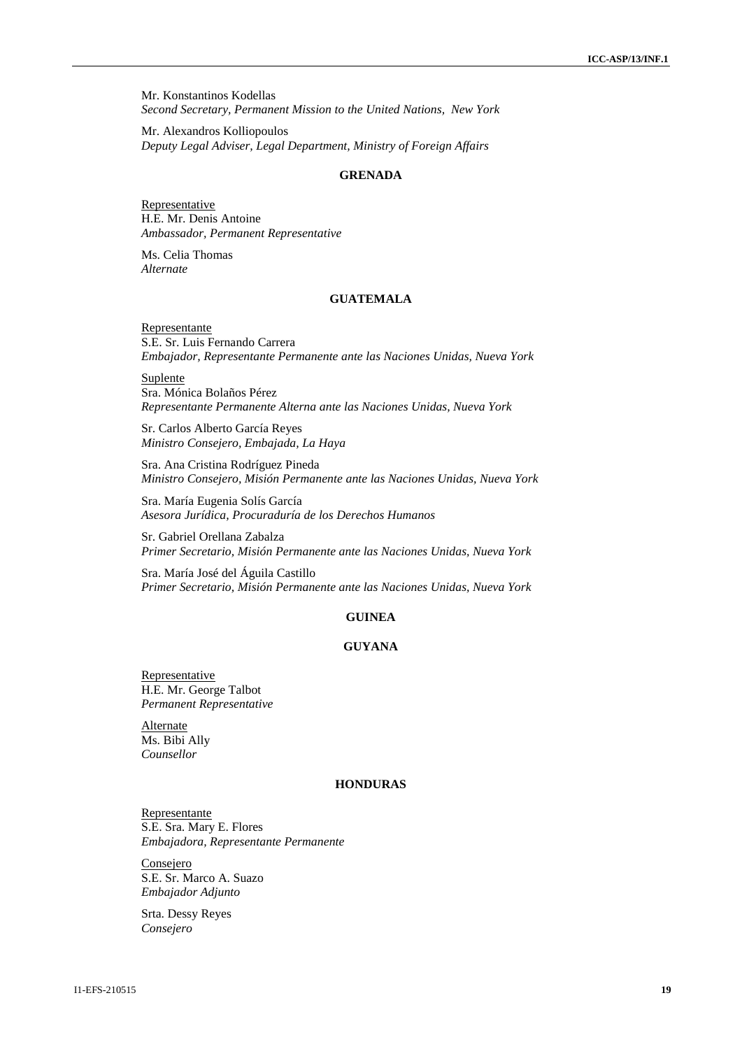Mr. Konstantinos Kodellas
*Second Secretary, Permanent Mission to the United Nations, New York*

Mr. Alexandros Kolliopoulos
*Deputy Legal Adviser, Legal Department, Ministry of Foreign Affairs*

### GRENADA

Representative
H.E. Mr. Denis Antoine
*Ambassador, Permanent Representative*

Ms. Celia Thomas
*Alternate*

### GUATEMALA

Representante
S.E. Sr. Luis Fernando Carrera
*Embajador, Representante Permanente ante las Naciones Unidas, Nueva York*

Suplente
Sra. Mónica Bolaños Pérez
*Representante Permanente Alterna ante las Naciones Unidas, Nueva York*

Sr. Carlos Alberto García Reyes
*Ministro Consejero, Embajada, La Haya*

Sra. Ana Cristina Rodríguez Pineda
*Ministro Consejero, Misión Permanente ante las Naciones Unidas, Nueva York*

Sra. María Eugenia Solís García
*Asesora Jurídica, Procuraduría de los Derechos Humanos*

Sr. Gabriel Orellana Zabalza
*Primer Secretario, Misión Permanente ante las Naciones Unidas, Nueva York*

Sra. María José del Águila Castillo
*Primer Secretario, Misión Permanente ante las Naciones Unidas, Nueva York*

### GUINEA

### GUYANA

Representative
H.E. Mr. George Talbot
*Permanent Representative*

Alternate
Ms. Bibi Ally
*Counsellor*

### HONDURAS

Representante
S.E. Sra. Mary E. Flores
*Embajadora, Representante Permanente*

Consejero
S.E. Sr. Marco A. Suazo
*Embajador Adjunto*

Srta. Dessy Reyes
*Consejero*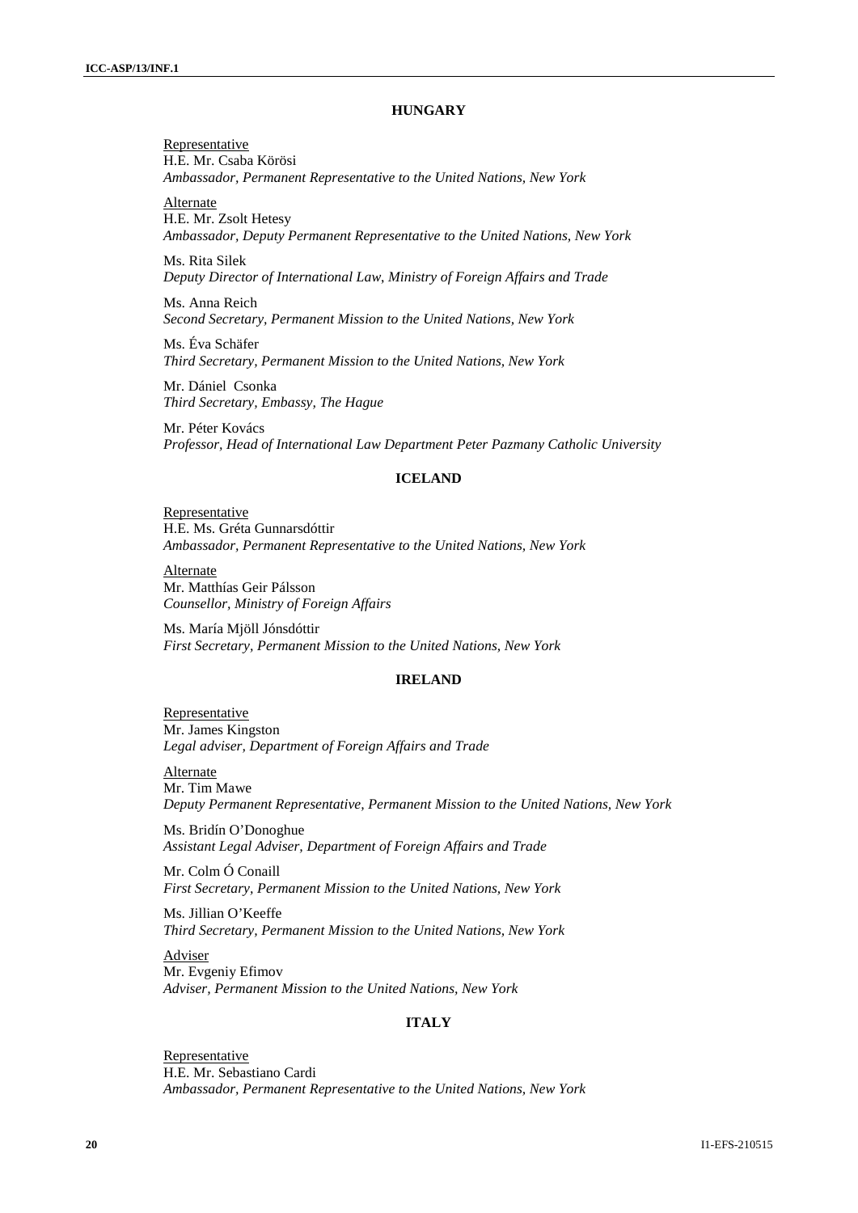## HUNGARY

Representative
H.E. Mr. Csaba Körösi
*Ambassador, Permanent Representative to the United Nations, New York*

Alternate
H.E. Mr. Zsolt Hetesy
*Ambassador, Deputy Permanent Representative to the United Nations, New York*

Ms. Rita Silek
*Deputy Director of International Law, Ministry of Foreign Affairs and Trade*

Ms. Anna Reich
*Second Secretary, Permanent Mission to the United Nations, New York*

Ms. Éva Schäfer
*Third Secretary, Permanent Mission to the United Nations, New York*

Mr. Dániel Csonka
*Third Secretary, Embassy, The Hague*

Mr. Péter Kovács
*Professor, Head of International Law Department Peter Pazmany Catholic University*

## ICELAND

Representative
H.E. Ms. Gréta Gunnarsdóttir
*Ambassador, Permanent Representative to the United Nations, New York*

Alternate
Mr. Matthías Geir Pálsson
*Counsellor, Ministry of Foreign Affairs*

Ms. María Mjöll Jónsdóttir
*First Secretary, Permanent Mission to the United Nations, New York*

## IRELAND

Representative
Mr. James Kingston
*Legal adviser, Department of Foreign Affairs and Trade*

Alternate
Mr. Tim Mawe
*Deputy Permanent Representative, Permanent Mission to the United Nations, New York*

Ms. Bridín O'Donoghue
*Assistant Legal Adviser, Department of Foreign Affairs and Trade*

Mr. Colm Ó Conaill
*First Secretary, Permanent Mission to the United Nations, New York*

Ms. Jillian O'Keeffe
*Third Secretary, Permanent Mission to the United Nations, New York*

Adviser
Mr. Evgeniy Efimov
*Adviser, Permanent Mission to the United Nations, New York*

## ITALY

Representative
H.E. Mr. Sebastiano Cardi
*Ambassador, Permanent Representative to the United Nations, New York*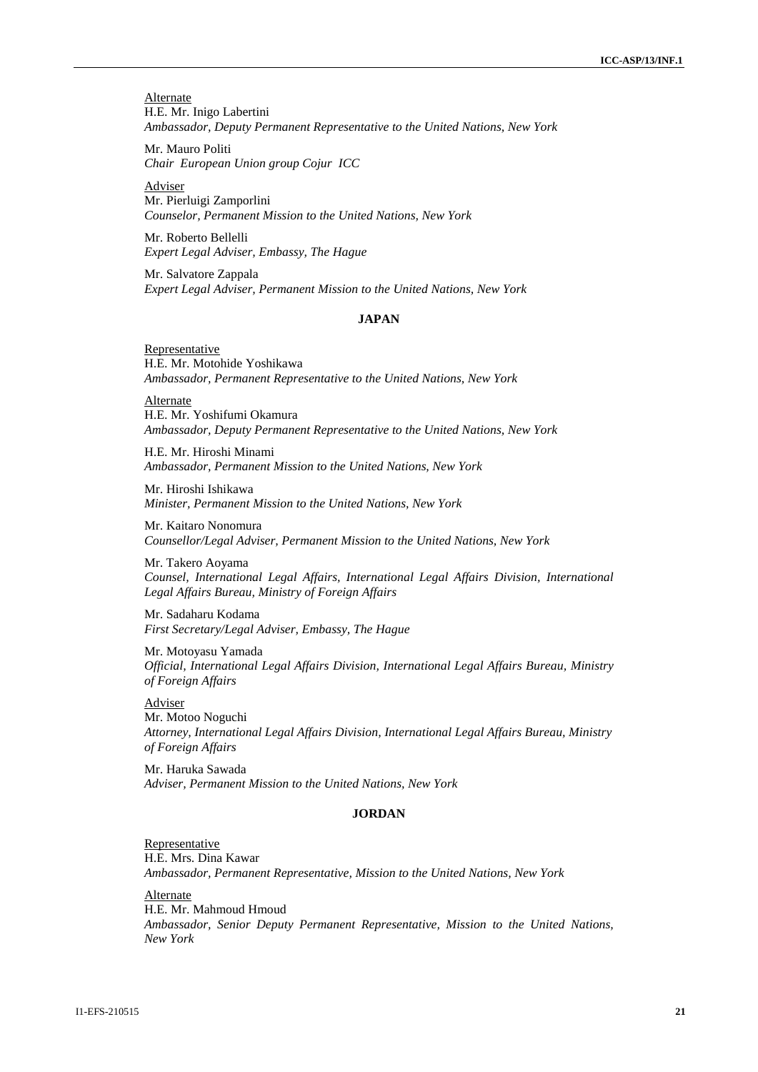<u>Alternate</u>
H.E. Mr. Inigo Labertini
*Ambassador, Deputy Permanent Representative to the United Nations, New York*

Mr. Mauro Politi
*Chair European Union group Cojur ICC*

<u>Adviser</u>
Mr. Pierluigi Zamporlini
*Counselor, Permanent Mission to the United Nations, New York*

Mr. Roberto Bellelli
*Expert Legal Adviser, Embassy, The Hague*

Mr. Salvatore Zappala
*Expert Legal Adviser, Permanent Mission to the United Nations, New York*

**JAPAN**

<u>Representative</u>
H.E. Mr. Motohide Yoshikawa
*Ambassador, Permanent Representative to the United Nations, New York*

<u>Alternate</u>
H.E. Mr. Yoshifumi Okamura
*Ambassador, Deputy Permanent Representative to the United Nations, New York*

H.E. Mr. Hiroshi Minami
*Ambassador, Permanent Mission to the United Nations, New York*

Mr. Hiroshi Ishikawa
*Minister, Permanent Mission to the United Nations, New York*

Mr. Kaitaro Nonomura
*Counsellor/Legal Adviser, Permanent Mission to the United Nations, New York*

Mr. Takero Aoyama
*Counsel, International Legal Affairs, International Legal Affairs Division, International Legal Affairs Bureau, Ministry of Foreign Affairs*

Mr. Sadaharu Kodama
*First Secretary/Legal Adviser, Embassy, The Hague*

Mr. Motoyasu Yamada
*Official, International Legal Affairs Division, International Legal Affairs Bureau, Ministry of Foreign Affairs*

<u>Adviser</u>
Mr. Motoo Noguchi
*Attorney, International Legal Affairs Division, International Legal Affairs Bureau, Ministry of Foreign Affairs*

Mr. Haruka Sawada
*Adviser, Permanent Mission to the United Nations, New York*

**JORDAN**

<u>Representative</u>
H.E. Mrs. Dina Kawar
*Ambassador, Permanent Representative, Mission to the United Nations, New York*

<u>Alternate</u>
H.E. Mr. Mahmoud Hmoud
*Ambassador, Senior Deputy Permanent Representative, Mission to the United Nations, New York*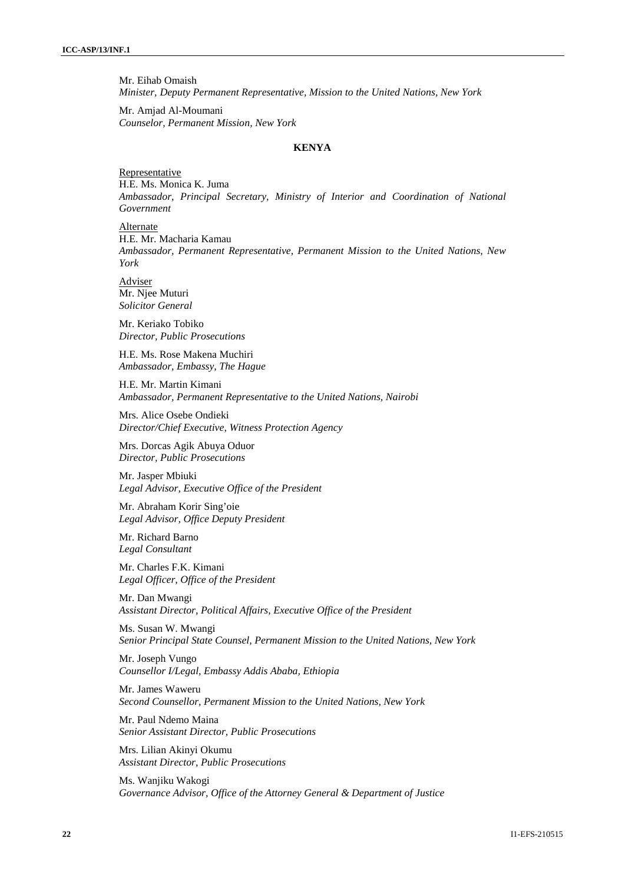Mr. Eihab Omaish
*Minister, Deputy Permanent Representative, Mission to the United Nations, New York*

Mr. Amjad Al-Moumani
*Counselor, Permanent Mission, New York*

**KENYA**

Representative
H.E. Ms. Monica K. Juma
*Ambassador, Principal Secretary, Ministry of Interior and Coordination of National Government*

Alternate
H.E. Mr. Macharia Kamau
*Ambassador, Permanent Representative, Permanent Mission to the United Nations, New York*

Adviser
Mr. Njee Muturi
*Solicitor General*

Mr. Keriako Tobiko
*Director, Public Prosecutions*

H.E. Ms. Rose Makena Muchiri
*Ambassador, Embassy, The Hague*

H.E. Mr. Martin Kimani
*Ambassador, Permanent Representative to the United Nations, Nairobi*

Mrs. Alice Osebe Ondieki
*Director/Chief Executive, Witness Protection Agency*

Mrs. Dorcas Agik Abuya Oduor
*Director, Public Prosecutions*

Mr. Jasper Mbiuki
*Legal Advisor, Executive Office of the President*

Mr. Abraham Korir Sing'oie
*Legal Advisor, Office Deputy President*

Mr. Richard Barno
*Legal Consultant*

Mr. Charles F.K. Kimani
*Legal Officer, Office of the President*

Mr. Dan Mwangi
*Assistant Director, Political Affairs, Executive Office of the President*

Ms. Susan W. Mwangi
*Senior Principal State Counsel, Permanent Mission to the United Nations, New York*

Mr. Joseph Vungo
*Counsellor I/Legal, Embassy Addis Ababa, Ethiopia*

Mr. James Waweru
*Second Counsellor, Permanent Mission to the United Nations, New York*

Mr. Paul Ndemo Maina
*Senior Assistant Director, Public Prosecutions*

Mrs. Lilian Akinyi Okumu
*Assistant Director, Public Prosecutions*

Ms. Wanjiku Wakogi
*Governance Advisor, Office of the Attorney General & Department of Justice*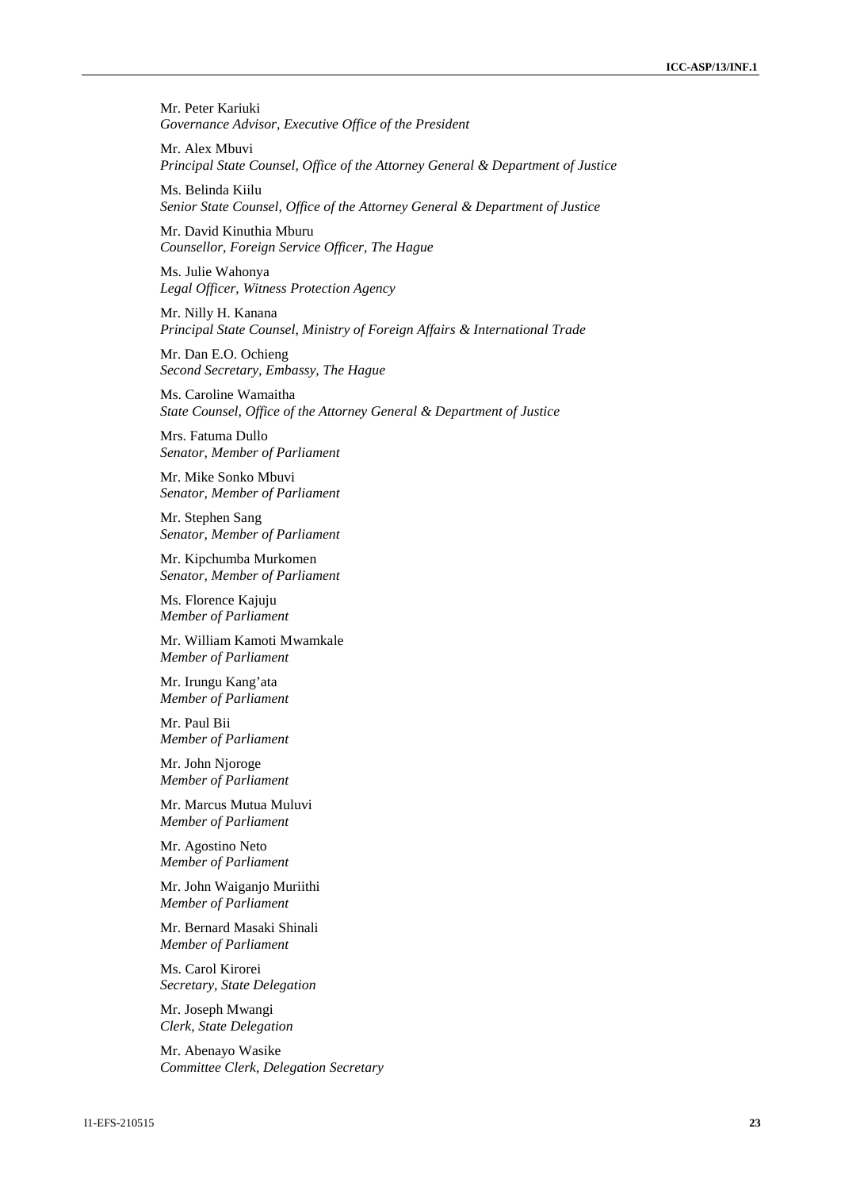Mr. Peter Kariuki
*Governance Advisor, Executive Office of the President*

Mr. Alex Mbuvi
*Principal State Counsel, Office of the Attorney General & Department of Justice*

Ms. Belinda Kiilu
*Senior State Counsel, Office of the Attorney General & Department of Justice*

Mr. David Kinuthia Mburu
*Counsellor, Foreign Service Officer, The Hague*

Ms. Julie Wahonya
*Legal Officer, Witness Protection Agency*

Mr. Nilly H. Kanana
*Principal State Counsel, Ministry of Foreign Affairs & International Trade*

Mr. Dan E.O. Ochieng
*Second Secretary, Embassy, The Hague*

Ms. Caroline Wamaitha
*State Counsel, Office of the Attorney General & Department of Justice*

Mrs. Fatuma Dullo
*Senator, Member of Parliament*

Mr. Mike Sonko Mbuvi
*Senator, Member of Parliament*

Mr. Stephen Sang
*Senator, Member of Parliament*

Mr. Kipchumba Murkomen
*Senator, Member of Parliament*

Ms. Florence Kajuju
*Member of Parliament*

Mr. William Kamoti Mwamkale
*Member of Parliament*

Mr. Irungu Kang'ata
*Member of Parliament*

Mr. Paul Bii
*Member of Parliament*

Mr. John Njoroge
*Member of Parliament*

Mr. Marcus Mutua Muluvi
*Member of Parliament*

Mr. Agostino Neto
*Member of Parliament*

Mr. John Waiganjo Muriithi
*Member of Parliament*

Mr. Bernard Masaki Shinali
*Member of Parliament*

Ms. Carol Kirorei
*Secretary, State Delegation*

Mr. Joseph Mwangi
*Clerk, State Delegation*

Mr. Abenayo Wasike
*Committee Clerk, Delegation Secretary*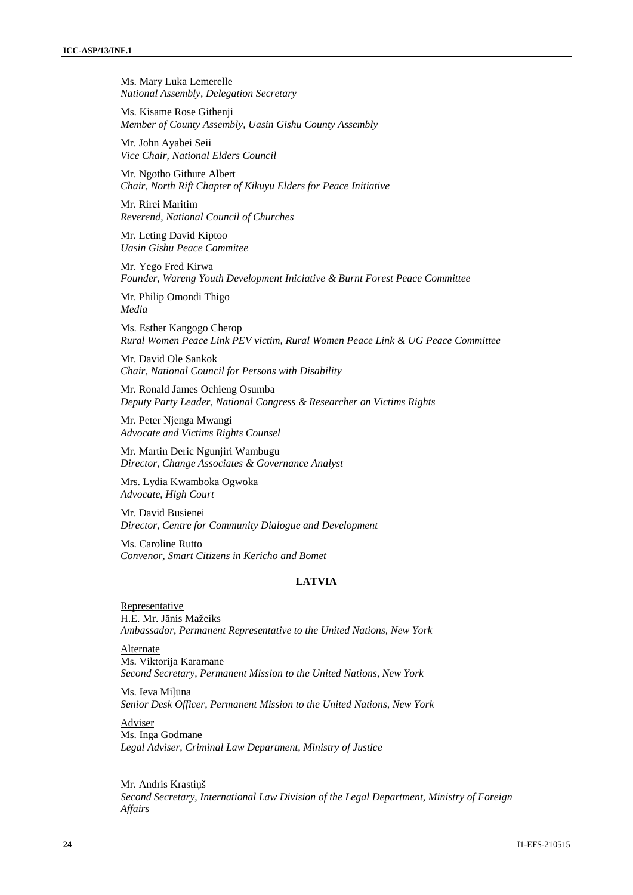Ms. Mary Luka Lemerelle
*National Assembly, Delegation Secretary*

Ms. Kisame Rose Githenji
*Member of County Assembly, Uasin Gishu County Assembly*

Mr. John Ayabei Seii
*Vice Chair, National Elders Council*

Mr. Ngotho Githure Albert
*Chair, North Rift Chapter of Kikuyu Elders for Peace Initiative*

Mr. Rirei Maritim
*Reverend, National Council of Churches*

Mr. Leting David Kiptoo
*Uasin Gishu Peace Commitee*

Mr. Yego Fred Kirwa
*Founder, Wareng Youth Development Iniciative & Burnt Forest Peace Committee*

Mr. Philip Omondi Thigo
*Media*

Ms. Esther Kangogo Cherop
*Rural Women Peace Link PEV victim, Rural Women Peace Link & UG Peace Committee*

Mr. David Ole Sankok
*Chair, National Council for Persons with Disability*

Mr. Ronald James Ochieng Osumba
*Deputy Party Leader, National Congress & Researcher on Victims Rights*

Mr. Peter Njenga Mwangi
*Advocate and Victims Rights Counsel*

Mr. Martin Deric Ngunjiri Wambugu
*Director, Change Associates & Governance Analyst*

Mrs. Lydia Kwamboka Ogwoka
*Advocate, High Court*

Mr. David Busienei
*Director, Centre for Community Dialogue and Development*

Ms. Caroline Rutto
*Convenor, Smart Citizens in Kericho and Bomet*

## LATVIA

Representative
H.E. Mr. Jānis Mažeiks
*Ambassador, Permanent Representative to the United Nations, New York*

Alternate
Ms. Viktorija Karamane
*Second Secretary, Permanent Mission to the United Nations, New York*

Ms. Ieva Miļūna
*Senior Desk Officer, Permanent Mission to the United Nations, New York*

Adviser
Ms. Inga Godmane
*Legal Adviser, Criminal Law Department, Ministry of Justice*

Mr. Andris Krastiņš
*Second Secretary, International Law Division of the Legal Department, Ministry of Foreign Affairs*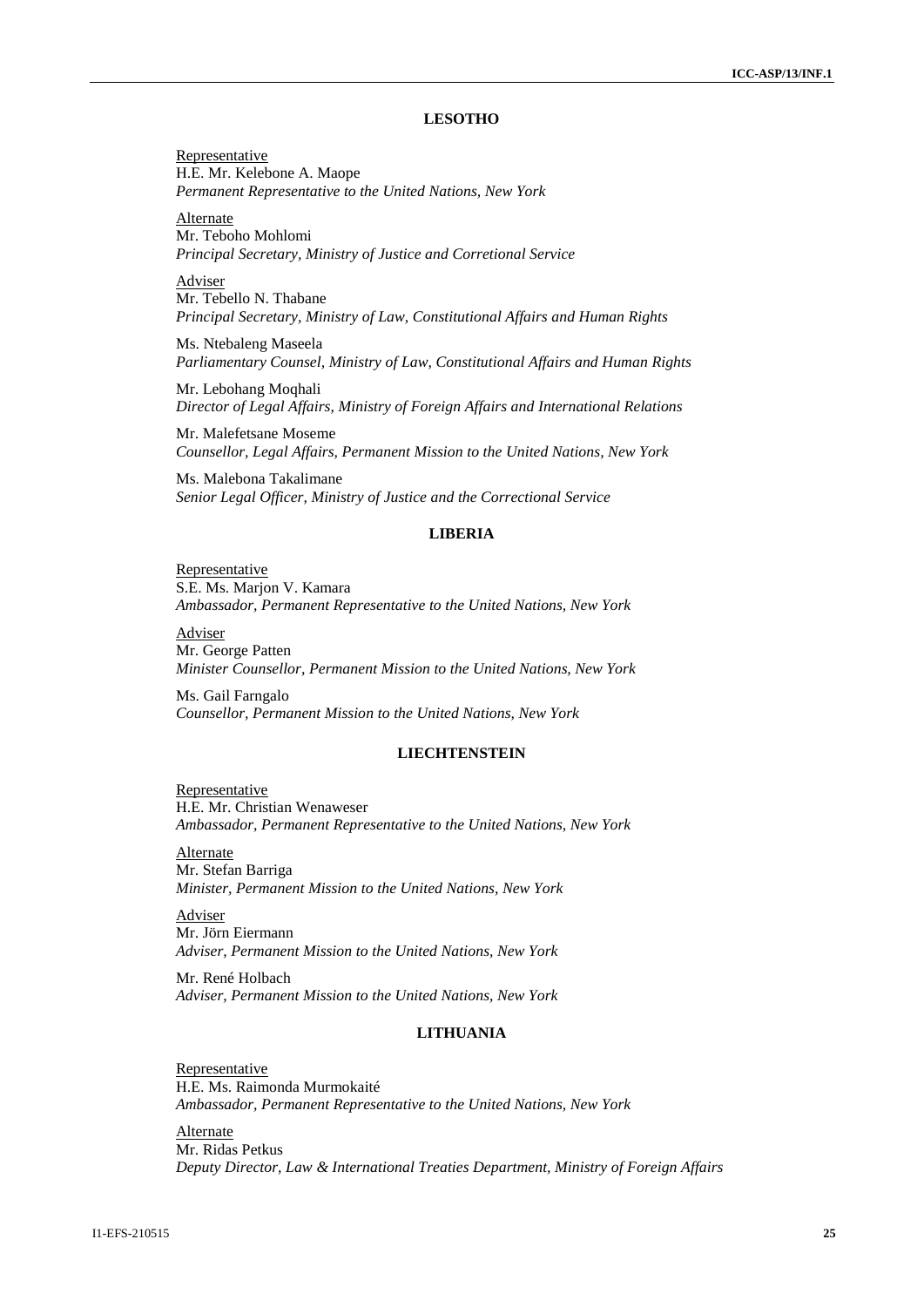### LESOTHO

<u>Representative</u>
H.E. Mr. Kelebone A. Maope
*Permanent Representative to the United Nations, New York*

<u>Alternate</u>
Mr. Teboho Mohlomi
*Principal Secretary, Ministry of Justice and Corretional Service*

<u>Adviser</u>
Mr. Tebello N. Thabane
*Principal Secretary, Ministry of Law, Constitutional Affairs and Human Rights*

Ms. Ntebaleng Maseela
*Parliamentary Counsel, Ministry of Law, Constitutional Affairs and Human Rights*

Mr. Lebohang Moqhali
*Director of Legal Affairs, Ministry of Foreign Affairs and International Relations*

Mr. Malefetsane Moseme
*Counsellor, Legal Affairs, Permanent Mission to the United Nations, New York*

Ms. Malebona Takalimane
*Senior Legal Officer, Ministry of Justice and the Correctional Service*

### LIBERIA

<u>Representative</u>
S.E. Ms. Marjon V. Kamara
*Ambassador, Permanent Representative to the United Nations, New York*

<u>Adviser</u>
Mr. George Patten
*Minister Counsellor, Permanent Mission to the United Nations, New York*

Ms. Gail Farngalo
*Counsellor, Permanent Mission to the United Nations, New York*

### LIECHTENSTEIN

<u>Representative</u>
H.E. Mr. Christian Wenaweser
*Ambassador, Permanent Representative to the United Nations, New York*

<u>Alternate</u>
Mr. Stefan Barriga
*Minister, Permanent Mission to the United Nations, New York*

<u>Adviser</u>
Mr. Jörn Eiermann
*Adviser, Permanent Mission to the United Nations, New York*

Mr. René Holbach
*Adviser, Permanent Mission to the United Nations, New York*

### LITHUANIA

<u>Representative</u>
H.E. Ms. Raimonda Murmokaité
*Ambassador, Permanent Representative to the United Nations, New York*

<u>Alternate</u>
Mr. Ridas Petkus
*Deputy Director, Law & International Treaties Department, Ministry of Foreign Affairs*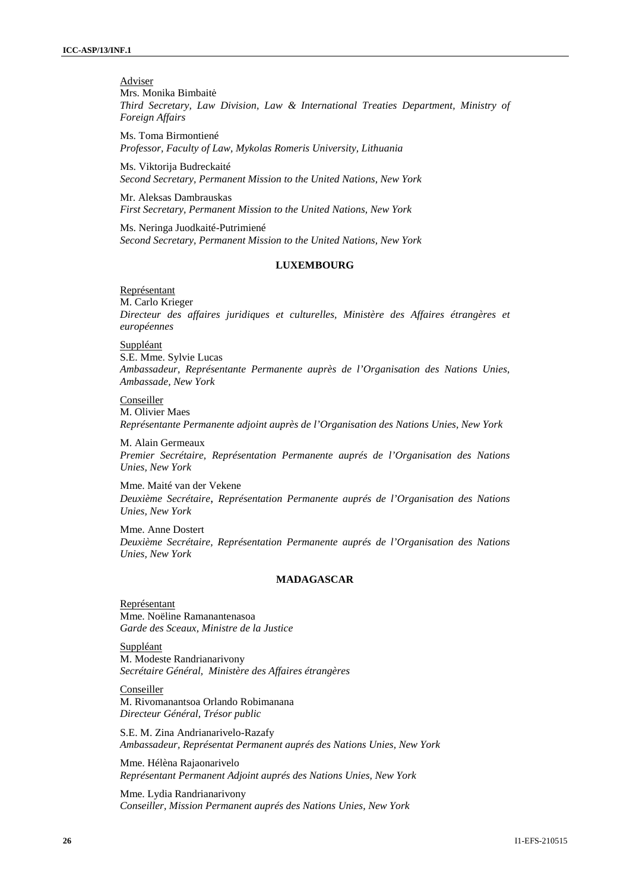Adviser

Mrs. Monika Bimbaitė
*Third Secretary, Law Division, Law & International Treaties Department, Ministry of Foreign Affairs*

Ms. Toma Birmontiené
*Professor, Faculty of Law, Mykolas Romeris University, Lithuania*

Ms. Viktorija Budreckaité
*Second Secretary, Permanent Mission to the United Nations, New York*

Mr. Aleksas Dambrauskas
*First Secretary, Permanent Mission to the United Nations, New York*

Ms. Neringa Juodkaité-Putrimiené
*Second Secretary, Permanent Mission to the United Nations, New York*

**LUXEMBOURG**

Représentant

M. Carlo Krieger
*Directeur des affaires juridiques et culturelles, Ministère des Affaires étrangères et européennes*

Suppléant

S.E. Mme. Sylvie Lucas
*Ambassadeur, Représentante Permanente auprès de l'Organisation des Nations Unies, Ambassade, New York*

Conseiller

M. Olivier Maes
*Représentante Permanente adjoint auprès de l'Organisation des Nations Unies, New York*

M. Alain Germeaux
*Premier Secrétaire, Représentation Permanente auprés de l'Organisation des Nations Unies, New York*

Mme. Maité van der Vekene
*Deuxième Secrétaire, Représentation Permanente auprés de l'Organisation des Nations Unies, New York*

Mme. Anne Dostert
*Deuxième Secrétaire, Représentation Permanente auprés de l'Organisation des Nations Unies, New York*

**MADAGASCAR**

Représentant

Mme. Noëline Ramanantenasoa
*Garde des Sceaux, Ministre de la Justice*

Suppléant

M. Modeste Randrianarivony
*Secrétaire Général, Ministère des Affaires étrangères*

Conseiller

M. Rivomanantsoa Orlando Robimanana
*Directeur Général, Trésor public*

S.E. M. Zina Andrianarivelo-Razafy
*Ambassadeur, Représentat Permanent auprés des Nations Unies, New York*

Mme. Hélèna Rajaonarivelo
*Représentant Permanent Adjoint auprés des Nations Unies, New York*

Mme. Lydia Randrianarivony
*Conseiller, Mission Permanent auprés des Nations Unies, New York*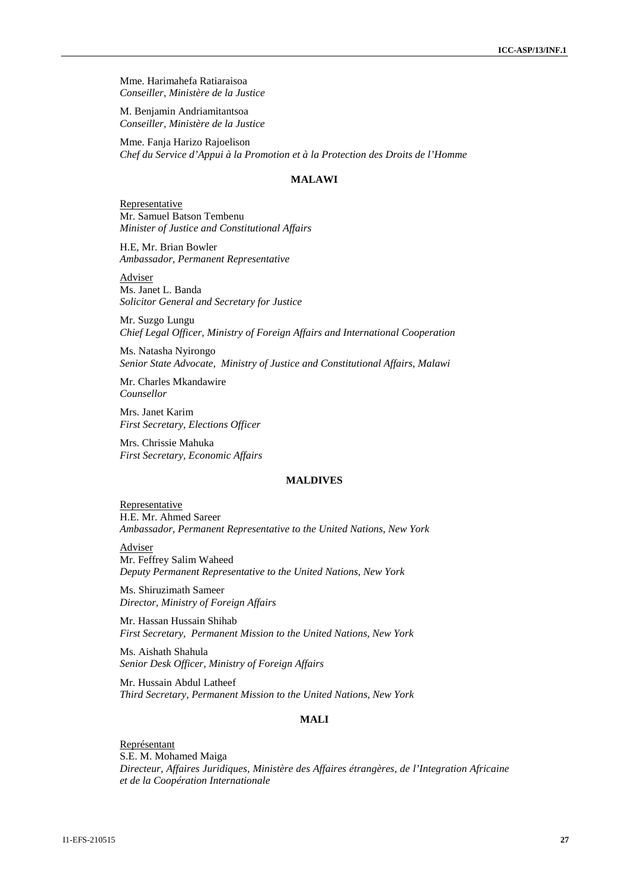Mme. Harimahefa Ratiaraisoa
*Conseiller, Ministère de la Justice*

M. Benjamin Andriamitantsoa
*Conseiller, Ministère de la Justice*

Mme. Fanja Harizo Rajoelison
*Chef du Service d'Appui à la Promotion et à la Protection des Droits de l'Homme*

### MALAWI

Representative
Mr. Samuel Batson Tembenu
*Minister of Justice and Constitutional Affairs*

H.E, Mr. Brian Bowler
*Ambassador, Permanent Representative*

Adviser
Ms. Janet L. Banda
*Solicitor General and Secretary for Justice*

Mr. Suzgo Lungu
*Chief Legal Officer, Ministry of Foreign Affairs and International Cooperation*

Ms. Natasha Nyirongo
*Senior State Advocate, Ministry of Justice and Constitutional Affairs, Malawi*

Mr. Charles Mkandawire
*Counsellor*

Mrs. Janet Karim
*First Secretary, Elections Officer*

Mrs. Chrissie Mahuka
*First Secretary, Economic Affairs*

### MALDIVES

Representative
H.E. Mr. Ahmed Sareer
*Ambassador, Permanent Representative to the United Nations, New York*

Adviser
Mr. Feffrey Salim Waheed
*Deputy Permanent Representative to the United Nations, New York*

Ms. Shiruzimath Sameer
*Director, Ministry of Foreign Affairs*

Mr. Hassan Hussain Shihab
*First Secretary, Permanent Mission to the United Nations, New York*

Ms. Aishath Shahula
*Senior Desk Officer, Ministry of Foreign Affairs*

Mr. Hussain Abdul Latheef
*Third Secretary, Permanent Mission to the United Nations, New York*

### MALI

Représentant
S.E. M. Mohamed Maiga
*Directeur, Affaires Juridiques, Ministère des Affaires étrangères, de l'Integration Africaine et de la Coopération Internationale*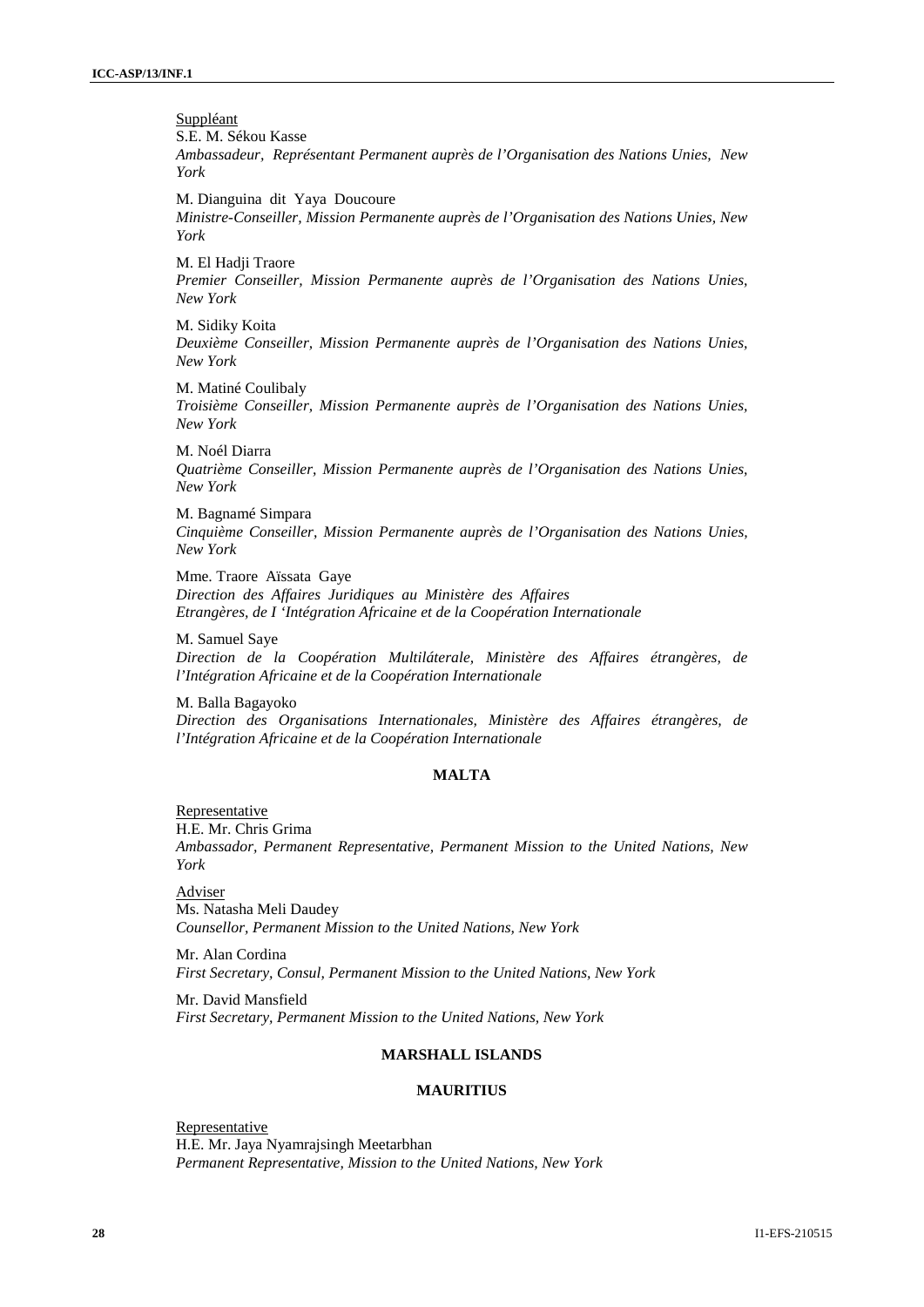Suppléant

S.E. M. Sékou Kasse
*Ambassadeur, Représentant Permanent auprès de l'Organisation des Nations Unies, New York*

M. Dianguina dit Yaya Doucoure
*Ministre-Conseiller, Mission Permanente auprès de l'Organisation des Nations Unies, New York*

M. El Hadji Traore
*Premier Conseiller, Mission Permanente auprès de l'Organisation des Nations Unies, New York*

M. Sidiky Koita
*Deuxième Conseiller, Mission Permanente auprès de l'Organisation des Nations Unies, New York*

M. Matiné Coulibaly
*Troisième Conseiller, Mission Permanente auprès de l'Organisation des Nations Unies, New York*

M. Noél Diarra
*Quatrième Conseiller, Mission Permanente auprès de l'Organisation des Nations Unies, New York*

M. Bagnamé Simpara
*Cinquième Conseiller, Mission Permanente auprès de l'Organisation des Nations Unies, New York*

Mme. Traore Aïssata Gaye
*Direction des Affaires Juridiques au Ministère des Affaires Etrangères, de I 'Intégration Africaine et de la Coopération Internationale*

M. Samuel Saye
*Direction de la Coopération Multiláterale, Ministère des Affaires étrangères, de l'Intégration Africaine et de la Coopération Internationale*

M. Balla Bagayoko
*Direction des Organisations Internationales, Ministère des Affaires étrangères, de l'Intégration Africaine et de la Coopération Internationale*

## MALTA

Representative

H.E. Mr. Chris Grima
*Ambassador, Permanent Representative, Permanent Mission to the United Nations, New York*

Adviser

Ms. Natasha Meli Daudey
*Counsellor, Permanent Mission to the United Nations, New York*

Mr. Alan Cordina
*First Secretary, Consul, Permanent Mission to the United Nations, New York*

Mr. David Mansfield
*First Secretary, Permanent Mission to the United Nations, New York*

## MARSHALL ISLANDS

## MAURITIUS

Representative

H.E. Mr. Jaya Nyamrajsingh Meetarbhan
*Permanent Representative, Mission to the United Nations, New York*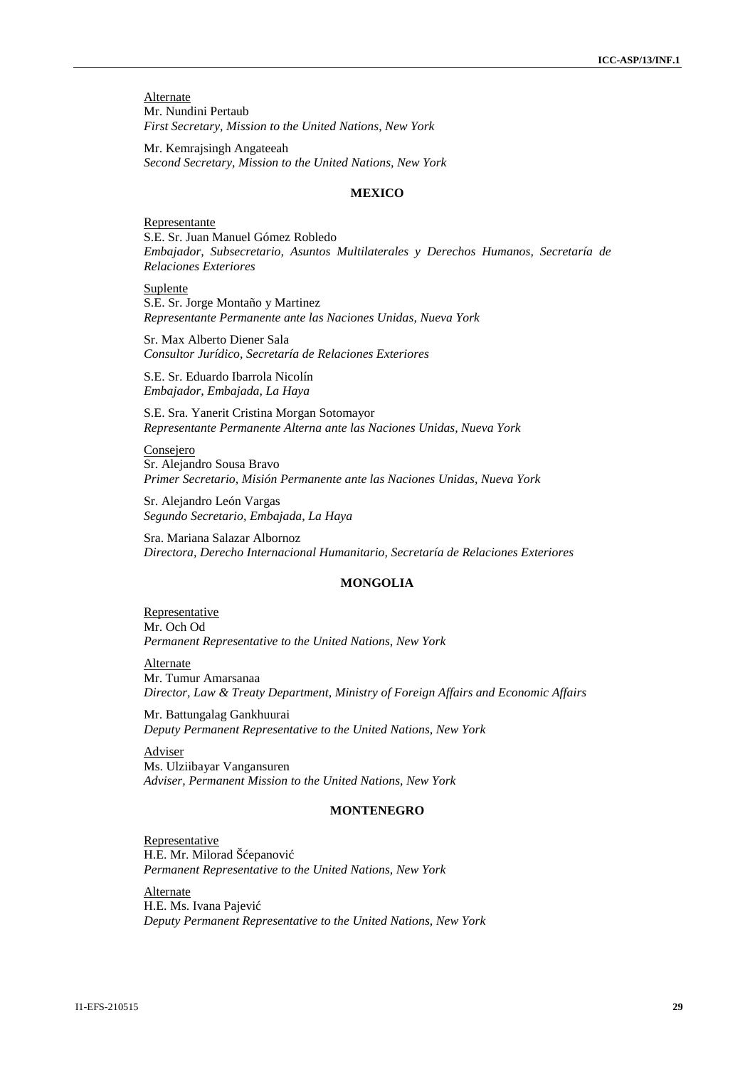Alternate

Mr. Nundini Pertaub
*First Secretary, Mission to the United Nations, New York*

Mr. Kemrajsingh Angateeah
*Second Secretary, Mission to the United Nations, New York*

**MEXICO**

Representante

S.E. Sr. Juan Manuel Gómez Robledo
*Embajador, Subsecretario, Asuntos Multilaterales y Derechos Humanos, Secretaría de Relaciones Exteriores*

Suplente

S.E. Sr. Jorge Montaño y Martinez
*Representante Permanente ante las Naciones Unidas, Nueva York*

Sr. Max Alberto Diener Sala
*Consultor Jurídico, Secretaría de Relaciones Exteriores*

S.E. Sr. Eduardo Ibarrola Nicolín
*Embajador, Embajada, La Haya*

S.E. Sra. Yanerit Cristina Morgan Sotomayor
*Representante Permanente Alterna ante las Naciones Unidas, Nueva York*

Consejero

Sr. Alejandro Sousa Bravo
*Primer Secretario, Misión Permanente ante las Naciones Unidas, Nueva York*

Sr. Alejandro León Vargas
*Segundo Secretario, Embajada, La Haya*

Sra. Mariana Salazar Albornoz
*Directora, Derecho Internacional Humanitario, Secretaría de Relaciones Exteriores*

**MONGOLIA**

Representative

Mr. Och Od
*Permanent Representative to the United Nations, New York*

Alternate

Mr. Tumur Amarsanaa
*Director, Law & Treaty Department, Ministry of Foreign Affairs and Economic Affairs*

Mr. Battungalag Gankhuurai
*Deputy Permanent Representative to the United Nations, New York*

Adviser

Ms. Ulziibayar Vangansuren
*Adviser, Permanent Mission to the United Nations, New York*

**MONTENEGRO**

Representative

H.E. Mr. Milorad Šćepanović
*Permanent Representative to the United Nations, New York*

Alternate

H.E. Ms. Ivana Pajević
*Deputy Permanent Representative to the United Nations, New York*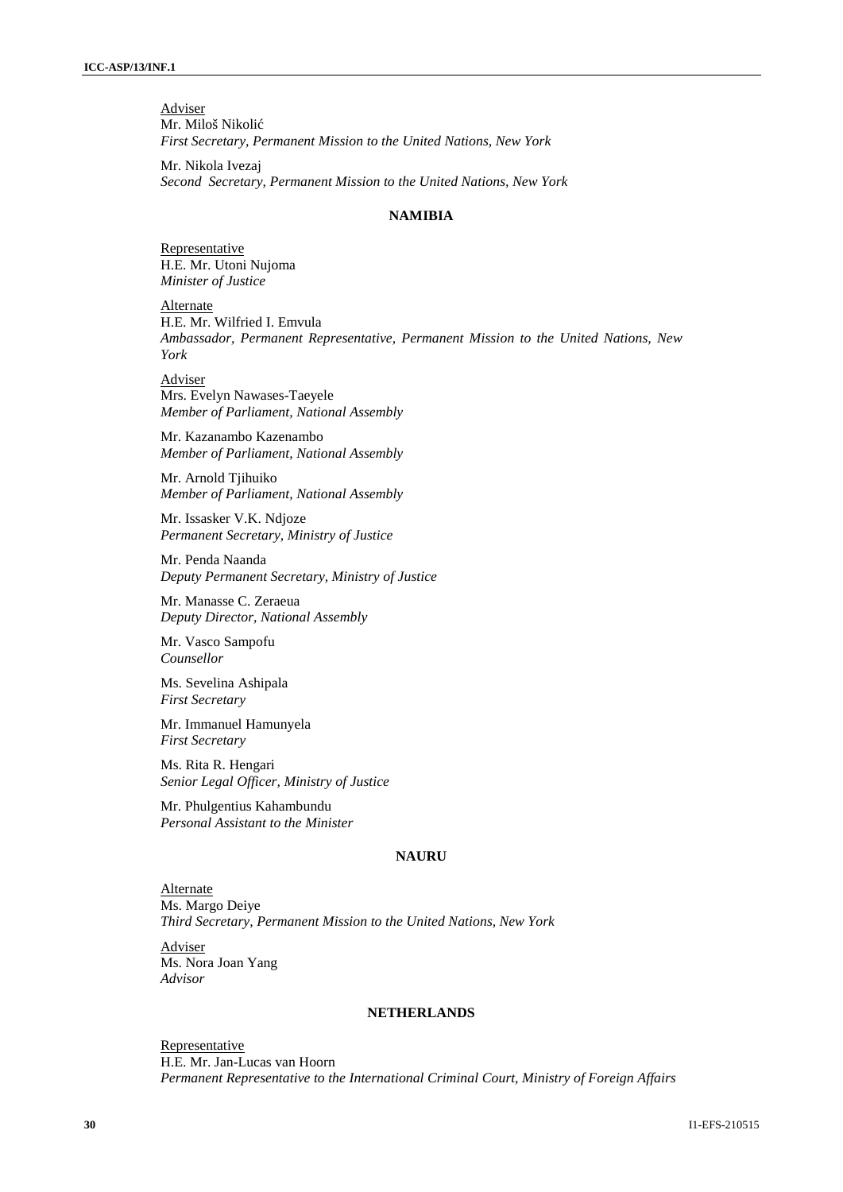Adviser

Mr. Miloš Nikolić
*First Secretary, Permanent Mission to the United Nations, New York*

Mr. Nikola Ivezaj
*Second Secretary, Permanent Mission to the United Nations, New York*

### NAMIBIA

Representative

H.E. Mr. Utoni Nujoma
*Minister of Justice*

Alternate

H.E. Mr. Wilfried I. Emvula
*Ambassador, Permanent Representative, Permanent Mission to the United Nations, New York*

Adviser

Mrs. Evelyn Nawases-Taeyele
*Member of Parliament, National Assembly*

Mr. Kazanambo Kazenambo
*Member of Parliament, National Assembly*

Mr. Arnold Tjihuiko
*Member of Parliament, National Assembly*

Mr. Issasker V.K. Ndjoze
*Permanent Secretary, Ministry of Justice*

Mr. Penda Naanda
*Deputy Permanent Secretary, Ministry of Justice*

Mr. Manasse C. Zeraeua
*Deputy Director, National Assembly*

Mr. Vasco Sampofu
*Counsellor*

Ms. Sevelina Ashipala
*First Secretary*

Mr. Immanuel Hamunyela
*First Secretary*

Ms. Rita R. Hengari
*Senior Legal Officer, Ministry of Justice*

Mr. Phulgentius Kahambundu
*Personal Assistant to the Minister*

### NAURU

Alternate

Ms. Margo Deiye
*Third Secretary, Permanent Mission to the United Nations, New York*

Adviser

Ms. Nora Joan Yang
*Advisor*

### NETHERLANDS

Representative

H.E. Mr. Jan-Lucas van Hoorn
*Permanent Representative to the International Criminal Court, Ministry of Foreign Affairs*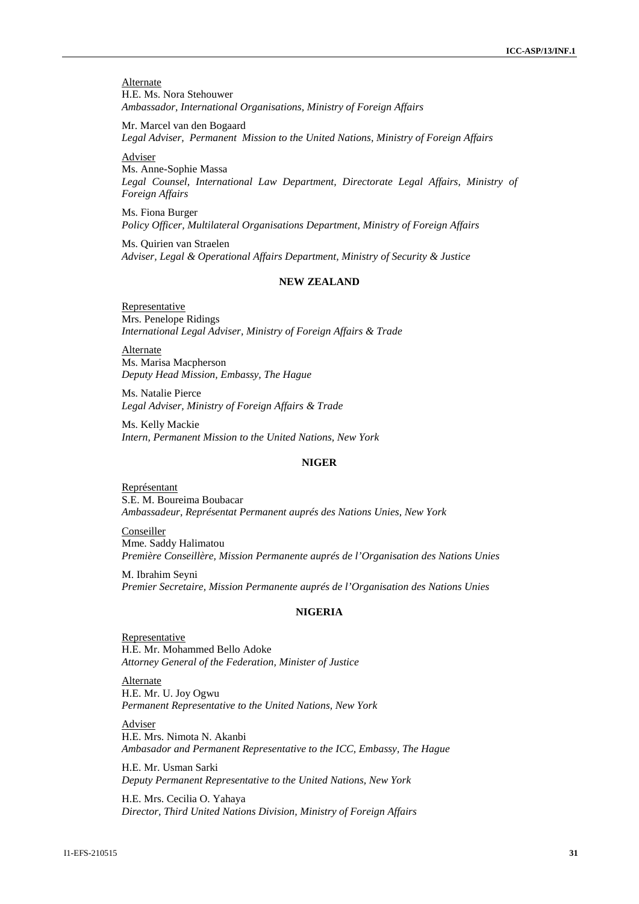Alternate

H.E. Ms. Nora Stehouwer
*Ambassador, International Organisations, Ministry of Foreign Affairs*

Mr. Marcel van den Bogaard
*Legal Adviser, Permanent Mission to the United Nations, Ministry of Foreign Affairs*

Adviser

Ms. Anne-Sophie Massa
*Legal Counsel, International Law Department, Directorate Legal Affairs, Ministry of Foreign Affairs*

Ms. Fiona Burger
*Policy Officer, Multilateral Organisations Department, Ministry of Foreign Affairs*

Ms. Quirien van Straelen
*Adviser, Legal & Operational Affairs Department, Ministry of Security & Justice*

## NEW ZEALAND

Representative

Mrs. Penelope Ridings
*International Legal Adviser, Ministry of Foreign Affairs & Trade*

Alternate

Ms. Marisa Macpherson
*Deputy Head Mission, Embassy, The Hague*

Ms. Natalie Pierce
*Legal Adviser, Ministry of Foreign Affairs & Trade*

Ms. Kelly Mackie
*Intern, Permanent Mission to the United Nations, New York*

## NIGER

Représentant

S.E. M. Boureima Boubacar
*Ambassadeur, Représentat Permanent auprés des Nations Unies, New York*

Conseiller

Mme. Saddy Halimatou
*Première Conseillère, Mission Permanente auprés de l'Organisation des Nations Unies*

M. Ibrahim Seyni
*Premier Secretaire, Mission Permanente auprés de l'Organisation des Nations Unies*

## NIGERIA

Representative

H.E. Mr. Mohammed Bello Adoke
*Attorney General of the Federation, Minister of Justice*

Alternate

H.E. Mr. U. Joy Ogwu
*Permanent Representative to the United Nations, New York*

Adviser

H.E. Mrs. Nimota N. Akanbi
*Ambasador and Permanent Representative to the ICC, Embassy, The Hague*

H.E. Mr. Usman Sarki
*Deputy Permanent Representative to the United Nations, New York*

H.E. Mrs. Cecilia O. Yahaya
*Director, Third United Nations Division, Ministry of Foreign Affairs*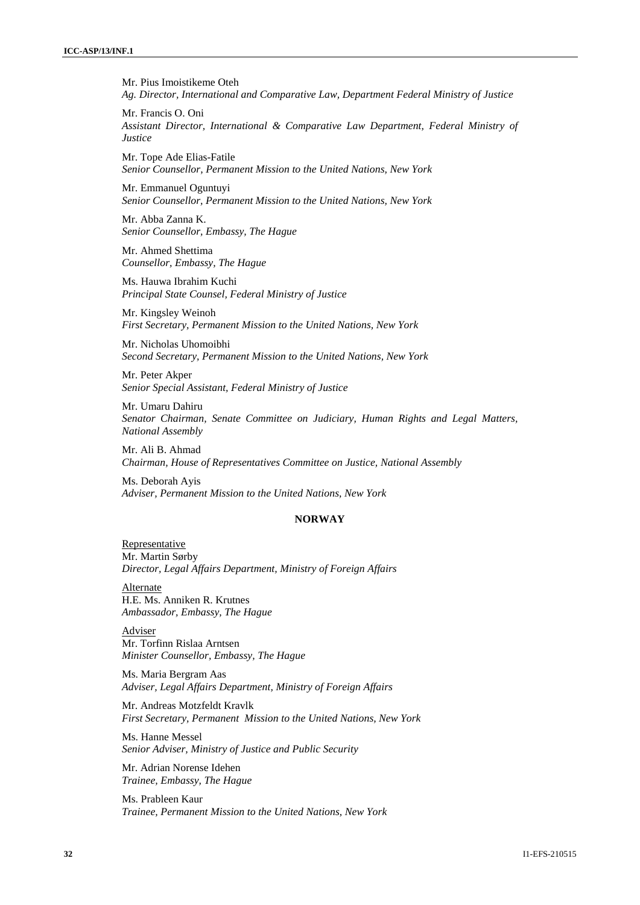Mr. Pius Imoistikeme Oteh
*Ag. Director, International and Comparative Law, Department Federal Ministry of Justice*

Mr. Francis O. Oni
*Assistant Director, International & Comparative Law Department, Federal Ministry of Justice*

Mr. Tope Ade Elias-Fatile
*Senior Counsellor, Permanent Mission to the United Nations, New York*

Mr. Emmanuel Oguntuyi
*Senior Counsellor, Permanent Mission to the United Nations, New York*

Mr. Abba Zanna K.
*Senior Counsellor, Embassy, The Hague*

Mr. Ahmed Shettima
*Counsellor, Embassy, The Hague*

Ms. Hauwa Ibrahim Kuchi
*Principal State Counsel, Federal Ministry of Justice*

Mr. Kingsley Weinoh
*First Secretary, Permanent Mission to the United Nations, New York*

Mr. Nicholas Uhomoibhi
*Second Secretary, Permanent Mission to the United Nations, New York*

Mr. Peter Akper
*Senior Special Assistant, Federal Ministry of Justice*

Mr. Umaru Dahiru
*Senator Chairman, Senate Committee on Judiciary, Human Rights and Legal Matters, National Assembly*

Mr. Ali B. Ahmad
*Chairman, House of Representatives Committee on Justice, National Assembly*

Ms. Deborah Ayis
*Adviser, Permanent Mission to the United Nations, New York*

**NORWAY**

Representative
Mr. Martin Sørby
*Director, Legal Affairs Department, Ministry of Foreign Affairs*

Alternate
H.E. Ms. Anniken R. Krutnes
*Ambassador, Embassy, The Hague*

Adviser
Mr. Torfinn Rislaa Arntsen
*Minister Counsellor, Embassy, The Hague*

Ms. Maria Bergram Aas
*Adviser, Legal Affairs Department, Ministry of Foreign Affairs*

Mr. Andreas Motzfeldt Kravlk
*First Secretary, Permanent Mission to the United Nations, New York*

Ms. Hanne Messel
*Senior Adviser, Ministry of Justice and Public Security*

Mr. Adrian Norense Idehen
*Trainee, Embassy, The Hague*

Ms. Prableen Kaur
*Trainee, Permanent Mission to the United Nations, New York*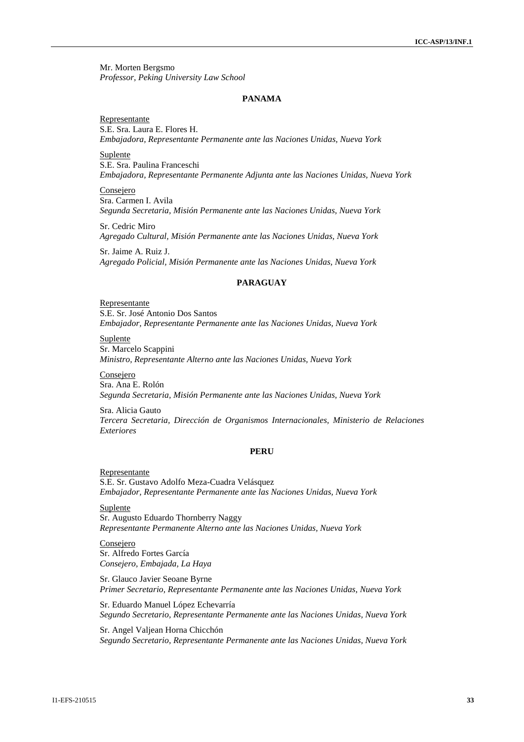Mr. Morten Bergsmo
*Professor, Peking University Law School*

### PANAMA

Representante
S.E. Sra. Laura E. Flores H.
*Embajadora, Representante Permanente ante las Naciones Unidas, Nueva York*

Suplente
S.E. Sra. Paulina Franceschi
*Embajadora, Representante Permanente Adjunta ante las Naciones Unidas, Nueva York*

Consejero
Sra. Carmen I. Avila
*Segunda Secretaria, Misión Permanente ante las Naciones Unidas, Nueva York*

Sr. Cedric Miro
*Agregado Cultural, Misión Permanente ante las Naciones Unidas, Nueva York*

Sr. Jaime A. Ruiz J.
*Agregado Policial, Misión Permanente ante las Naciones Unidas, Nueva York*

### PARAGUAY

Representante
S.E. Sr. José Antonio Dos Santos
*Embajador, Representante Permanente ante las Naciones Unidas, Nueva York*

Suplente
Sr. Marcelo Scappini
*Ministro, Representante Alterno ante las Naciones Unidas, Nueva York*

Consejero
Sra. Ana E. Rolón
*Segunda Secretaria, Misión Permanente ante las Naciones Unidas, Nueva York*

Sra. Alicia Gauto
*Tercera Secretaria, Dirección de Organismos Internacionales, Ministerio de Relaciones Exteriores*

### PERU

Representante
S.E. Sr. Gustavo Adolfo Meza-Cuadra Velásquez
*Embajador, Representante Permanente ante las Naciones Unidas, Nueva York*

Suplente
Sr. Augusto Eduardo Thornberry Naggy
*Representante Permanente Alterno ante las Naciones Unidas, Nueva York*

Consejero
Sr. Alfredo Fortes García
*Consejero, Embajada, La Haya*

Sr. Glauco Javier Seoane Byrne
*Primer Secretario, Representante Permanente ante las Naciones Unidas, Nueva York*

Sr. Eduardo Manuel López Echevarría
*Segundo Secretario, Representante Permanente ante las Naciones Unidas, Nueva York*

Sr. Angel Valjean Horna Chicchón
*Segundo Secretario, Representante Permanente ante las Naciones Unidas, Nueva York*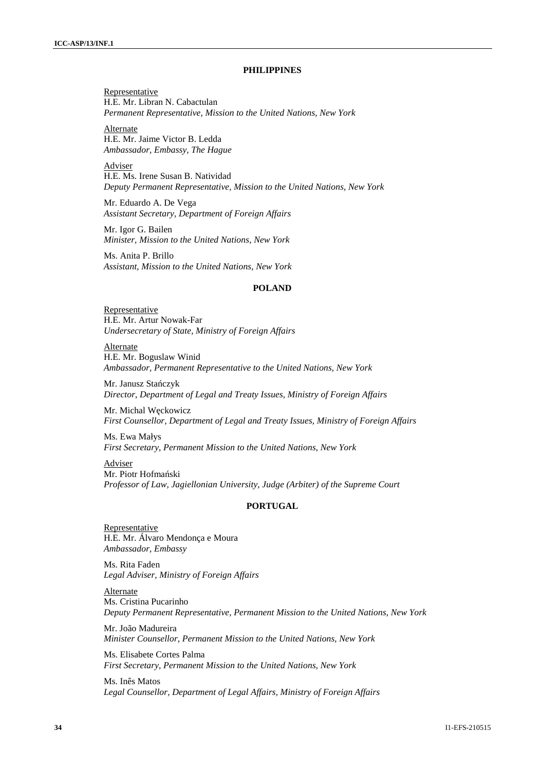**PHILIPPINES**

Representative
H.E. Mr. Libran N. Cabactulan
*Permanent Representative, Mission to the United Nations, New York*

Alternate
H.E. Mr. Jaime Victor B. Ledda
*Ambassador, Embassy, The Hague*

Adviser
H.E. Ms. Irene Susan B. Natividad
*Deputy Permanent Representative, Mission to the United Nations, New York*

Mr. Eduardo A. De Vega
*Assistant Secretary, Department of Foreign Affairs*

Mr. Igor G. Bailen
*Minister, Mission to the United Nations, New York*

Ms. Anita P. Brillo
*Assistant, Mission to the United Nations, New York*

**POLAND**

Representative
H.E. Mr. Artur Nowak-Far
*Undersecretary of State, Ministry of Foreign Affairs*

Alternate
H.E. Mr. Boguslaw Winid
*Ambassador, Permanent Representative to the United Nations, New York*

Mr. Janusz Stańczyk
*Director, Department of Legal and Treaty Issues, Ministry of Foreign Affairs*

Mr. Michal Węckowicz
*First Counsellor, Department of Legal and Treaty Issues, Ministry of Foreign Affairs*

Ms. Ewa Małys
*First Secretary, Permanent Mission to the United Nations, New York*

Adviser
Mr. Piotr Hofmański
*Professor of Law, Jagiellonian University, Judge (Arbiter) of the Supreme Court*

**PORTUGAL**

Representative
H.E. Mr. Álvaro Mendonça e Moura
*Ambassador, Embassy*

Ms. Rita Faden
*Legal Adviser, Ministry of Foreign Affairs*

Alternate
Ms. Cristina Pucarinho
*Deputy Permanent Representative, Permanent Mission to the United Nations, New York*

Mr. João Madureira
*Minister Counsellor, Permanent Mission to the United Nations, New York*

Ms. Elisabete Cortes Palma
*First Secretary, Permanent Mission to the United Nations, New York*

Ms. Inês Matos
*Legal Counsellor, Department of Legal Affairs, Ministry of Foreign Affairs*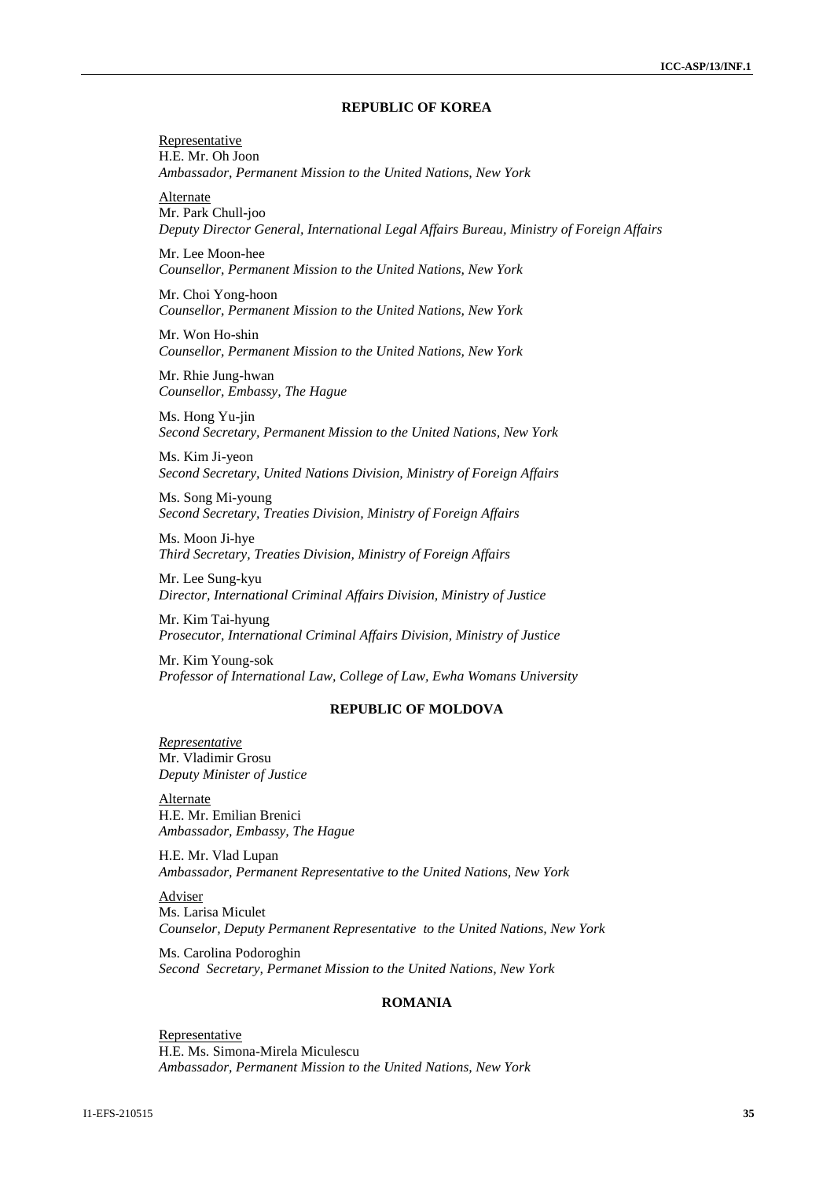## REPUBLIC OF KOREA

Representative
H.E. Mr. Oh Joon
*Ambassador, Permanent Mission to the United Nations, New York*

Alternate
Mr. Park Chull-joo
*Deputy Director General, International Legal Affairs Bureau, Ministry of Foreign Affairs*

Mr. Lee Moon-hee
*Counsellor, Permanent Mission to the United Nations, New York*

Mr. Choi Yong-hoon
*Counsellor, Permanent Mission to the United Nations, New York*

Mr. Won Ho-shin
*Counsellor, Permanent Mission to the United Nations, New York*

Mr. Rhie Jung-hwan
*Counsellor, Embassy, The Hague*

Ms. Hong Yu-jin
*Second Secretary, Permanent Mission to the United Nations, New York*

Ms. Kim Ji-yeon
*Second Secretary, United Nations Division, Ministry of Foreign Affairs*

Ms. Song Mi-young
*Second Secretary, Treaties Division, Ministry of Foreign Affairs*

Ms. Moon Ji-hye
*Third Secretary, Treaties Division, Ministry of Foreign Affairs*

Mr. Lee Sung-kyu
*Director, International Criminal Affairs Division, Ministry of Justice*

Mr. Kim Tai-hyung
*Prosecutor, International Criminal Affairs Division, Ministry of Justice*

Mr. Kim Young-sok
*Professor of International Law, College of Law, Ewha Womans University*

## REPUBLIC OF MOLDOVA

*Representative*
Mr. Vladimir Grosu
*Deputy Minister of Justice*

Alternate
H.E. Mr. Emilian Brenici
*Ambassador, Embassy, The Hague*

H.E. Mr. Vlad Lupan
*Ambassador, Permanent Representative to the United Nations, New York*

Adviser
Ms. Larisa Miculet
*Counselor, Deputy Permanent Representative to the United Nations, New York*

Ms. Carolina Podoroghin
*Second Secretary, Permanet Mission to the United Nations, New York*

## ROMANIA

Representative
H.E. Ms. Simona-Mirela Miculescu
*Ambassador, Permanent Mission to the United Nations, New York*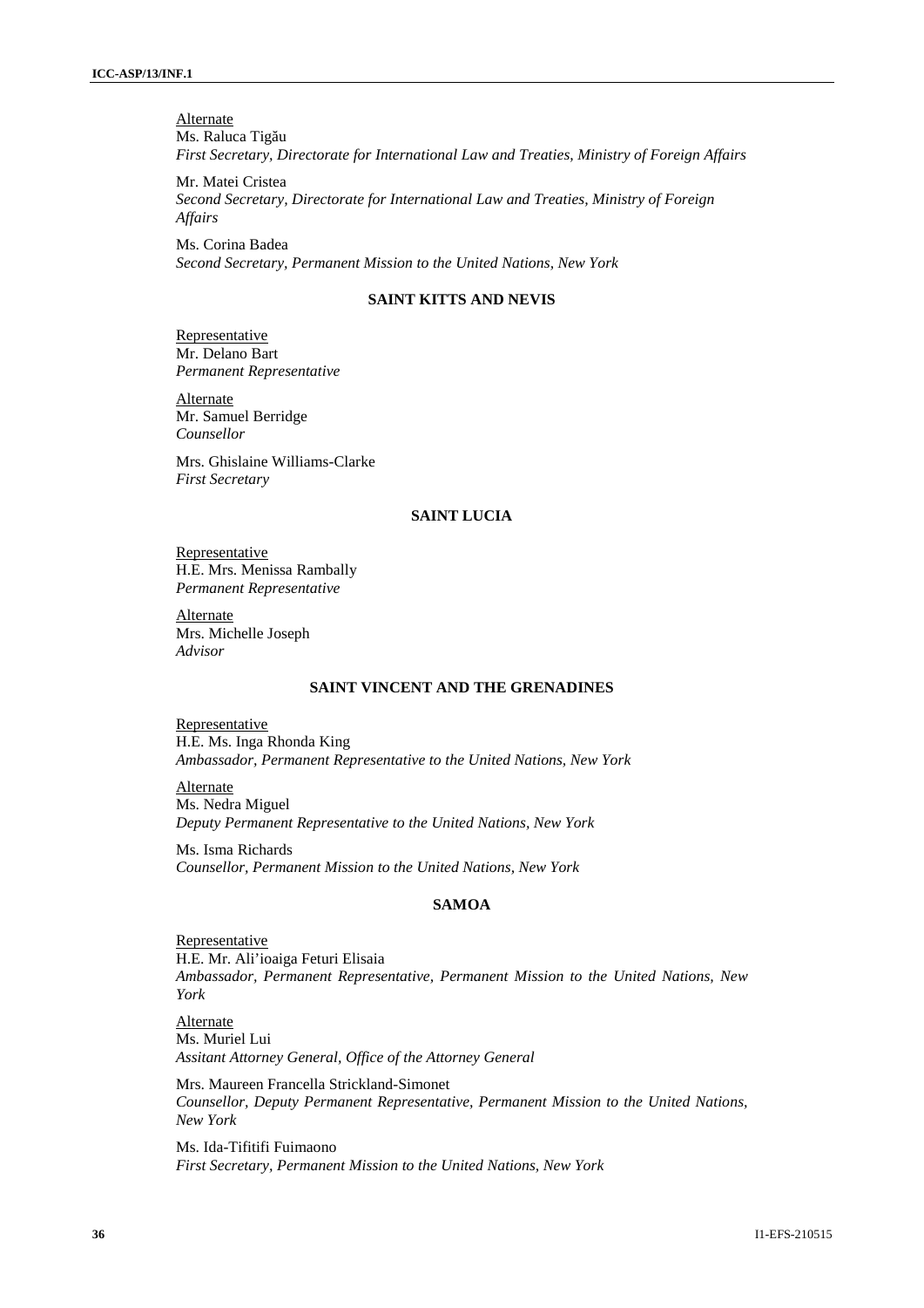Alternate

Ms. Raluca Tigău
*First Secretary, Directorate for International Law and Treaties, Ministry of Foreign Affairs*

Mr. Matei Cristea
*Second Secretary, Directorate for International Law and Treaties, Ministry of Foreign Affairs*

Ms. Corina Badea
*Second Secretary, Permanent Mission to the United Nations, New York*

## SAINT KITTS AND NEVIS

Representative

Mr. Delano Bart
*Permanent Representative*

Alternate

Mr. Samuel Berridge
*Counsellor*

Mrs. Ghislaine Williams-Clarke
*First Secretary*

## SAINT LUCIA

Representative

H.E. Mrs. Menissa Rambally
*Permanent Representative*

Alternate

Mrs. Michelle Joseph
*Advisor*

## SAINT VINCENT AND THE GRENADINES

Representative

H.E. Ms. Inga Rhonda King
*Ambassador, Permanent Representative to the United Nations, New York*

Alternate

Ms. Nedra Miguel
*Deputy Permanent Representative to the United Nations, New York*

Ms. Isma Richards
*Counsellor, Permanent Mission to the United Nations, New York*

## SAMOA

Representative

H.E. Mr. Ali'ioaiga Feturi Elisaia
*Ambassador, Permanent Representative, Permanent Mission to the United Nations, New York*

Alternate

Ms. Muriel Lui
*Assitant Attorney General, Office of the Attorney General*

Mrs. Maureen Francella Strickland-Simonet
*Counsellor, Deputy Permanent Representative, Permanent Mission to the United Nations, New York*

Ms. Ida-Tifitifi Fuimaono
*First Secretary, Permanent Mission to the United Nations, New York*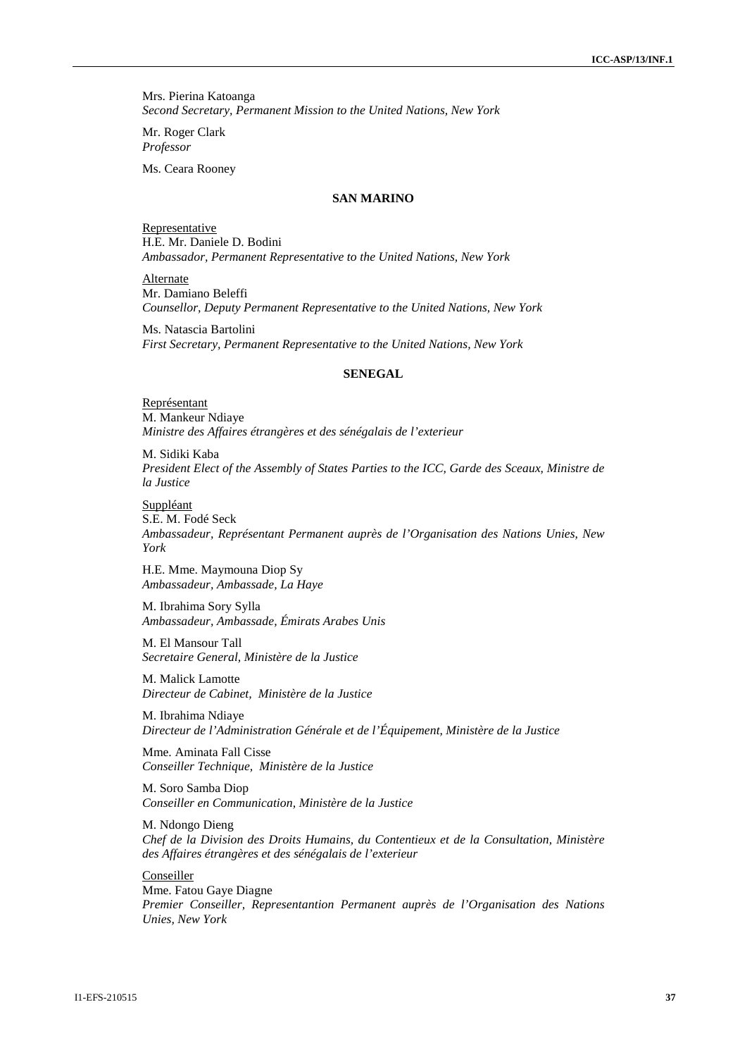Mrs. Pierina Katoanga
*Second Secretary, Permanent Mission to the United Nations, New York*

Mr. Roger Clark
*Professor*

Ms. Ceara Rooney

## SAN MARINO

Representative
H.E. Mr. Daniele D. Bodini
*Ambassador, Permanent Representative to the United Nations, New York*

Alternate
Mr. Damiano Beleffi
*Counsellor, Deputy Permanent Representative to the United Nations, New York*

Ms. Natascia Bartolini
*First Secretary, Permanent Representative to the United Nations, New York*

## SENEGAL

Représentant
M. Mankeur Ndiaye
*Ministre des Affaires étrangères et des sénégalais de l'exterieur*

M. Sidiki Kaba
*President Elect of the Assembly of States Parties to the ICC, Garde des Sceaux, Ministre de la Justice*

Suppléant
S.E. M. Fodé Seck
*Ambassadeur, Représentant Permanent auprès de l'Organisation des Nations Unies, New York*

H.E. Mme. Maymouna Diop Sy
*Ambassadeur, Ambassade, La Haye*

M. Ibrahima Sory Sylla
*Ambassadeur, Ambassade, Émirats Arabes Unis*

M. El Mansour Tall
*Secretaire General, Ministère de la Justice*

M. Malick Lamotte
*Directeur de Cabinet, Ministère de la Justice*

M. Ibrahima Ndiaye
*Directeur de l'Administration Générale et de l'Équipement, Ministère de la Justice*

Mme. Aminata Fall Cisse
*Conseiller Technique, Ministère de la Justice*

M. Soro Samba Diop
*Conseiller en Communication, Ministère de la Justice*

M. Ndongo Dieng
*Chef de la Division des Droits Humains, du Contentieux et de la Consultation, Ministère des Affaires étrangères et des sénégalais de l'exterieur*

Conseiller
Mme. Fatou Gaye Diagne
*Premier Conseiller, Representantion Permanent auprès de l'Organisation des Nations Unies, New York*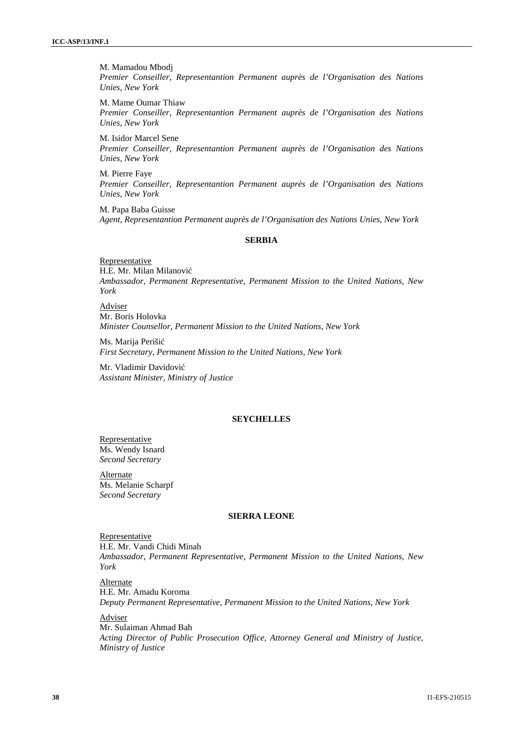M. Mamadou Mbodj
*Premier Conseiller, Representantion Permanent auprès de l'Organisation des Nations Unies, New York*

M. Mame Oumar Thiaw
*Premier Conseiller, Representantion Permanent auprès de l'Organisation des Nations Unies, New York*

M. Isidor Marcel Sene
*Premier Conseiller, Representantion Permanent auprès de l'Organisation des Nations Unies, New York*

M. Pierre Faye
*Premier Conseiller, Representantion Permanent auprès de l'Organisation des Nations Unies, New York*

M. Papa Baba Guisse
*Agent, Representantion Permanent auprès de l'Organisation des Nations Unies, New York*

## SERBIA

Representative
H.E. Mr. Milan Milanović
*Ambassador, Permanent Representative, Permanent Mission to the United Nations, New York*

Adviser
Mr. Boris Holovka
*Minister Counsellor, Permanent Mission to the United Nations, New York*

Ms. Marija Perišić
*First Secretary, Permanent Mission to the United Nations, New York*

Mr. Vladimir Davidović
*Assistant Minister, Ministry of Justice*

## SEYCHELLES

Representative
Ms. Wendy Isnard
*Second Secretary*

Alternate
Ms. Melanie Scharpf
*Second Secretary*

## SIERRA LEONE

Representative
H.E. Mr. Vandi Chidi Minah
*Ambassador, Permanent Representative, Permanent Mission to the United Nations, New York*

Alternate
H.E. Mr. Amadu Koroma
*Deputy Permanent Representative, Permanent Mission to the United Nations, New York*

Adviser
Mr. Sulaiman Ahmad Bah
*Acting Director of Public Prosecution Office, Attorney General and Ministry of Justice, Ministry of Justice*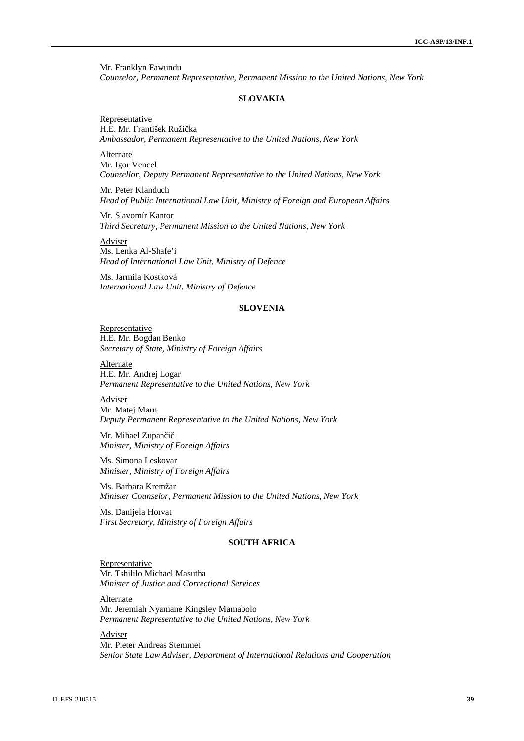Mr. Franklyn Fawundu
*Counselor, Permanent Representative, Permanent Mission to the United Nations, New York*

## SLOVAKIA

Representative
H.E. Mr. František Ružička
*Ambassador, Permanent Representative to the United Nations, New York*

Alternate
Mr. Igor Vencel
*Counsellor, Deputy Permanent Representative to the United Nations, New York*

Mr. Peter Klanduch
*Head of Public International Law Unit, Ministry of Foreign and European Affairs*

Mr. Slavomír Kantor
*Third Secretary, Permanent Mission to the United Nations, New York*

Adviser
Ms. Lenka Al-Shafe'i
*Head of International Law Unit, Ministry of Defence*

Ms. Jarmila Kostková
*International Law Unit, Ministry of Defence*

## SLOVENIA

Representative
H.E. Mr. Bogdan Benko
*Secretary of State, Ministry of Foreign Affairs*

Alternate
H.E. Mr. Andrej Logar
*Permanent Representative to the United Nations, New York*

Adviser
Mr. Matej Marn
*Deputy Permanent Representative to the United Nations, New York*

Mr. Mihael Zupančič
*Minister, Ministry of Foreign Affairs*

Ms. Simona Leskovar
*Minister, Ministry of Foreign Affairs*

Ms. Barbara Kremžar
*Minister Counselor, Permanent Mission to the United Nations, New York*

Ms. Danijela Horvat
*First Secretary, Ministry of Foreign Affairs*

## SOUTH AFRICA

Representative
Mr. Tshililo Michael Masutha
*Minister of Justice and Correctional Services*

Alternate
Mr. Jeremiah Nyamane Kingsley Mamabolo
*Permanent Representative to the United Nations, New York*

Adviser
Mr. Pieter Andreas Stemmet
*Senior State Law Adviser, Department of International Relations and Cooperation*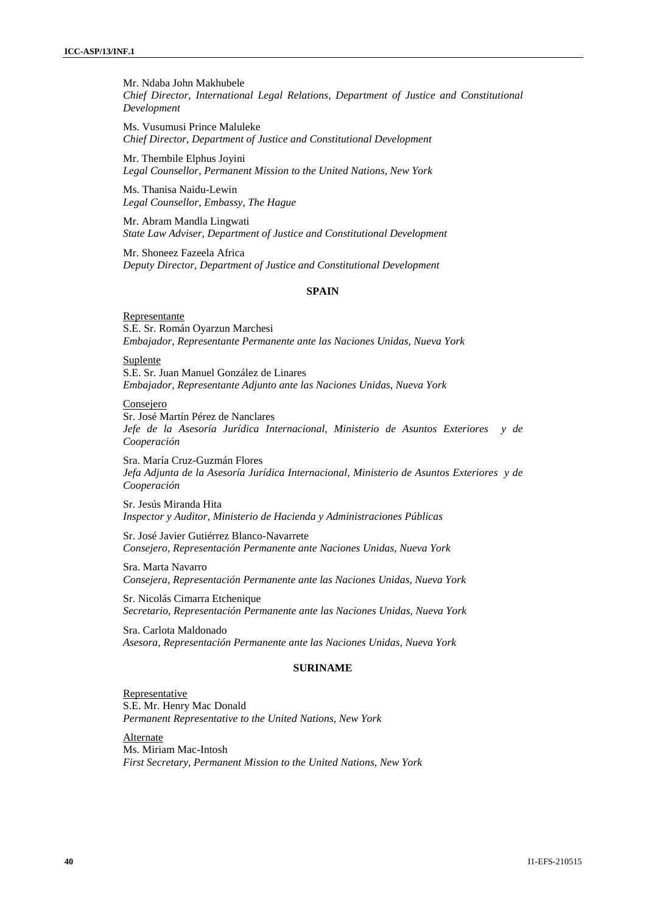Mr. Ndaba John Makhubele
*Chief Director, International Legal Relations, Department of Justice and Constitutional Development*

Ms. Vusumusi Prince Maluleke
*Chief Director, Department of Justice and Constitutional Development*

Mr. Thembile Elphus Joyini
*Legal Counsellor, Permanent Mission to the United Nations, New York*

Ms. Thanisa Naidu-Lewin
*Legal Counsellor, Embassy, The Hague*

Mr. Abram Mandla Lingwati
*State Law Adviser, Department of Justice and Constitutional Development*

Mr. Shoneez Fazeela Africa
*Deputy Director, Department of Justice and Constitutional Development*

**SPAIN**

Representante
S.E. Sr. Román Oyarzun Marchesi
*Embajador, Representante Permanente ante las Naciones Unidas, Nueva York*

Suplente
S.E. Sr. Juan Manuel González de Linares
*Embajador, Representante Adjunto ante las Naciones Unidas, Nueva York*

Consejero
Sr. José Martín Pérez de Nanclares
*Jefe de la Asesoría Jurídica Internacional, Ministerio de Asuntos Exteriores y de Cooperación*

Sra. María Cruz-Guzmán Flores
*Jefa Adjunta de la Asesoría Jurídica Internacional, Ministerio de Asuntos Exteriores y de Cooperación*

Sr. Jesús Miranda Hita
*Inspector y Auditor, Ministerio de Hacienda y Administraciones Públicas*

Sr. José Javier Gutiérrez Blanco-Navarrete
*Consejero, Representación Permanente ante Naciones Unidas, Nueva York*

Sra. Marta Navarro
*Consejera, Representación Permanente ante las Naciones Unidas, Nueva York*

Sr. Nicolás Cimarra Etchenique
*Secretario, Representación Permanente ante las Naciones Unidas, Nueva York*

Sra. Carlota Maldonado
*Asesora, Representación Permanente ante las Naciones Unidas, Nueva York*

**SURINAME**

Representative
S.E. Mr. Henry Mac Donald
*Permanent Representative to the United Nations, New York*

Alternate
Ms. Miriam Mac-Intosh
*First Secretary, Permanent Mission to the United Nations, New York*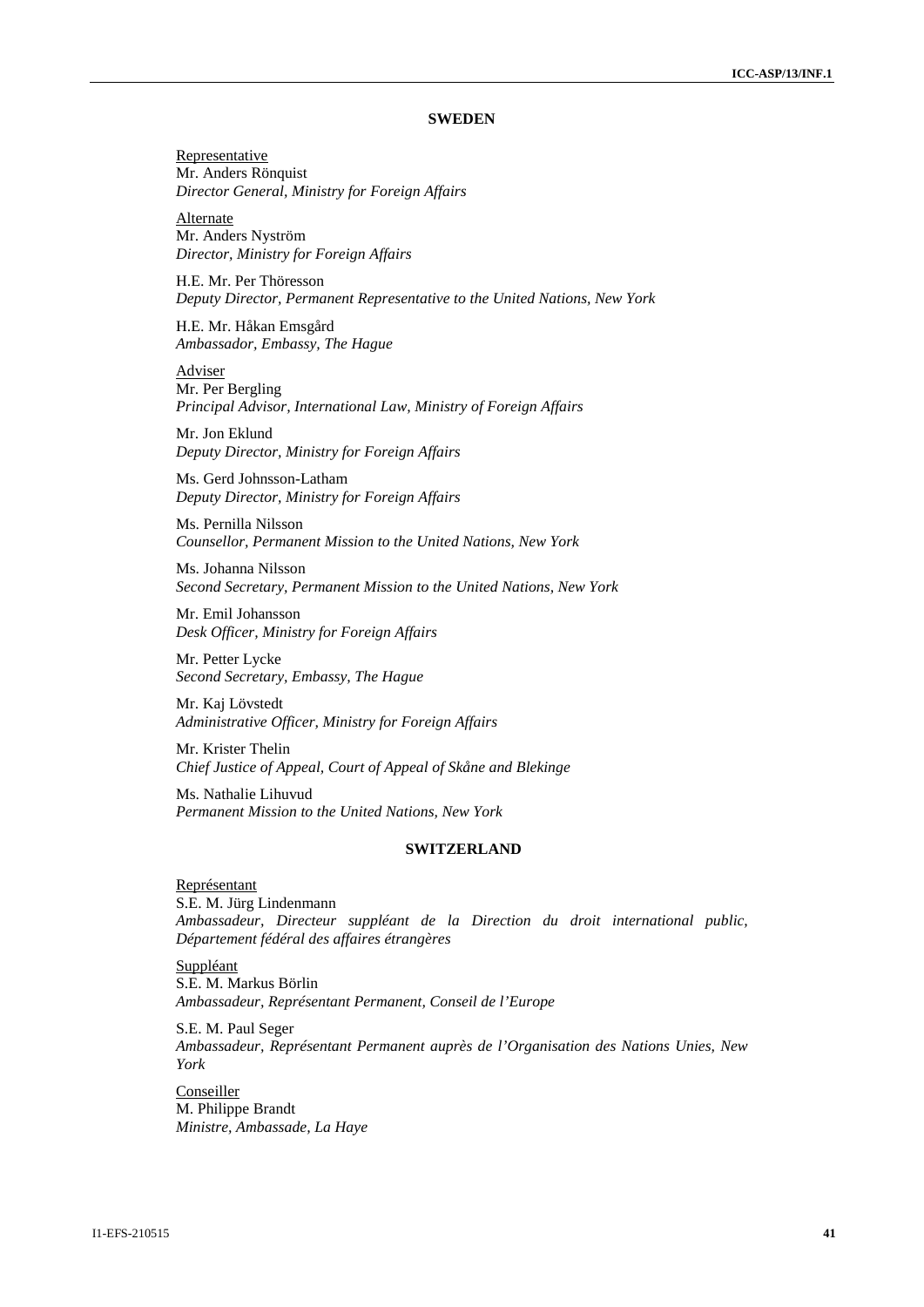## SWEDEN

Representative
Mr. Anders Rönquist
*Director General, Ministry for Foreign Affairs*

Alternate
Mr. Anders Nyström
*Director, Ministry for Foreign Affairs*

H.E. Mr. Per Thöresson
*Deputy Director, Permanent Representative to the United Nations, New York*

H.E. Mr. Håkan Emsgård
*Ambassador, Embassy, The Hague*

Adviser
Mr. Per Bergling
*Principal Advisor, International Law, Ministry of Foreign Affairs*

Mr. Jon Eklund
*Deputy Director, Ministry for Foreign Affairs*

Ms. Gerd Johnsson-Latham
*Deputy Director, Ministry for Foreign Affairs*

Ms. Pernilla Nilsson
*Counsellor, Permanent Mission to the United Nations, New York*

Ms. Johanna Nilsson
*Second Secretary, Permanent Mission to the United Nations, New York*

Mr. Emil Johansson
*Desk Officer, Ministry for Foreign Affairs*

Mr. Petter Lycke
*Second Secretary, Embassy, The Hague*

Mr. Kaj Lövstedt
*Administrative Officer, Ministry for Foreign Affairs*

Mr. Krister Thelin
*Chief Justice of Appeal, Court of Appeal of Skåne and Blekinge*

Ms. Nathalie Lihuvud
*Permanent Mission to the United Nations, New York*

## SWITZERLAND

Représentant
S.E. M. Jürg Lindenmann
*Ambassadeur, Directeur suppléant de la Direction du droit international public, Département fédéral des affaires étrangères*

Suppléant
S.E. M. Markus Börlin
*Ambassadeur, Représentant Permanent, Conseil de l'Europe*

S.E. M. Paul Seger
*Ambassadeur, Représentant Permanent auprès de l'Organisation des Nations Unies, New York*

Conseiller
M. Philippe Brandt
*Ministre, Ambassade, La Haye*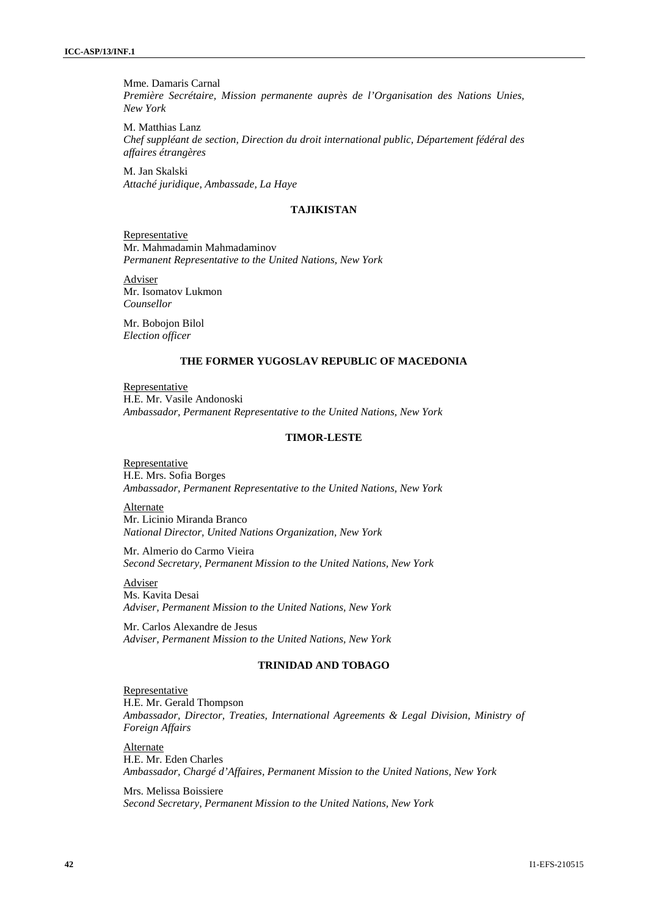Mme. Damaris Carnal
*Première Secrétaire, Mission permanente auprès de l'Organisation des Nations Unies, New York*

M. Matthias Lanz
*Chef suppléant de section, Direction du droit international public, Département fédéral des affaires étrangères*

M. Jan Skalski
*Attaché juridique, Ambassade, La Haye*

### TAJIKISTAN

Representative
Mr. Mahmadamin Mahmadaminov
*Permanent Representative to the United Nations, New York*

Adviser
Mr. Isomatov Lukmon
*Counsellor*

Mr. Bobojon Bilol
*Election officer*

### THE FORMER YUGOSLAV REPUBLIC OF MACEDONIA

Representative
H.E. Mr. Vasile Andonoski
*Ambassador, Permanent Representative to the United Nations, New York*

### TIMOR-LESTE

Representative
H.E. Mrs. Sofia Borges
*Ambassador, Permanent Representative to the United Nations, New York*

Alternate
Mr. Licinio Miranda Branco
*National Director, United Nations Organization, New York*

Mr. Almerio do Carmo Vieira
*Second Secretary, Permanent Mission to the United Nations, New York*

Adviser
Ms. Kavita Desai
*Adviser, Permanent Mission to the United Nations, New York*

Mr. Carlos Alexandre de Jesus
*Adviser, Permanent Mission to the United Nations, New York*

### TRINIDAD AND TOBAGO

Representative
H.E. Mr. Gerald Thompson
*Ambassador, Director, Treaties, International Agreements & Legal Division, Ministry of Foreign Affairs*

Alternate
H.E. Mr. Eden Charles
*Ambassador, Chargé d'Affaires, Permanent Mission to the United Nations, New York*

Mrs. Melissa Boissiere
*Second Secretary, Permanent Mission to the United Nations, New York*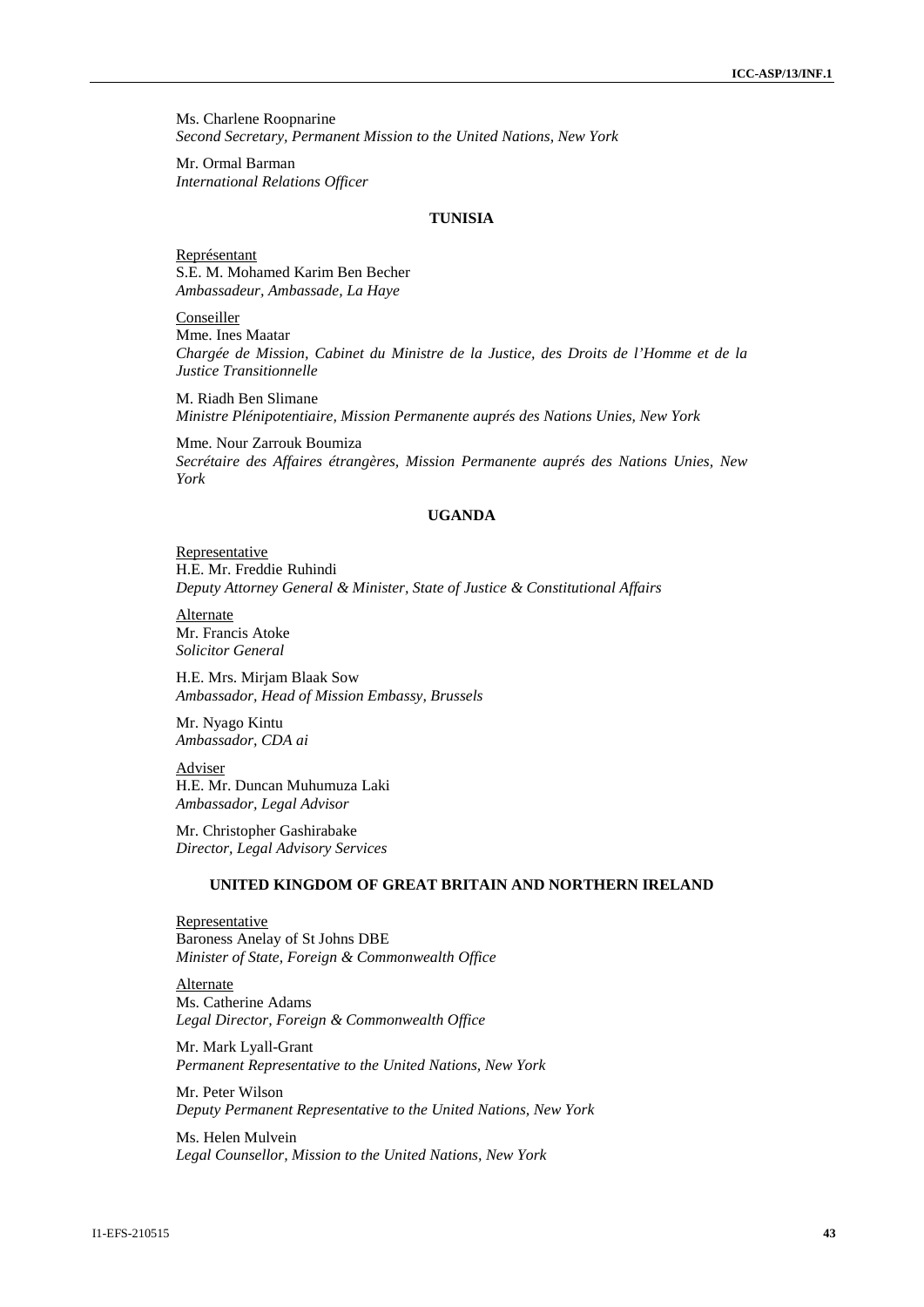Ms. Charlene Roopnarine
*Second Secretary, Permanent Mission to the United Nations, New York*

Mr. Ormal Barman
*International Relations Officer*

### TUNISIA

Représentant
S.E. M. Mohamed Karim Ben Becher
*Ambassadeur, Ambassade, La Haye*

Conseiller
Mme. Ines Maatar
*Chargée de Mission, Cabinet du Ministre de la Justice, des Droits de l'Homme et de la Justice Transitionnelle*

M. Riadh Ben Slimane
*Ministre Plénipotentiaire, Mission Permanente auprés des Nations Unies, New York*

Mme. Nour Zarrouk Boumiza
*Secrétaire des Affaires étrangères, Mission Permanente auprés des Nations Unies, New York*

### UGANDA

Representative
H.E. Mr. Freddie Ruhindi
*Deputy Attorney General & Minister, State of Justice & Constitutional Affairs*

Alternate
Mr. Francis Atoke
*Solicitor General*

H.E. Mrs. Mirjam Blaak Sow
*Ambassador, Head of Mission Embassy, Brussels*

Mr. Nyago Kintu
*Ambassador, CDA ai*

Adviser
H.E. Mr. Duncan Muhumuza Laki
*Ambassador, Legal Advisor*

Mr. Christopher Gashirabake
*Director, Legal Advisory Services*

### UNITED KINGDOM OF GREAT BRITAIN AND NORTHERN IRELAND

Representative
Baroness Anelay of St Johns DBE
*Minister of State, Foreign & Commonwealth Office*

Alternate
Ms. Catherine Adams
*Legal Director, Foreign & Commonwealth Office*

Mr. Mark Lyall-Grant
*Permanent Representative to the United Nations, New York*

Mr. Peter Wilson
*Deputy Permanent Representative to the United Nations, New York*

Ms. Helen Mulvein
*Legal Counsellor, Mission to the United Nations, New York*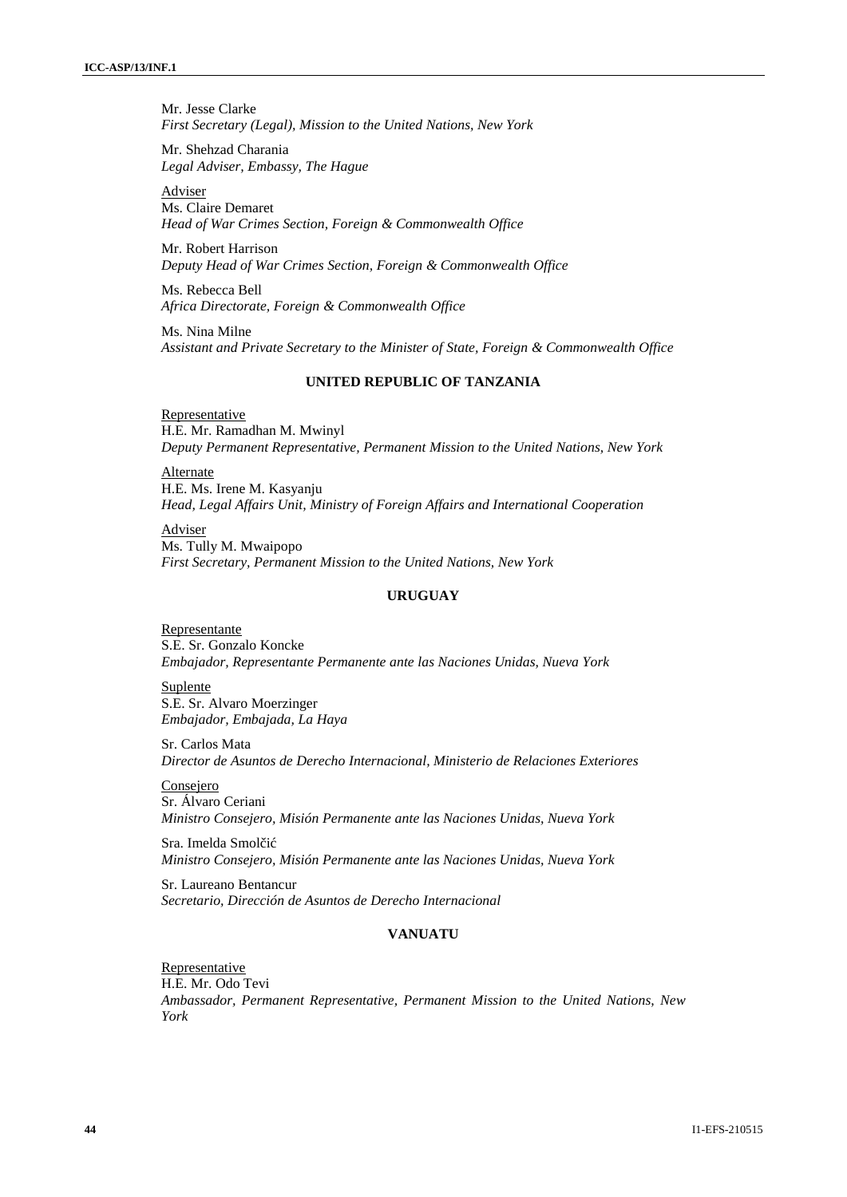Mr. Jesse Clarke
*First Secretary (Legal), Mission to the United Nations, New York*

Mr. Shehzad Charania
*Legal Adviser, Embassy, The Hague*

Adviser
Ms. Claire Demaret
*Head of War Crimes Section, Foreign & Commonwealth Office*

Mr. Robert Harrison
*Deputy Head of War Crimes Section, Foreign & Commonwealth Office*

Ms. Rebecca Bell
*Africa Directorate, Foreign & Commonwealth Office*

Ms. Nina Milne
*Assistant and Private Secretary to the Minister of State, Foreign & Commonwealth Office*

**UNITED REPUBLIC OF TANZANIA**

Representative
H.E. Mr. Ramadhan M. Mwinyl
*Deputy Permanent Representative, Permanent Mission to the United Nations, New York*

Alternate
H.E. Ms. Irene M. Kasyanju
*Head, Legal Affairs Unit, Ministry of Foreign Affairs and International Cooperation*

Adviser
Ms. Tully M. Mwaipopo
*First Secretary, Permanent Mission to the United Nations, New York*

**URUGUAY**

Representante
S.E. Sr. Gonzalo Koncke
*Embajador, Representante Permanente ante las Naciones Unidas, Nueva York*

Suplente
S.E. Sr. Alvaro Moerzinger
*Embajador, Embajada, La Haya*

Sr. Carlos Mata
*Director de Asuntos de Derecho Internacional, Ministerio de Relaciones Exteriores*

Consejero
Sr. Álvaro Ceriani
*Ministro Consejero, Misión Permanente ante las Naciones Unidas, Nueva York*

Sra. Imelda Smolčić
*Ministro Consejero, Misión Permanente ante las Naciones Unidas, Nueva York*

Sr. Laureano Bentancur
*Secretario, Dirección de Asuntos de Derecho Internacional*

**VANUATU**

Representative
H.E. Mr. Odo Tevi
*Ambassador, Permanent Representative, Permanent Mission to the United Nations, New York*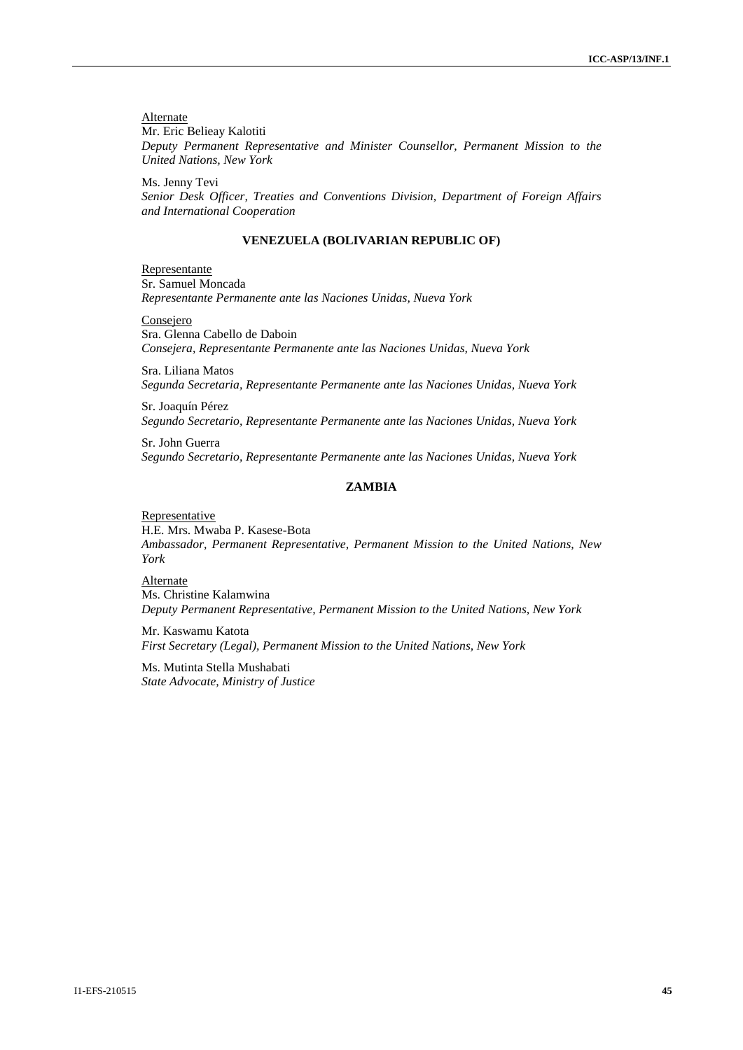Alternate

Mr. Eric Belieay Kalotiti
*Deputy Permanent Representative and Minister Counsellor, Permanent Mission to the United Nations, New York*

Ms. Jenny Tevi
*Senior Desk Officer, Treaties and Conventions Division, Department of Foreign Affairs and International Cooperation*

### VENEZUELA (BOLIVARIAN REPUBLIC OF)

Representante

Sr. Samuel Moncada
*Representante Permanente ante las Naciones Unidas, Nueva York*

Consejero

Sra. Glenna Cabello de Daboin
*Consejera, Representante Permanente ante las Naciones Unidas, Nueva York*

Sra. Liliana Matos
*Segunda Secretaria, Representante Permanente ante las Naciones Unidas, Nueva York*

Sr. Joaquín Pérez
*Segundo Secretario, Representante Permanente ante las Naciones Unidas, Nueva York*

Sr. John Guerra
*Segundo Secretario, Representante Permanente ante las Naciones Unidas, Nueva York*

### ZAMBIA

Representative

H.E. Mrs. Mwaba P. Kasese-Bota
*Ambassador, Permanent Representative, Permanent Mission to the United Nations, New York*

Alternate

Ms. Christine Kalamwina
*Deputy Permanent Representative, Permanent Mission to the United Nations, New York*

Mr. Kaswamu Katota
*First Secretary (Legal), Permanent Mission to the United Nations, New York*

Ms. Mutinta Stella Mushabati
*State Advocate, Ministry of Justice*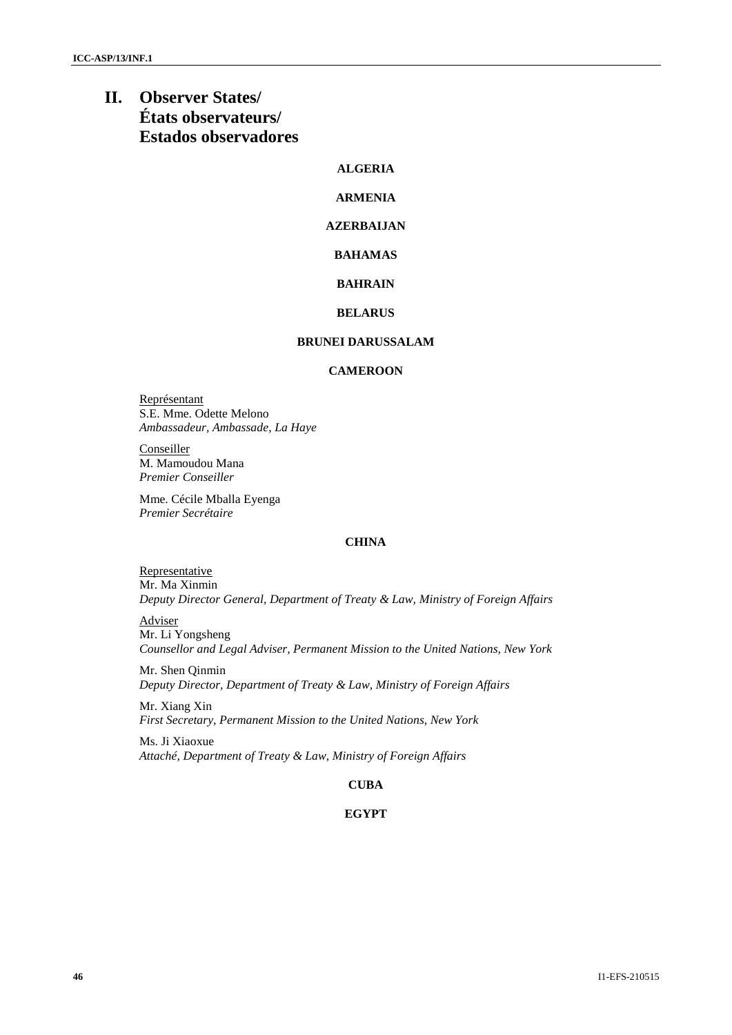# II. Observer States/ États observateurs/ Estados observadores

**ALGERIA**

**ARMENIA**

**AZERBAIJAN**

**BAHAMAS**

**BAHRAIN**

**BELARUS**

**BRUNEI DARUSSALAM**

**CAMEROON**

Représentant
S.E. Mme. Odette Melono
*Ambassadeur, Ambassade, La Haye*

Conseiller
M. Mamoudou Mana
*Premier Conseiller*

Mme. Cécile Mballa Eyenga
*Premier Secrétaire*

**CHINA**

Representative
Mr. Ma Xinmin
*Deputy Director General, Department of Treaty & Law, Ministry of Foreign Affairs*

Adviser
Mr. Li Yongsheng
*Counsellor and Legal Adviser, Permanent Mission to the United Nations, New York*

Mr. Shen Qinmin
*Deputy Director, Department of Treaty & Law, Ministry of Foreign Affairs*

Mr. Xiang Xin
*First Secretary, Permanent Mission to the United Nations, New York*

Ms. Ji Xiaoxue
*Attaché, Department of Treaty & Law, Ministry of Foreign Affairs*

**CUBA**

**EGYPT**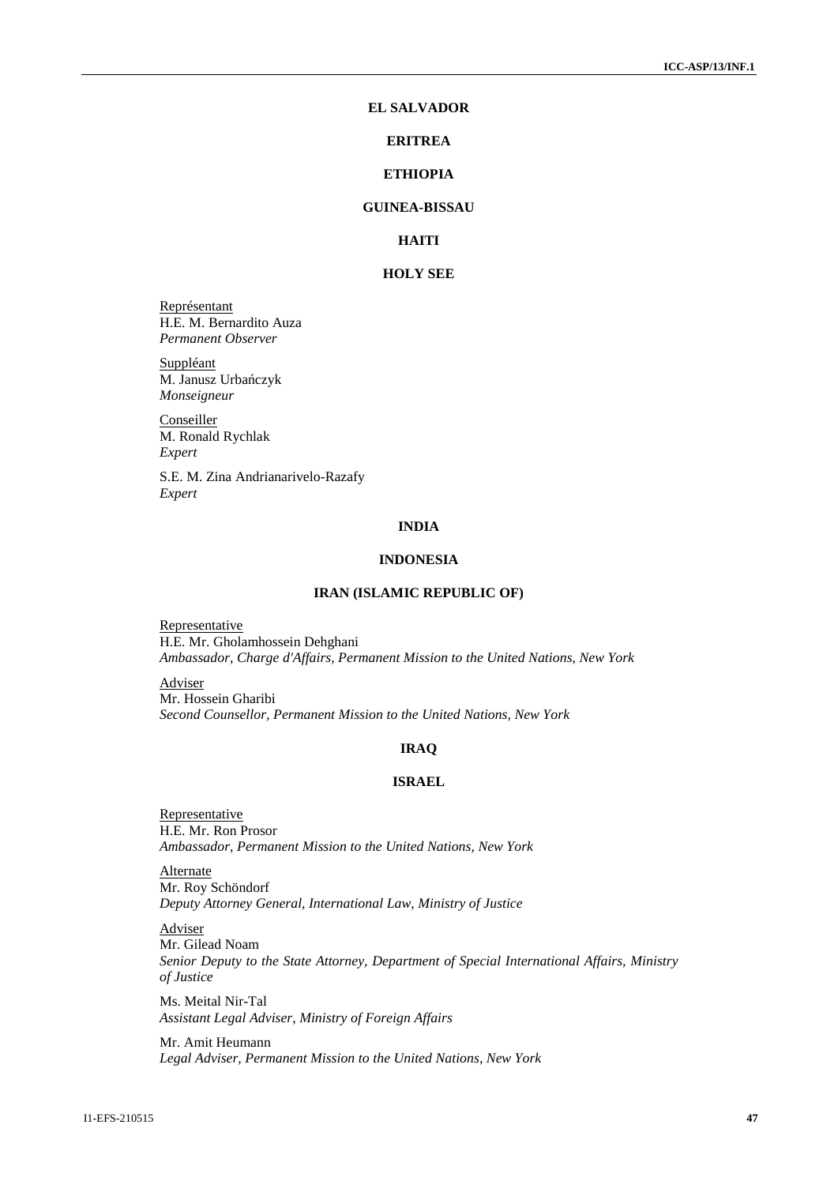**EL SALVADOR**

**ERITREA**

**ETHIOPIA**

**GUINEA-BISSAU**

**HAITI**

**HOLY SEE**

Représentant
H.E. M. Bernardito Auza
*Permanent Observer*

Suppléant
M. Janusz Urbańczyk
*Monseigneur*

Conseiller
M. Ronald Rychlak
*Expert*

S.E. M. Zina Andrianarivelo-Razafy
*Expert*

**INDIA**

**INDONESIA**

**IRAN (ISLAMIC REPUBLIC OF)**

Representative
H.E. Mr. Gholamhossein Dehghani
*Ambassador, Charge d'Affairs, Permanent Mission to the United Nations, New York*

Adviser
Mr. Hossein Gharibi
*Second Counsellor, Permanent Mission to the United Nations, New York*

**IRAQ**

**ISRAEL**

Representative
H.E. Mr. Ron Prosor
*Ambassador, Permanent Mission to the United Nations, New York*

Alternate
Mr. Roy Schöndorf
*Deputy Attorney General, International Law, Ministry of Justice*

Adviser
Mr. Gilead Noam
*Senior Deputy to the State Attorney, Department of Special International Affairs, Ministry of Justice*

Ms. Meital Nir-Tal
*Assistant Legal Adviser, Ministry of Foreign Affairs*

Mr. Amit Heumann
*Legal Adviser, Permanent Mission to the United Nations, New York*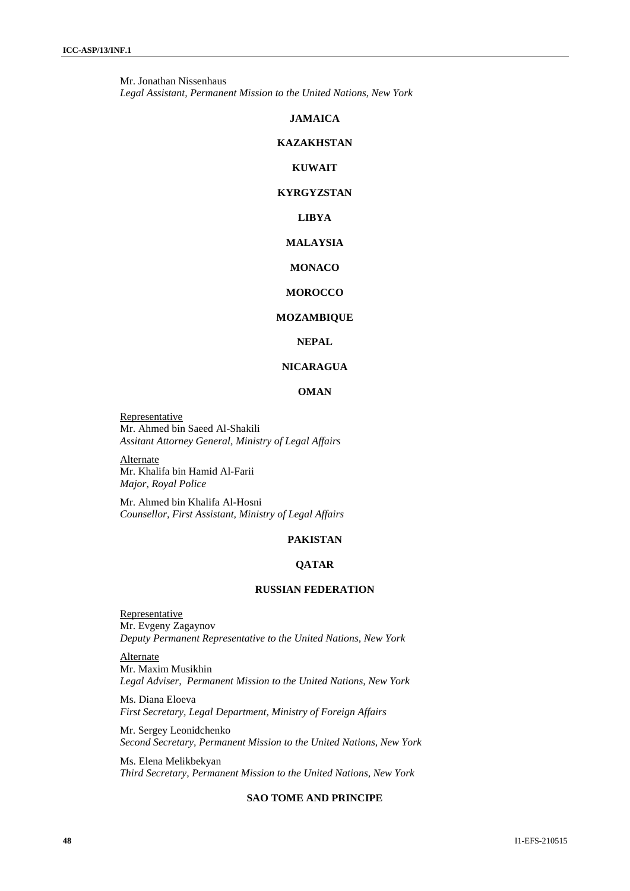Mr. Jonathan Nissenhaus
*Legal Assistant, Permanent Mission to the United Nations, New York*

**JAMAICA**

**KAZAKHSTAN**

**KUWAIT**

**KYRGYZSTAN**

**LIBYA**

**MALAYSIA**

**MONACO**

**MOROCCO**

**MOZAMBIQUE**

**NEPAL**

**NICARAGUA**

**OMAN**

Representative
Mr. Ahmed bin Saeed Al-Shakili
*Assitant Attorney General, Ministry of Legal Affairs*

Alternate
Mr. Khalifa bin Hamid Al-Farii
*Major, Royal Police*

Mr. Ahmed bin Khalifa Al-Hosni
*Counsellor, First Assistant, Ministry of Legal Affairs*

**PAKISTAN**

**QATAR**

**RUSSIAN FEDERATION**

Representative
Mr. Evgeny Zagaynov
*Deputy Permanent Representative to the United Nations, New York*

Alternate
Mr. Maxim Musikhin
*Legal Adviser, Permanent Mission to the United Nations, New York*

Ms. Diana Eloeva
*First Secretary, Legal Department, Ministry of Foreign Affairs*

Mr. Sergey Leonidchenko
*Second Secretary, Permanent Mission to the United Nations, New York*

Ms. Elena Melikbekyan
*Third Secretary, Permanent Mission to the United Nations, New York*

**SAO TOME AND PRINCIPE**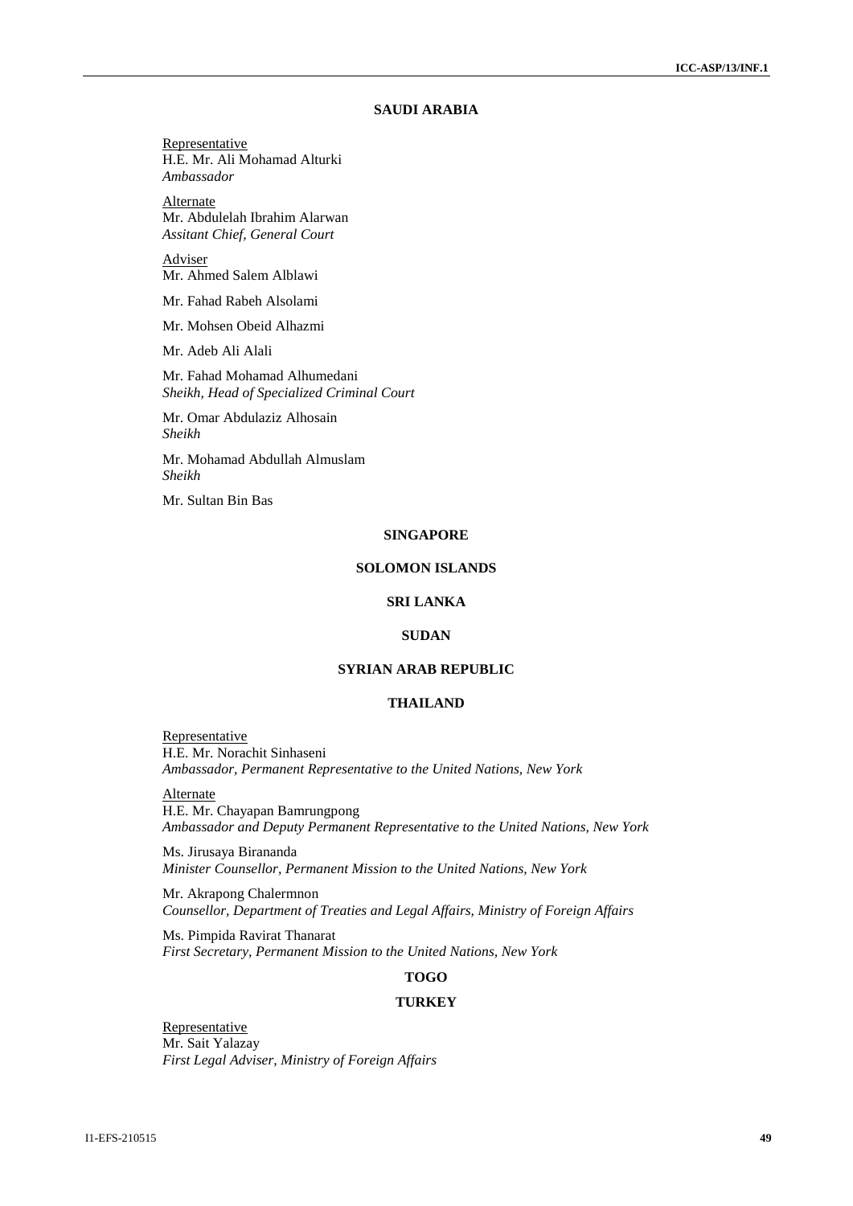## SAUDI ARABIA

Representative
H.E. Mr. Ali Mohamad Alturki
*Ambassador*

Alternate
Mr. Abdulelah Ibrahim Alarwan
*Assitant Chief, General Court*

Adviser
Mr. Ahmed Salem Alblawi

Mr. Fahad Rabeh Alsolami

Mr. Mohsen Obeid Alhazmi

Mr. Adeb Ali Alali

Mr. Fahad Mohamad Alhumedani
*Sheikh, Head of Specialized Criminal Court*

Mr. Omar Abdulaziz Alhosain
*Sheikh*

Mr. Mohamad Abdullah Almuslam
*Sheikh*

Mr. Sultan Bin Bas

## SINGAPORE

## SOLOMON ISLANDS

## SRI LANKA

## SUDAN

## SYRIAN ARAB REPUBLIC

## THAILAND

Representative
H.E. Mr. Norachit Sinhaseni
*Ambassador, Permanent Representative to the United Nations, New York*

Alternate
H.E. Mr. Chayapan Bamrungpong
*Ambassador and Deputy Permanent Representative to the United Nations, New York*

Ms. Jirusaya Birananda
*Minister Counsellor, Permanent Mission to the United Nations, New York*

Mr. Akrapong Chalermnon
*Counsellor, Department of Treaties and Legal Affairs, Ministry of Foreign Affairs*

Ms. Pimpida Ravirat Thanarat
*First Secretary, Permanent Mission to the United Nations, New York*

## TOGO

## TURKEY

Representative
Mr. Sait Yalazay
*First Legal Adviser, Ministry of Foreign Affairs*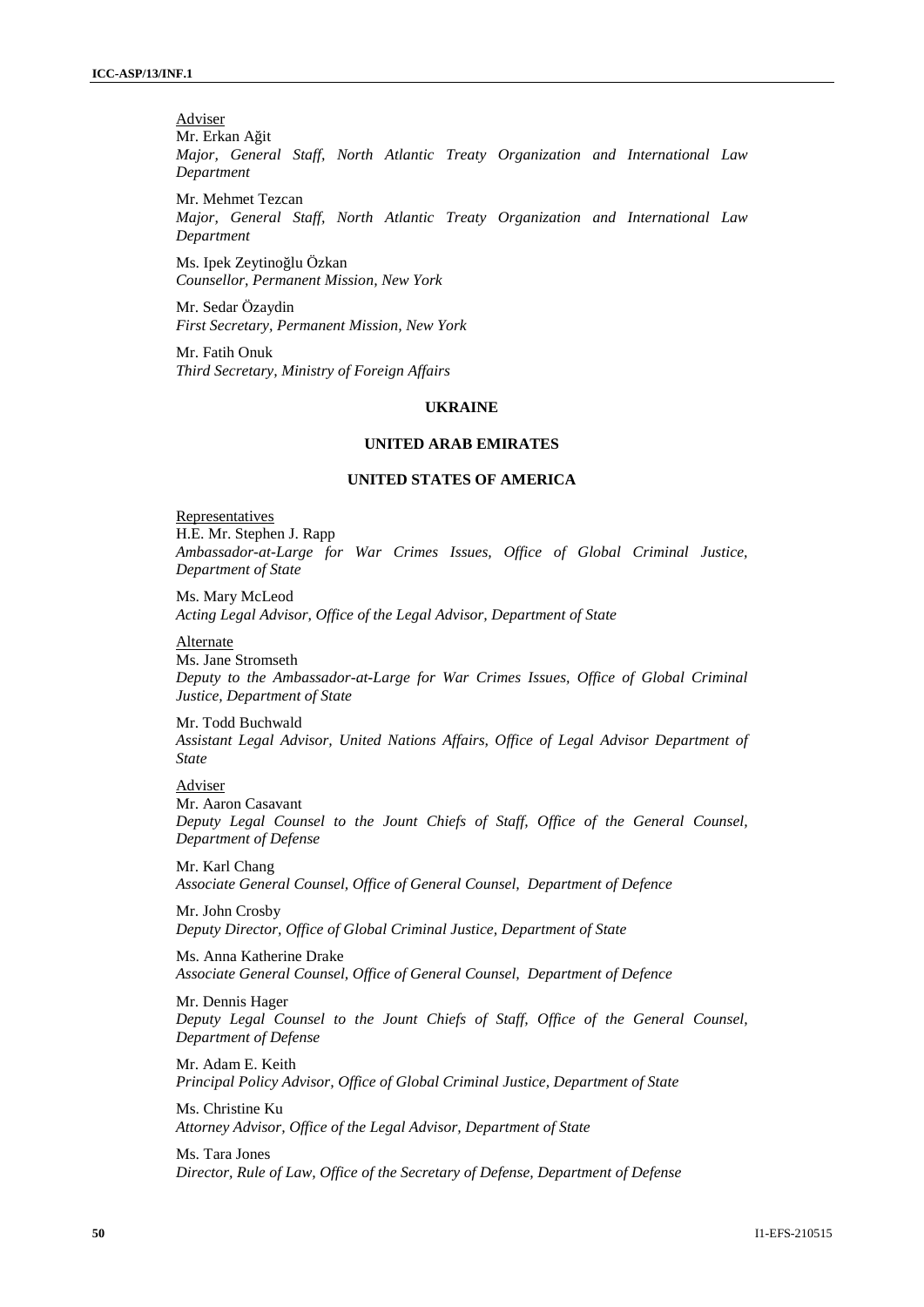Adviser

Mr. Erkan Ağit
*Major, General Staff, North Atlantic Treaty Organization and International Law Department*

Mr. Mehmet Tezcan
*Major, General Staff, North Atlantic Treaty Organization and International Law Department*

Ms. Ipek Zeytinoğlu Özkan
*Counsellor, Permanent Mission, New York*

Mr. Sedar Özaydin
*First Secretary, Permanent Mission, New York*

Mr. Fatih Onuk
*Third Secretary, Ministry of Foreign Affairs*

**UKRAINE**

**UNITED ARAB EMIRATES**

**UNITED STATES OF AMERICA**

Representatives

H.E. Mr. Stephen J. Rapp
*Ambassador-at-Large for War Crimes Issues, Office of Global Criminal Justice, Department of State*

Ms. Mary McLeod
*Acting Legal Advisor, Office of the Legal Advisor, Department of State*

Alternate

Ms. Jane Stromseth
*Deputy to the Ambassador-at-Large for War Crimes Issues, Office of Global Criminal Justice, Department of State*

Mr. Todd Buchwald
*Assistant Legal Advisor, United Nations Affairs, Office of Legal Advisor Department of State*

Adviser

Mr. Aaron Casavant
*Deputy Legal Counsel to the Jount Chiefs of Staff, Office of the General Counsel, Department of Defense*

Mr. Karl Chang
*Associate General Counsel, Office of General Counsel, Department of Defence*

Mr. John Crosby
*Deputy Director, Office of Global Criminal Justice, Department of State*

Ms. Anna Katherine Drake
*Associate General Counsel, Office of General Counsel, Department of Defence*

Mr. Dennis Hager
*Deputy Legal Counsel to the Jount Chiefs of Staff, Office of the General Counsel, Department of Defense*

Mr. Adam E. Keith
*Principal Policy Advisor, Office of Global Criminal Justice, Department of State*

Ms. Christine Ku
*Attorney Advisor, Office of the Legal Advisor, Department of State*

Ms. Tara Jones
*Director, Rule of Law, Office of the Secretary of Defense, Department of Defense*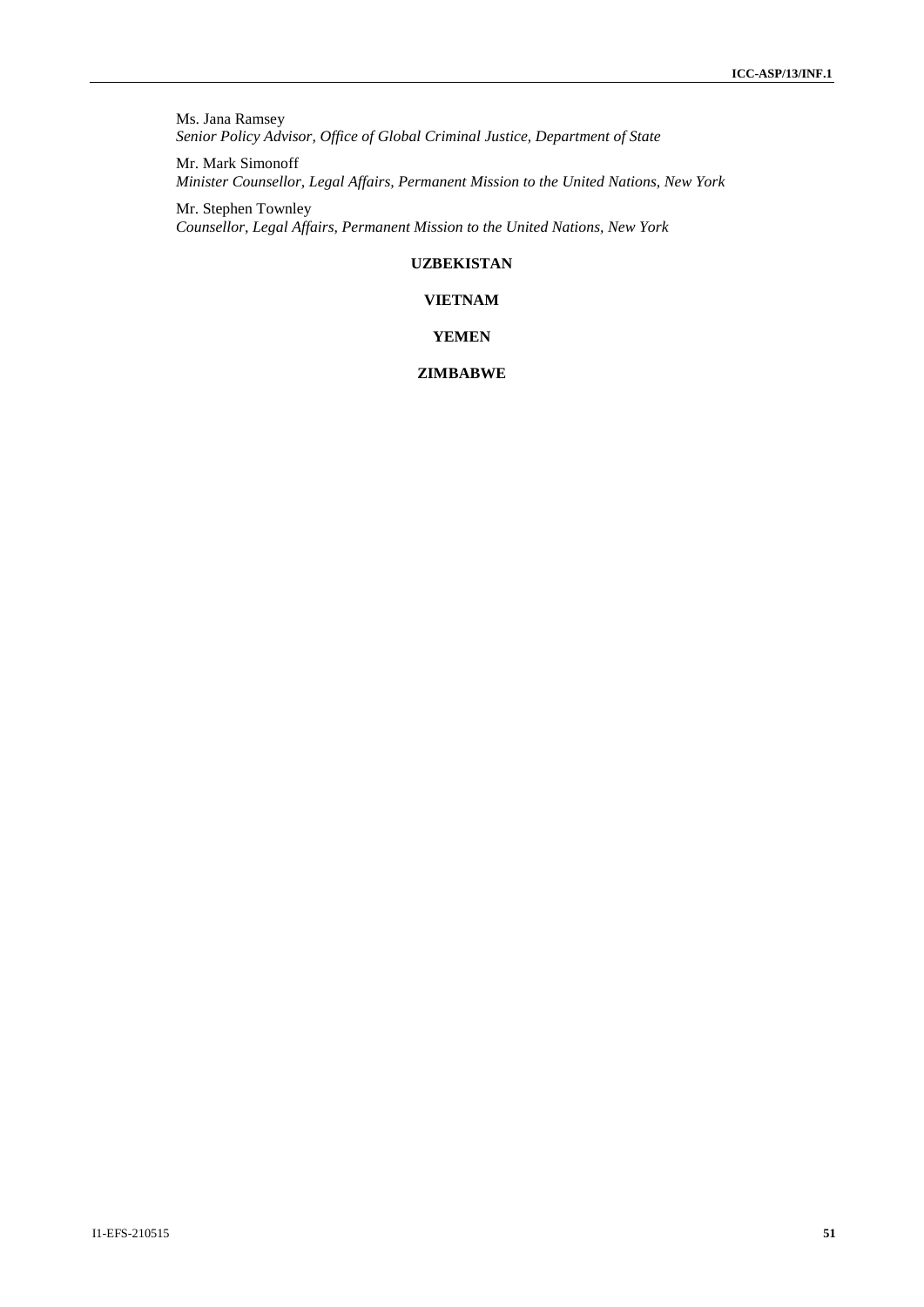Ms. Jana Ramsey
*Senior Policy Advisor, Office of Global Criminal Justice, Department of State*

Mr. Mark Simonoff
*Minister Counsellor, Legal Affairs, Permanent Mission to the United Nations, New York*

Mr. Stephen Townley
*Counsellor, Legal Affairs, Permanent Mission to the United Nations, New York*

**UZBEKISTAN**

**VIETNAM**

**YEMEN**

**ZIMBABWE**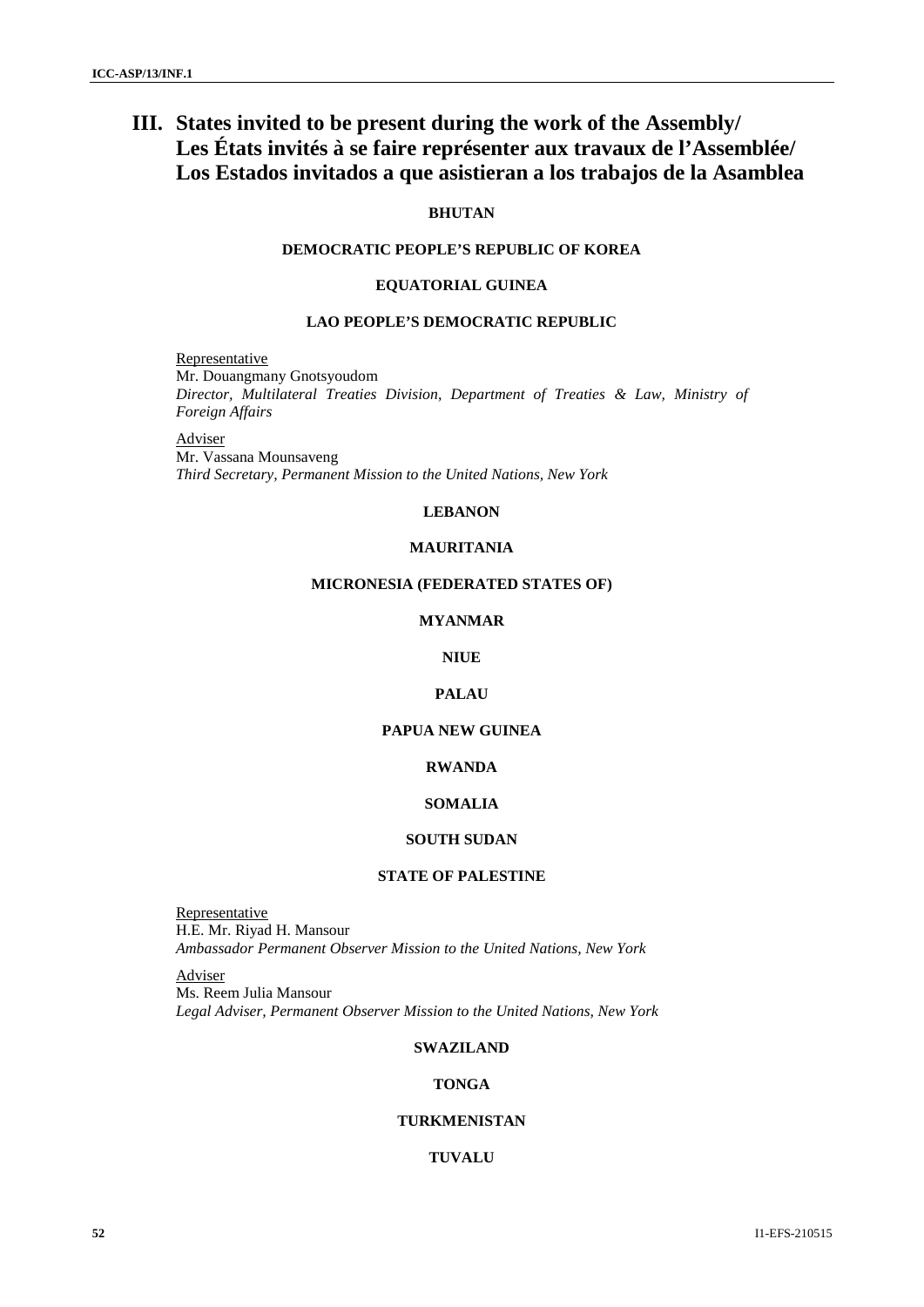# III. States invited to be present during the work of the Assembly/ Les États invités à se faire représenter aux travaux de l'Assemblée/ Los Estados invitados a que asistieran a los trabajos de la Asamblea

**BHUTAN**

**DEMOCRATIC PEOPLE'S REPUBLIC OF KOREA**

**EQUATORIAL GUINEA**

**LAO PEOPLE'S DEMOCRATIC REPUBLIC**

Representative
Mr. Douangmany Gnotsyoudom
*Director, Multilateral Treaties Division, Department of Treaties & Law, Ministry of Foreign Affairs*

Adviser
Mr. Vassana Mounsaveng
*Third Secretary, Permanent Mission to the United Nations, New York*

**LEBANON**

**MAURITANIA**

**MICRONESIA (FEDERATED STATES OF)**

**MYANMAR**

**NIUE**

**PALAU**

**PAPUA NEW GUINEA**

**RWANDA**

**SOMALIA**

**SOUTH SUDAN**

**STATE OF PALESTINE**

Representative
H.E. Mr. Riyad H. Mansour
*Ambassador Permanent Observer Mission to the United Nations, New York*

Adviser
Ms. Reem Julia Mansour
*Legal Adviser, Permanent Observer Mission to the United Nations, New York*

**SWAZILAND**

**TONGA**

**TURKMENISTAN**

**TUVALU**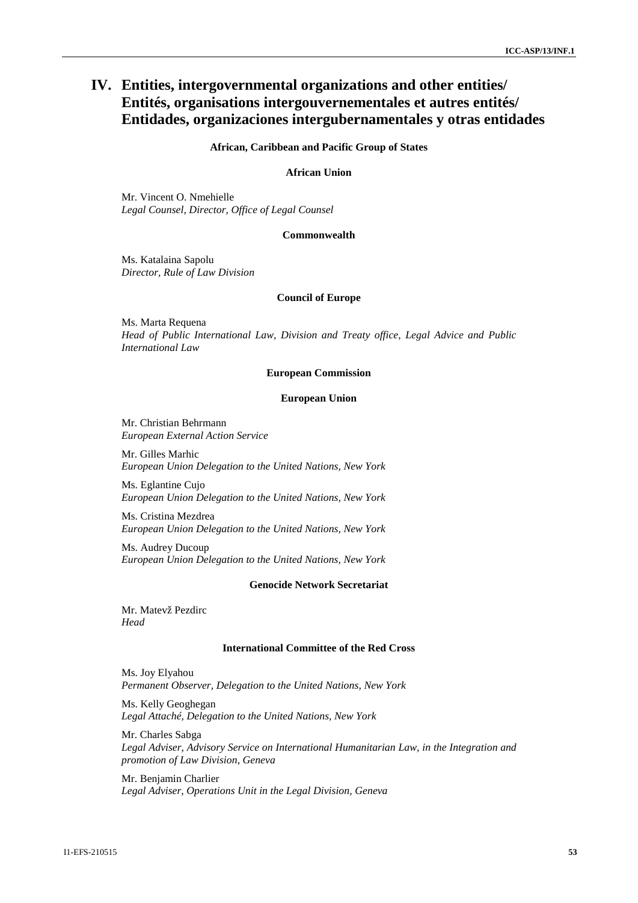# IV. Entities, intergovernmental organizations and other entities/ Entités, organisations intergouvernementales et autres entités/ Entidades, organizaciones intergubernamentales y otras entidades

**African, Caribbean and Pacific Group of States**

**African Union**

Mr. Vincent O. Nmehielle
*Legal Counsel, Director, Office of Legal Counsel*

**Commonwealth**

Ms. Katalaina Sapolu
*Director, Rule of Law Division*

**Council of Europe**

Ms. Marta Requena
*Head of Public International Law, Division and Treaty office, Legal Advice and Public International Law*

**European Commission**

**European Union**

Mr. Christian Behrmann
*European External Action Service*

Mr. Gilles Marhic
*European Union Delegation to the United Nations, New York*

Ms. Eglantine Cujo
*European Union Delegation to the United Nations, New York*

Ms. Cristina Mezdrea
*European Union Delegation to the United Nations, New York*

Ms. Audrey Ducoup
*European Union Delegation to the United Nations, New York*

**Genocide Network Secretariat**

Mr. Matevž Pezdirc
*Head*

**International Committee of the Red Cross**

Ms. Joy Elyahou
*Permanent Observer, Delegation to the United Nations, New York*

Ms. Kelly Geoghegan
*Legal Attaché, Delegation to the United Nations, New York*

Mr. Charles Sabga
*Legal Adviser, Advisory Service on International Humanitarian Law, in the Integration and promotion of Law Division, Geneva*

Mr. Benjamin Charlier
*Legal Adviser, Operations Unit in the Legal Division, Geneva*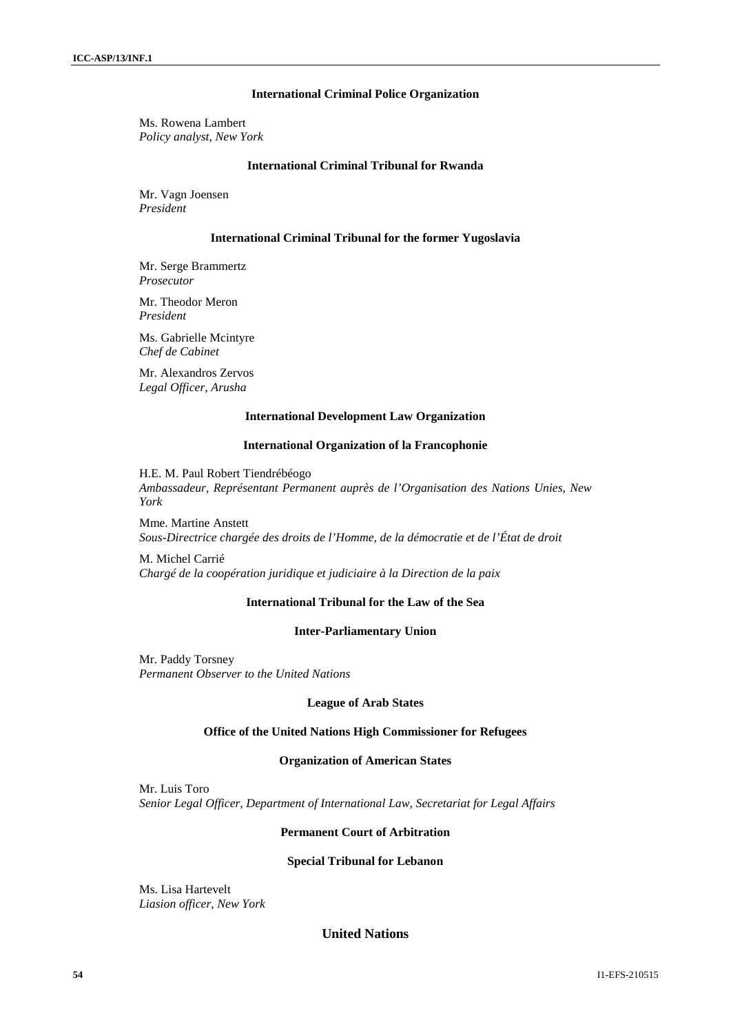**International Criminal Police Organization**

Ms. Rowena Lambert
*Policy analyst, New York*

**International Criminal Tribunal for Rwanda**

Mr. Vagn Joensen
*President*

**International Criminal Tribunal for the former Yugoslavia**

Mr. Serge Brammertz
*Prosecutor*

Mr. Theodor Meron
*President*

Ms. Gabrielle Mcintyre
*Chef de Cabinet*

Mr. Alexandros Zervos
*Legal Officer, Arusha*

**International Development Law Organization**

**International Organization of la Francophonie**

H.E. M. Paul Robert Tiendrébéogo
*Ambassadeur, Représentant Permanent auprès de l'Organisation des Nations Unies, New York*

Mme. Martine Anstett
*Sous-Directrice chargée des droits de l'Homme, de la démocratie et de l'État de droit*

M. Michel Carrié
*Chargé de la coopération juridique et judiciaire à la Direction de la paix*

**International Tribunal for the Law of the Sea**

**Inter-Parliamentary Union**

Mr. Paddy Torsney
*Permanent Observer to the United Nations*

**League of Arab States**

**Office of the United Nations High Commissioner for Refugees**

**Organization of American States**

Mr. Luis Toro
*Senior Legal Officer, Department of International Law, Secretariat for Legal Affairs*

**Permanent Court of Arbitration**

**Special Tribunal for Lebanon**

Ms. Lisa Hartevelt
*Liasion officer, New York*

## United Nations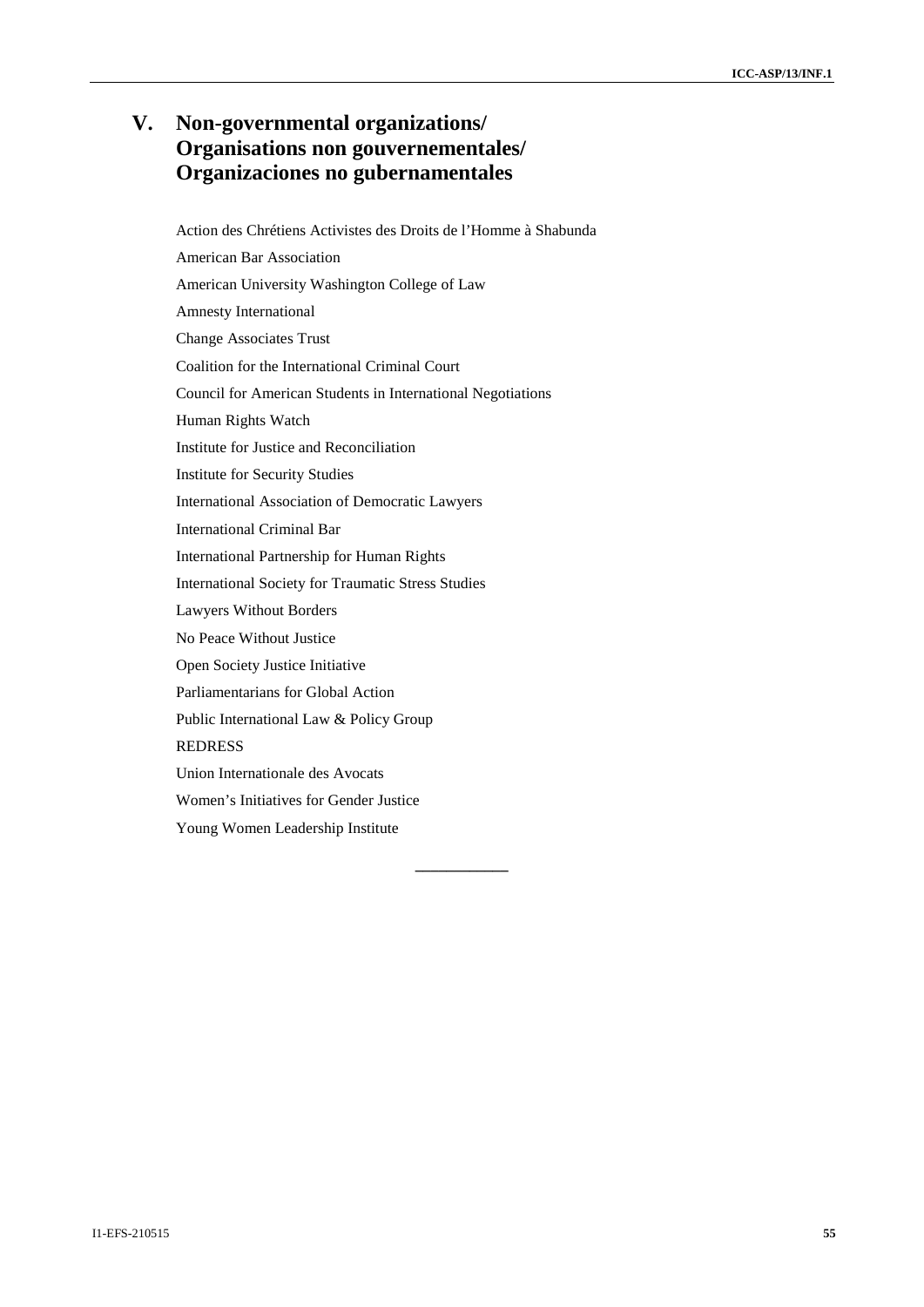## V. Non-governmental organizations/ Organisations non gouvernementales/ Organizaciones no gubernamentales

Action des Chrétiens Activistes des Droits de l'Homme à Shabunda

American Bar Association

American University Washington College of Law

Amnesty International

Change Associates Trust

Coalition for the International Criminal Court

Council for American Students in International Negotiations

Human Rights Watch

Institute for Justice and Reconciliation

Institute for Security Studies

International Association of Democratic Lawyers

International Criminal Bar

International Partnership for Human Rights

International Society for Traumatic Stress Studies

Lawyers Without Borders

No Peace Without Justice

Open Society Justice Initiative

Parliamentarians for Global Action

Public International Law & Policy Group

REDRESS

Union Internationale des Avocats

Women's Initiatives for Gender Justice

Young Women Leadership Institute

___________